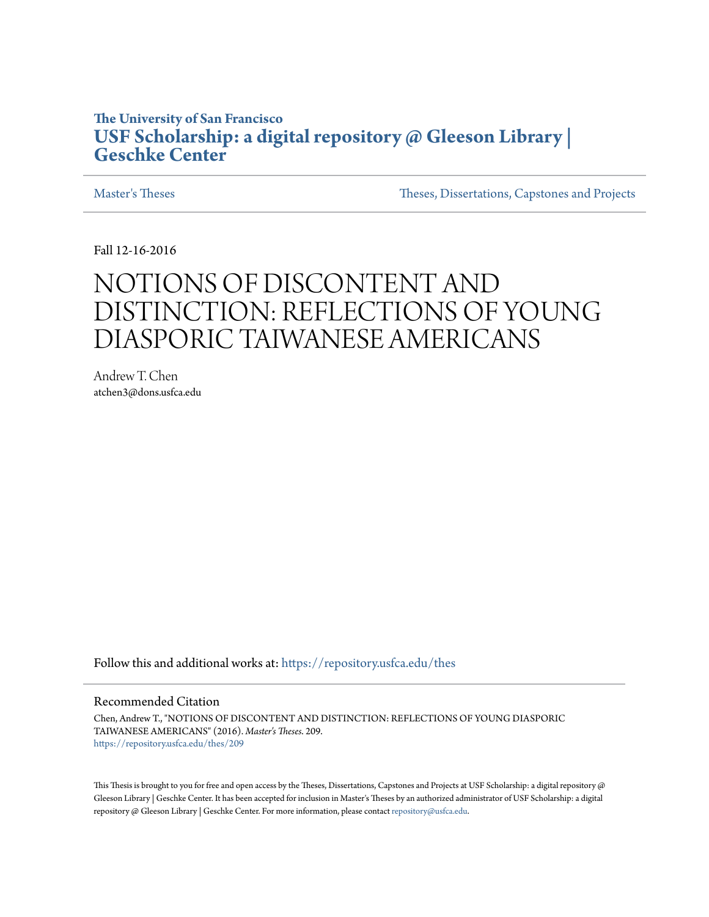The University of San Francisco

**USF Scholarship: a digital repository @ Gleeson Library | Geschke Center**

Master's Theses | Theses, Dissertations, Capstones and Projects

Fall 12-16-2016

# NOTIONS OF DISCONTENT AND DISTINCTION: REFLECTIONS OF YOUNG DIASPORIC TAIWANESE AMERICANS

Andrew T. Chen
atchen3@dons.usfca.edu

Follow this and additional works at: https://repository.usfca.edu/thes

## Recommended Citation

Chen, Andrew T., "NOTIONS OF DISCONTENT AND DISTINCTION: REFLECTIONS OF YOUNG DIASPORIC TAIWANESE AMERICANS" (2016). *Master's Theses*. 209.
https://repository.usfca.edu/thes/209

This Thesis is brought to you for free and open access by the Theses, Dissertations, Capstones and Projects at USF Scholarship: a digital repository @ Gleeson Library | Geschke Center. It has been accepted for inclusion in Master's Theses by an authorized administrator of USF Scholarship: a digital repository @ Gleeson Library | Geschke Center. For more information, please contact repository@usfca.edu.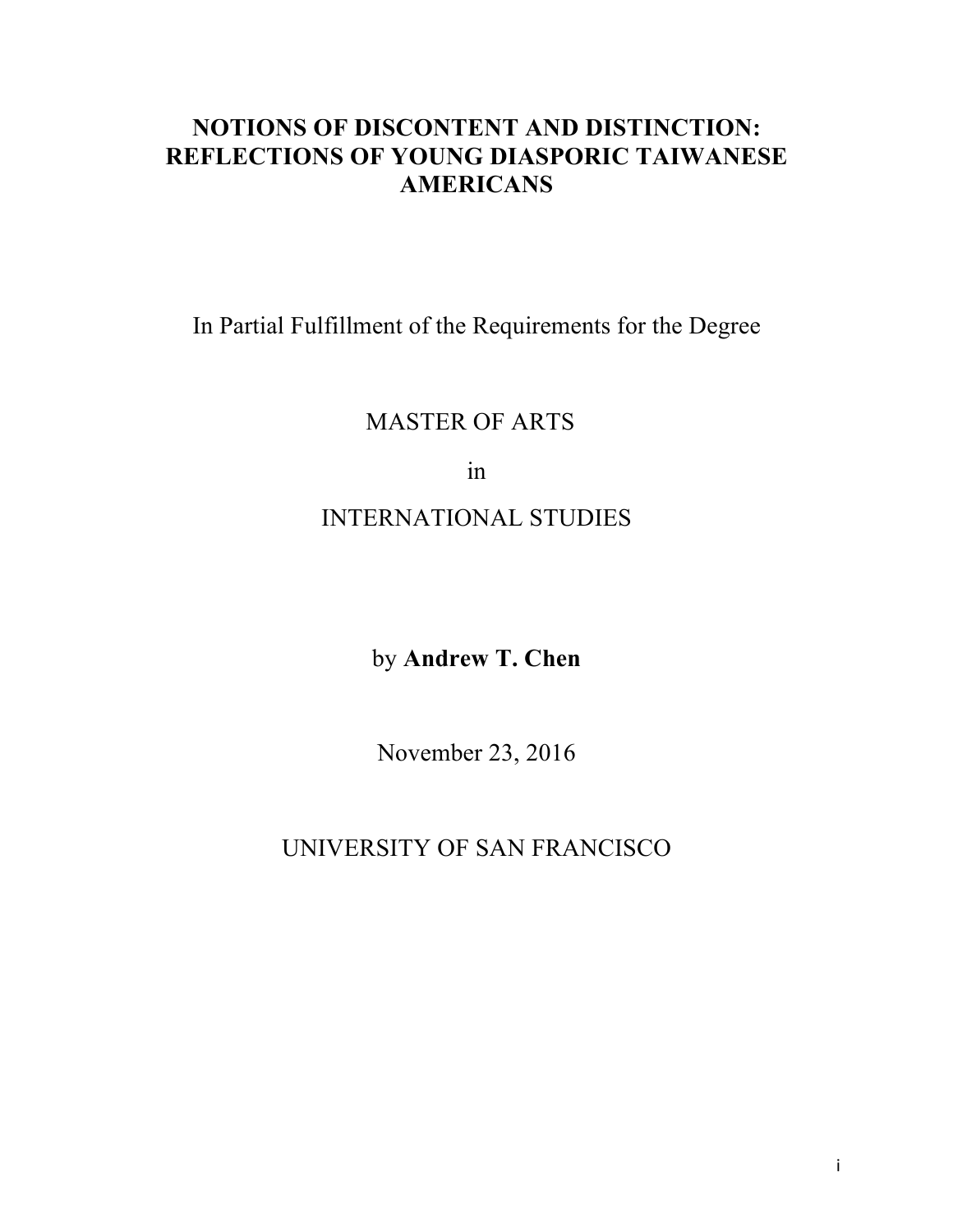# NOTIONS OF DISCONTENT AND DISTINCTION: REFLECTIONS OF YOUNG DIASPORIC TAIWANESE AMERICANS

In Partial Fulfillment of the Requirements for the Degree

MASTER OF ARTS

in

INTERNATIONAL STUDIES

by **Andrew T. Chen**

November 23, 2016

UNIVERSITY OF SAN FRANCISCO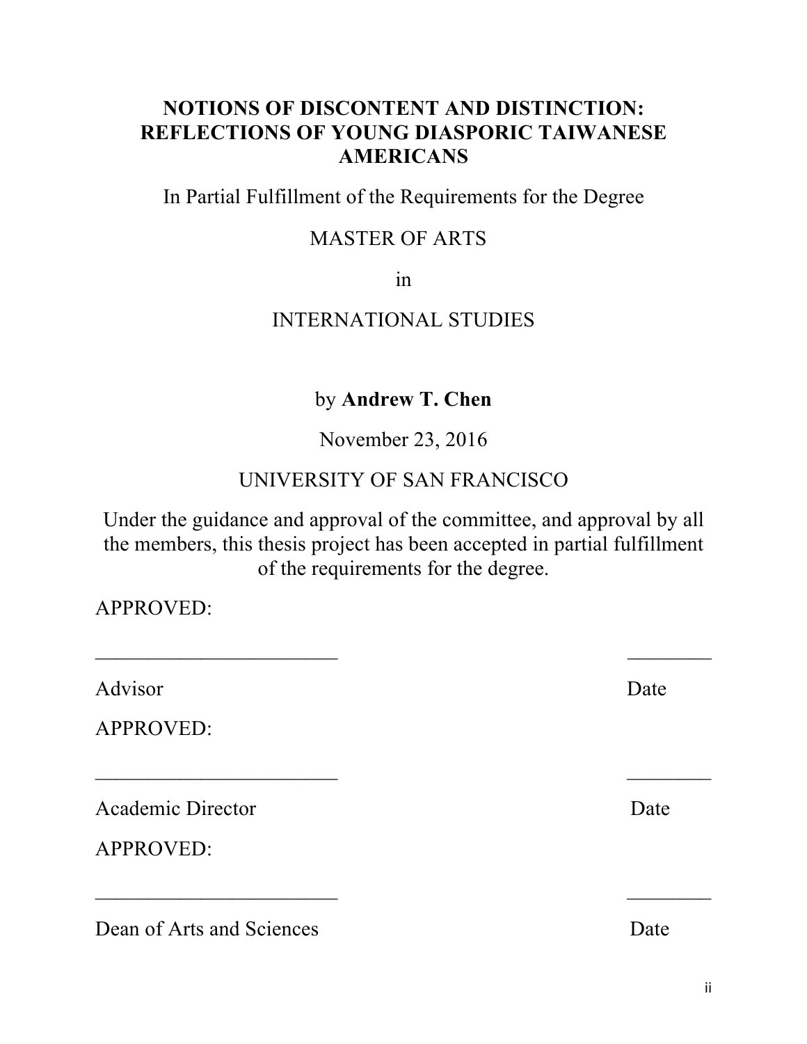# NOTIONS OF DISCONTENT AND DISTINCTION: REFLECTIONS OF YOUNG DIASPORIC TAIWANESE AMERICANS

In Partial Fulfillment of the Requirements for the Degree

MASTER OF ARTS

in

INTERNATIONAL STUDIES

by **Andrew T. Chen**

November 23, 2016

UNIVERSITY OF SAN FRANCISCO

Under the guidance and approval of the committee, and approval by all the members, this thesis project has been accepted in partial fulfillment of the requirements for the degree.

APPROVED:

________________________ ________

Advisor Date

APPROVED:

________________________ ________

Academic Director Date

APPROVED:

________________________ ________

Dean of Arts and Sciences Date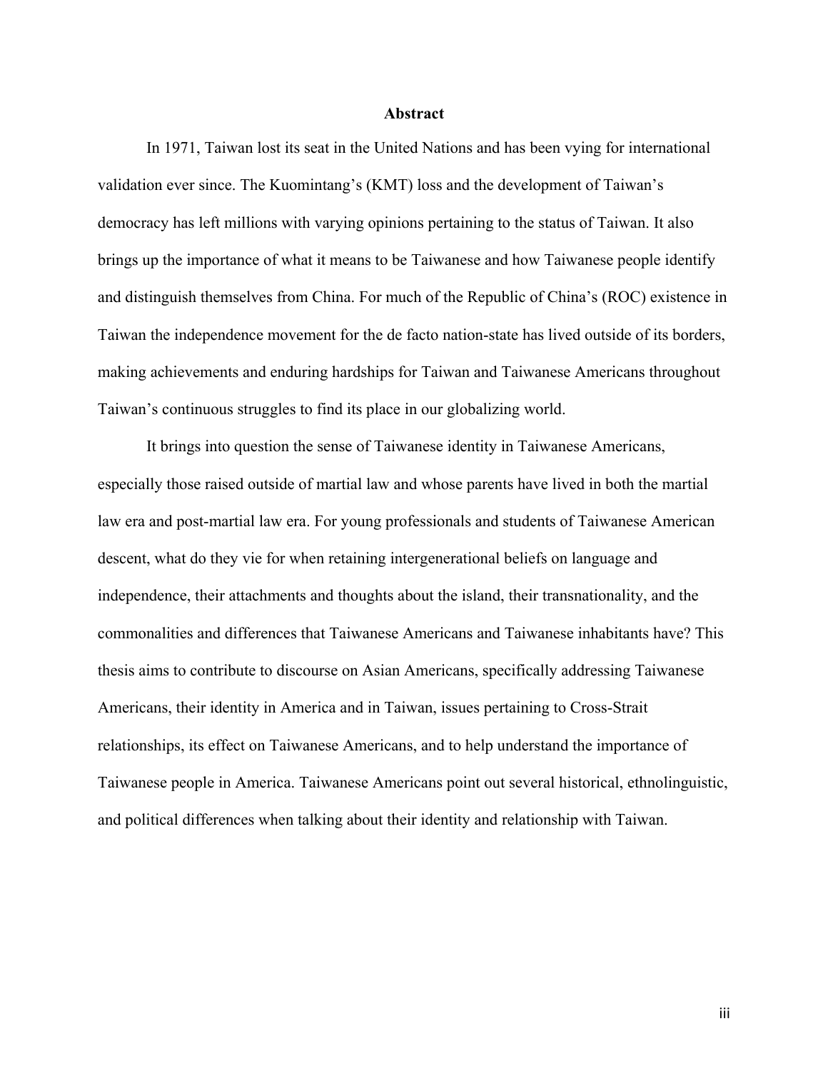# Abstract

In 1971, Taiwan lost its seat in the United Nations and has been vying for international validation ever since. The Kuomintang's (KMT) loss and the development of Taiwan's democracy has left millions with varying opinions pertaining to the status of Taiwan. It also brings up the importance of what it means to be Taiwanese and how Taiwanese people identify and distinguish themselves from China. For much of the Republic of China's (ROC) existence in Taiwan the independence movement for the de facto nation-state has lived outside of its borders, making achievements and enduring hardships for Taiwan and Taiwanese Americans throughout Taiwan's continuous struggles to find its place in our globalizing world.

It brings into question the sense of Taiwanese identity in Taiwanese Americans, especially those raised outside of martial law and whose parents have lived in both the martial law era and post-martial law era. For young professionals and students of Taiwanese American descent, what do they vie for when retaining intergenerational beliefs on language and independence, their attachments and thoughts about the island, their transnationality, and the commonalities and differences that Taiwanese Americans and Taiwanese inhabitants have? This thesis aims to contribute to discourse on Asian Americans, specifically addressing Taiwanese Americans, their identity in America and in Taiwan, issues pertaining to Cross-Strait relationships, its effect on Taiwanese Americans, and to help understand the importance of Taiwanese people in America. Taiwanese Americans point out several historical, ethnolinguistic, and political differences when talking about their identity and relationship with Taiwan.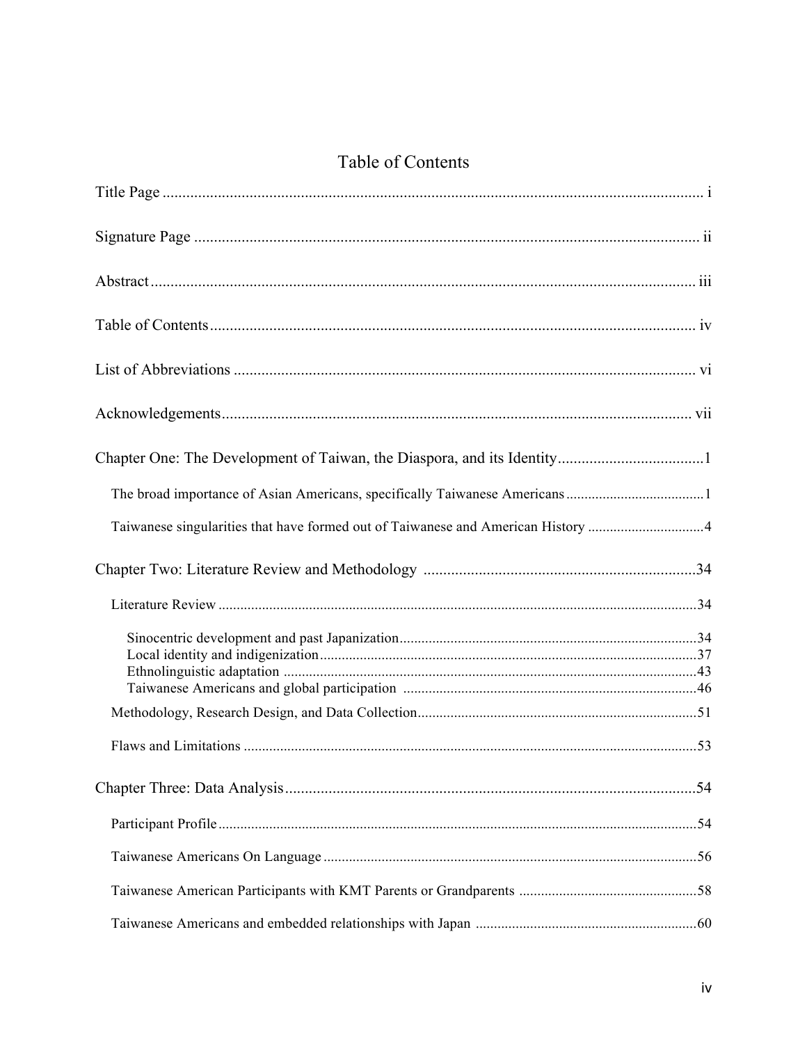# Table of Contents

Title Page ........................................................................................................................................ i

Signature Page ................................................................................................................................ ii

Abstract ........................................................................................................................................... iii

Table of Contents ............................................................................................................................ iv

List of Abbreviations ....................................................................................................................... vi

Acknowledgements ......................................................................................................................... vii

Chapter One: The Development of Taiwan, the Diaspora, and its Identity .....................................1

- The broad importance of Asian Americans, specifically Taiwanese Americans ......................................1
- Taiwanese singularities that have formed out of Taiwanese and American History ................................4

Chapter Two: Literature Review and Methodology .....................................................................34

- Literature Review ..................................................................................................................................34
  - Sinocentric development and past Japanization.................................................................................34
  - Local identity and indigenization.......................................................................................................37
  - Ethnolinguistic adaptation .................................................................................................................43
  - Taiwanese Americans and global participation .................................................................................46
- Methodology, Research Design, and Data Collection............................................................................51
- Flaws and Limitations ............................................................................................................................53

Chapter Three: Data Analysis .........................................................................................................54

- Participant Profile ...................................................................................................................................54
- Taiwanese Americans On Language ......................................................................................................56
- Taiwanese American Participants with KMT Parents or Grandparents .................................................58
- Taiwanese Americans and embedded relationships with Japan ............................................................60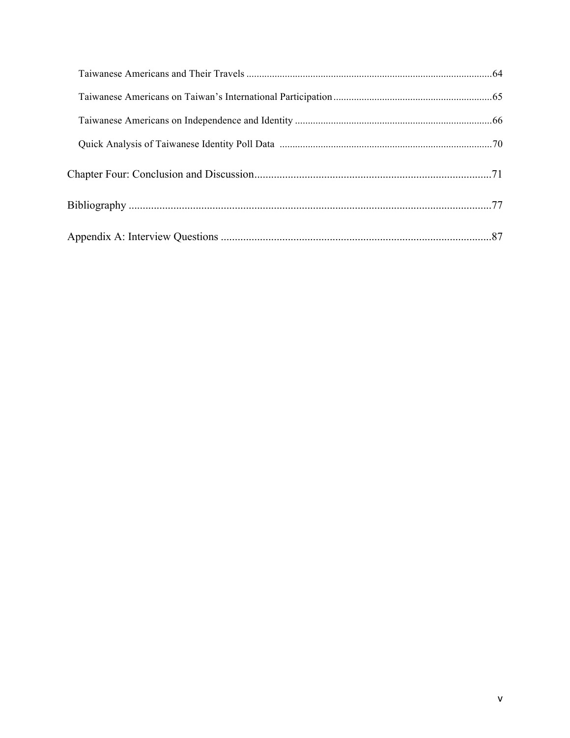Taiwanese Americans and Their Travels ....................................................................................................64

Taiwanese Americans on Taiwan's International Participation...............................................................65

Taiwanese Americans on Independence and Identity ..............................................................................66

Quick Analysis of Taiwanese Identity Poll Data ......................................................................................70

Chapter Four: Conclusion and Discussion.......................................................................................71

Bibliography ........................................................................................................................77

Appendix A: Interview Questions ....................................................................................................87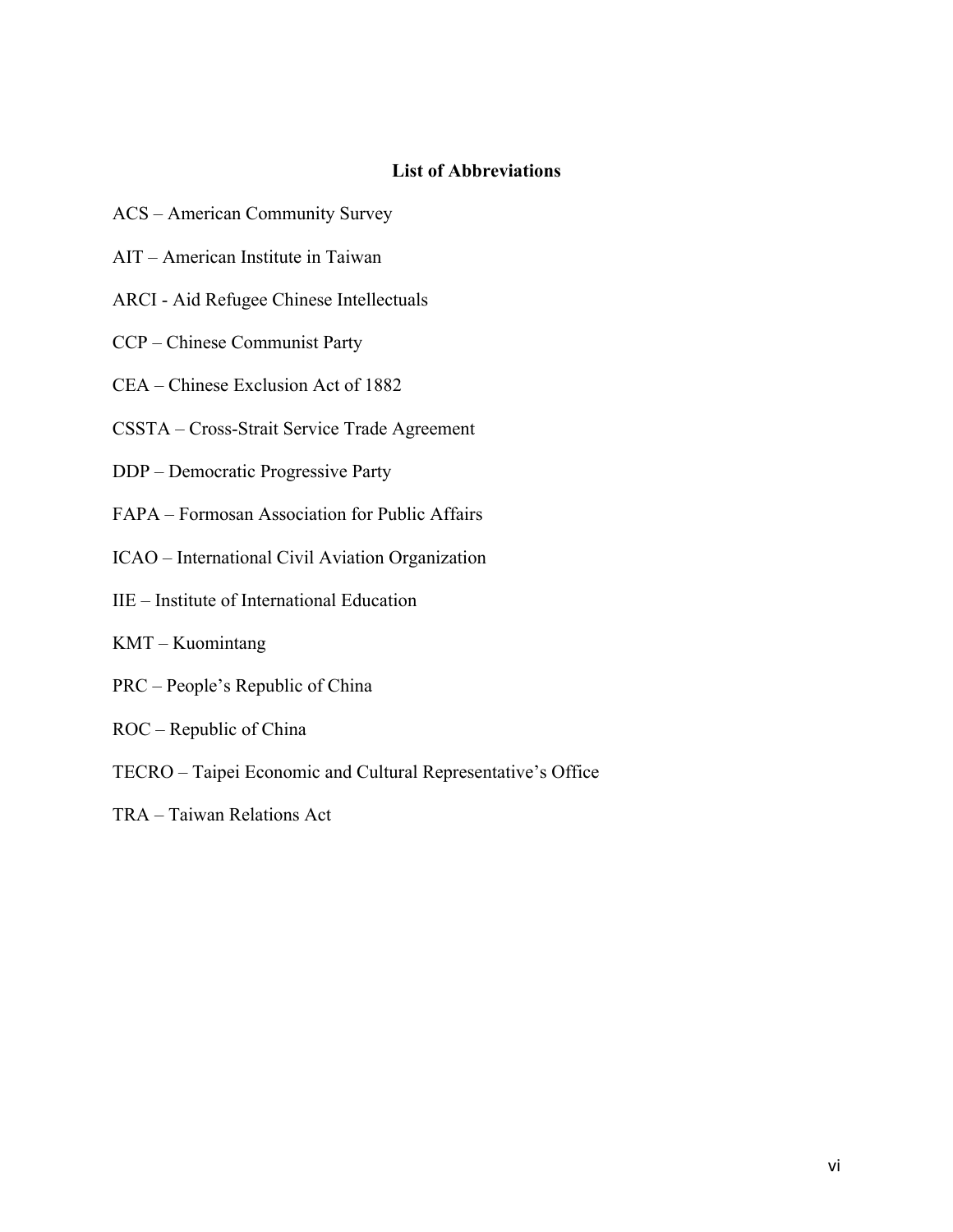## List of Abbreviations

ACS – American Community Survey

AIT – American Institute in Taiwan

ARCI - Aid Refugee Chinese Intellectuals

CCP – Chinese Communist Party

CEA – Chinese Exclusion Act of 1882

CSSTA – Cross-Strait Service Trade Agreement

DDP – Democratic Progressive Party

FAPA – Formosan Association for Public Affairs

ICAO – International Civil Aviation Organization

IIE – Institute of International Education

KMT – Kuomintang

PRC – People's Republic of China

ROC – Republic of China

TECRO – Taipei Economic and Cultural Representative's Office

TRA – Taiwan Relations Act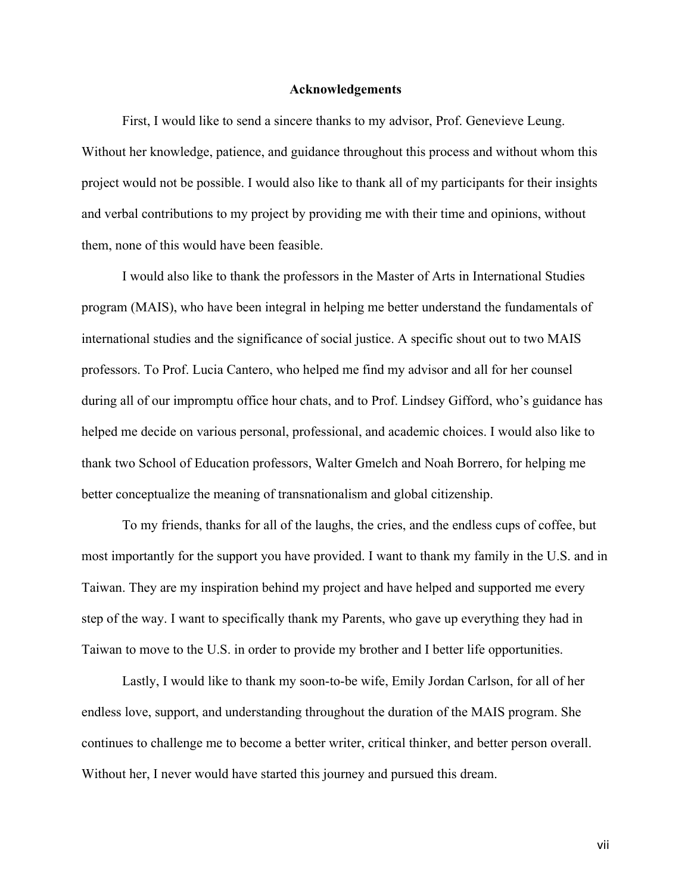# Acknowledgements

First, I would like to send a sincere thanks to my advisor, Prof. Genevieve Leung. Without her knowledge, patience, and guidance throughout this process and without whom this project would not be possible. I would also like to thank all of my participants for their insights and verbal contributions to my project by providing me with their time and opinions, without them, none of this would have been feasible.

I would also like to thank the professors in the Master of Arts in International Studies program (MAIS), who have been integral in helping me better understand the fundamentals of international studies and the significance of social justice. A specific shout out to two MAIS professors. To Prof. Lucia Cantero, who helped me find my advisor and all for her counsel during all of our impromptu office hour chats, and to Prof. Lindsey Gifford, who's guidance has helped me decide on various personal, professional, and academic choices. I would also like to thank two School of Education professors, Walter Gmelch and Noah Borrero, for helping me better conceptualize the meaning of transnationalism and global citizenship.

To my friends, thanks for all of the laughs, the cries, and the endless cups of coffee, but most importantly for the support you have provided. I want to thank my family in the U.S. and in Taiwan. They are my inspiration behind my project and have helped and supported me every step of the way. I want to specifically thank my Parents, who gave up everything they had in Taiwan to move to the U.S. in order to provide my brother and I better life opportunities.

Lastly, I would like to thank my soon-to-be wife, Emily Jordan Carlson, for all of her endless love, support, and understanding throughout the duration of the MAIS program. She continues to challenge me to become a better writer, critical thinker, and better person overall. Without her, I never would have started this journey and pursued this dream.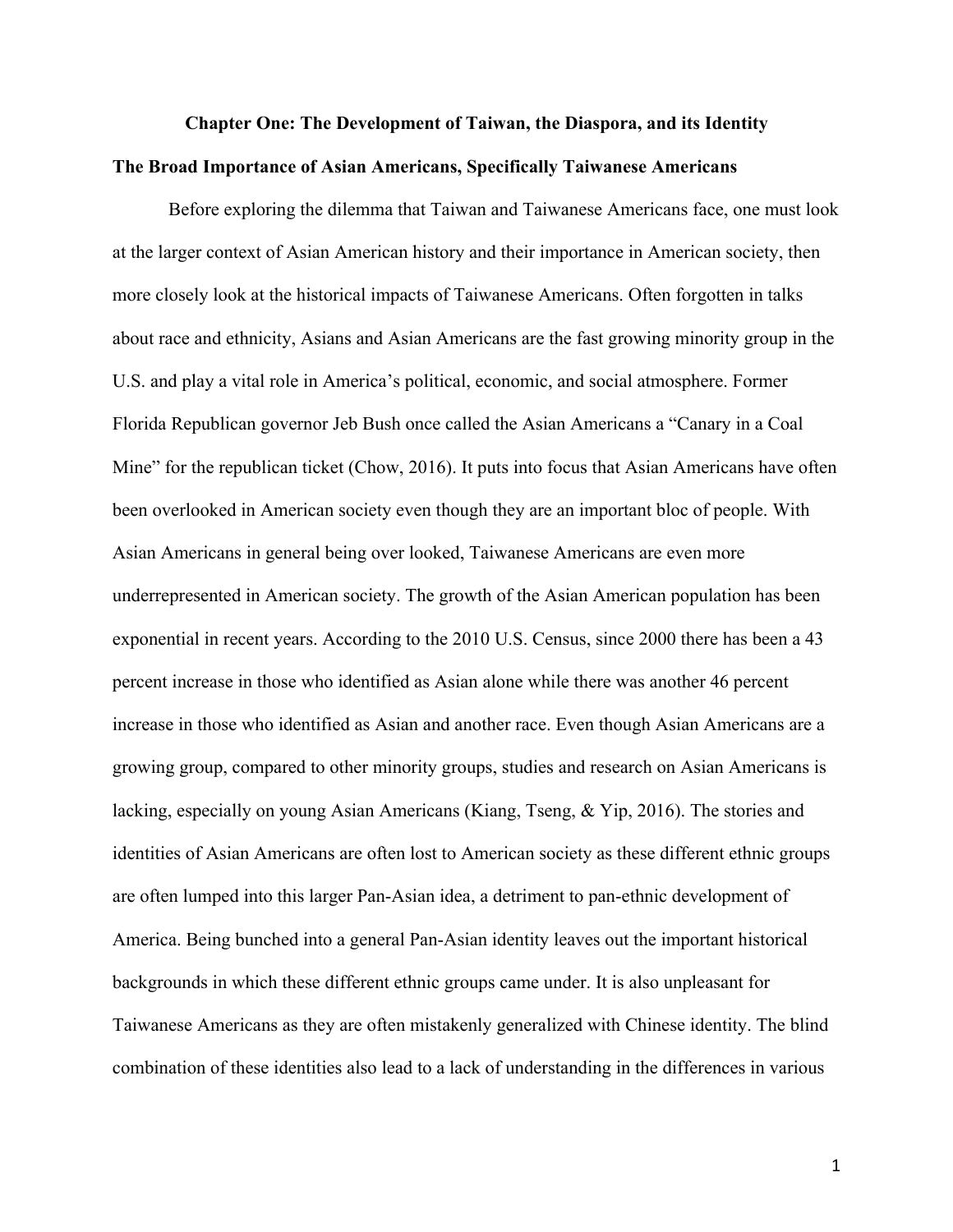# Chapter One: The Development of Taiwan, the Diaspora, and its Identity

## The Broad Importance of Asian Americans, Specifically Taiwanese Americans

Before exploring the dilemma that Taiwan and Taiwanese Americans face, one must look at the larger context of Asian American history and their importance in American society, then more closely look at the historical impacts of Taiwanese Americans. Often forgotten in talks about race and ethnicity, Asians and Asian Americans are the fast growing minority group in the U.S. and play a vital role in America's political, economic, and social atmosphere. Former Florida Republican governor Jeb Bush once called the Asian Americans a "Canary in a Coal Mine" for the republican ticket (Chow, 2016). It puts into focus that Asian Americans have often been overlooked in American society even though they are an important bloc of people. With Asian Americans in general being over looked, Taiwanese Americans are even more underrepresented in American society. The growth of the Asian American population has been exponential in recent years. According to the 2010 U.S. Census, since 2000 there has been a 43 percent increase in those who identified as Asian alone while there was another 46 percent increase in those who identified as Asian and another race. Even though Asian Americans are a growing group, compared to other minority groups, studies and research on Asian Americans is lacking, especially on young Asian Americans (Kiang, Tseng, & Yip, 2016). The stories and identities of Asian Americans are often lost to American society as these different ethnic groups are often lumped into this larger Pan-Asian idea, a detriment to pan-ethnic development of America. Being bunched into a general Pan-Asian identity leaves out the important historical backgrounds in which these different ethnic groups came under. It is also unpleasant for Taiwanese Americans as they are often mistakenly generalized with Chinese identity. The blind combination of these identities also lead to a lack of understanding in the differences in various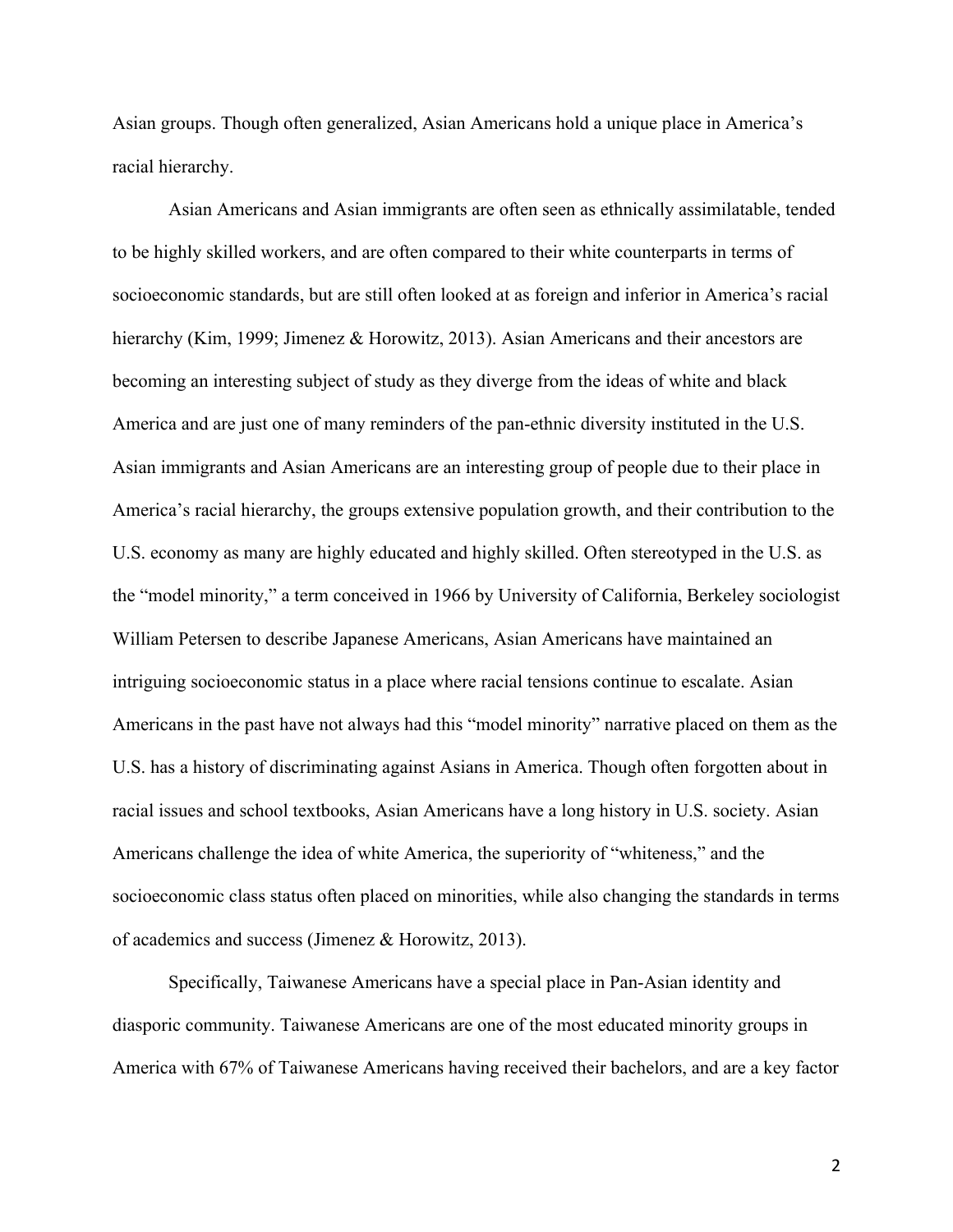Asian groups. Though often generalized, Asian Americans hold a unique place in America's racial hierarchy.

Asian Americans and Asian immigrants are often seen as ethnically assimilatable, tended to be highly skilled workers, and are often compared to their white counterparts in terms of socioeconomic standards, but are still often looked at as foreign and inferior in America's racial hierarchy (Kim, 1999; Jimenez & Horowitz, 2013). Asian Americans and their ancestors are becoming an interesting subject of study as they diverge from the ideas of white and black America and are just one of many reminders of the pan-ethnic diversity instituted in the U.S. Asian immigrants and Asian Americans are an interesting group of people due to their place in America's racial hierarchy, the groups extensive population growth, and their contribution to the U.S. economy as many are highly educated and highly skilled. Often stereotyped in the U.S. as the "model minority," a term conceived in 1966 by University of California, Berkeley sociologist William Petersen to describe Japanese Americans, Asian Americans have maintained an intriguing socioeconomic status in a place where racial tensions continue to escalate. Asian Americans in the past have not always had this "model minority" narrative placed on them as the U.S. has a history of discriminating against Asians in America. Though often forgotten about in racial issues and school textbooks, Asian Americans have a long history in U.S. society. Asian Americans challenge the idea of white America, the superiority of "whiteness," and the socioeconomic class status often placed on minorities, while also changing the standards in terms of academics and success (Jimenez & Horowitz, 2013).

Specifically, Taiwanese Americans have a special place in Pan-Asian identity and diasporic community. Taiwanese Americans are one of the most educated minority groups in America with 67% of Taiwanese Americans having received their bachelors, and are a key factor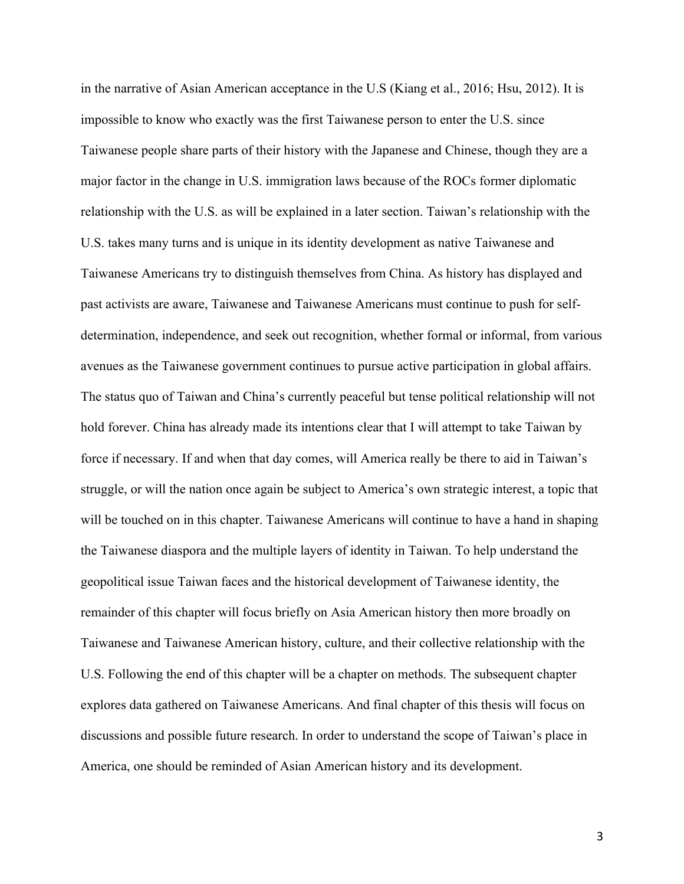in the narrative of Asian American acceptance in the U.S (Kiang et al., 2016; Hsu, 2012). It is impossible to know who exactly was the first Taiwanese person to enter the U.S. since Taiwanese people share parts of their history with the Japanese and Chinese, though they are a major factor in the change in U.S. immigration laws because of the ROCs former diplomatic relationship with the U.S. as will be explained in a later section. Taiwan's relationship with the U.S. takes many turns and is unique in its identity development as native Taiwanese and Taiwanese Americans try to distinguish themselves from China. As history has displayed and past activists are aware, Taiwanese and Taiwanese Americans must continue to push for self-determination, independence, and seek out recognition, whether formal or informal, from various avenues as the Taiwanese government continues to pursue active participation in global affairs. The status quo of Taiwan and China's currently peaceful but tense political relationship will not hold forever. China has already made its intentions clear that I will attempt to take Taiwan by force if necessary. If and when that day comes, will America really be there to aid in Taiwan's struggle, or will the nation once again be subject to America's own strategic interest, a topic that will be touched on in this chapter. Taiwanese Americans will continue to have a hand in shaping the Taiwanese diaspora and the multiple layers of identity in Taiwan. To help understand the geopolitical issue Taiwan faces and the historical development of Taiwanese identity, the remainder of this chapter will focus briefly on Asia American history then more broadly on Taiwanese and Taiwanese American history, culture, and their collective relationship with the U.S. Following the end of this chapter will be a chapter on methods. The subsequent chapter explores data gathered on Taiwanese Americans. And final chapter of this thesis will focus on discussions and possible future research. In order to understand the scope of Taiwan's place in America, one should be reminded of Asian American history and its development.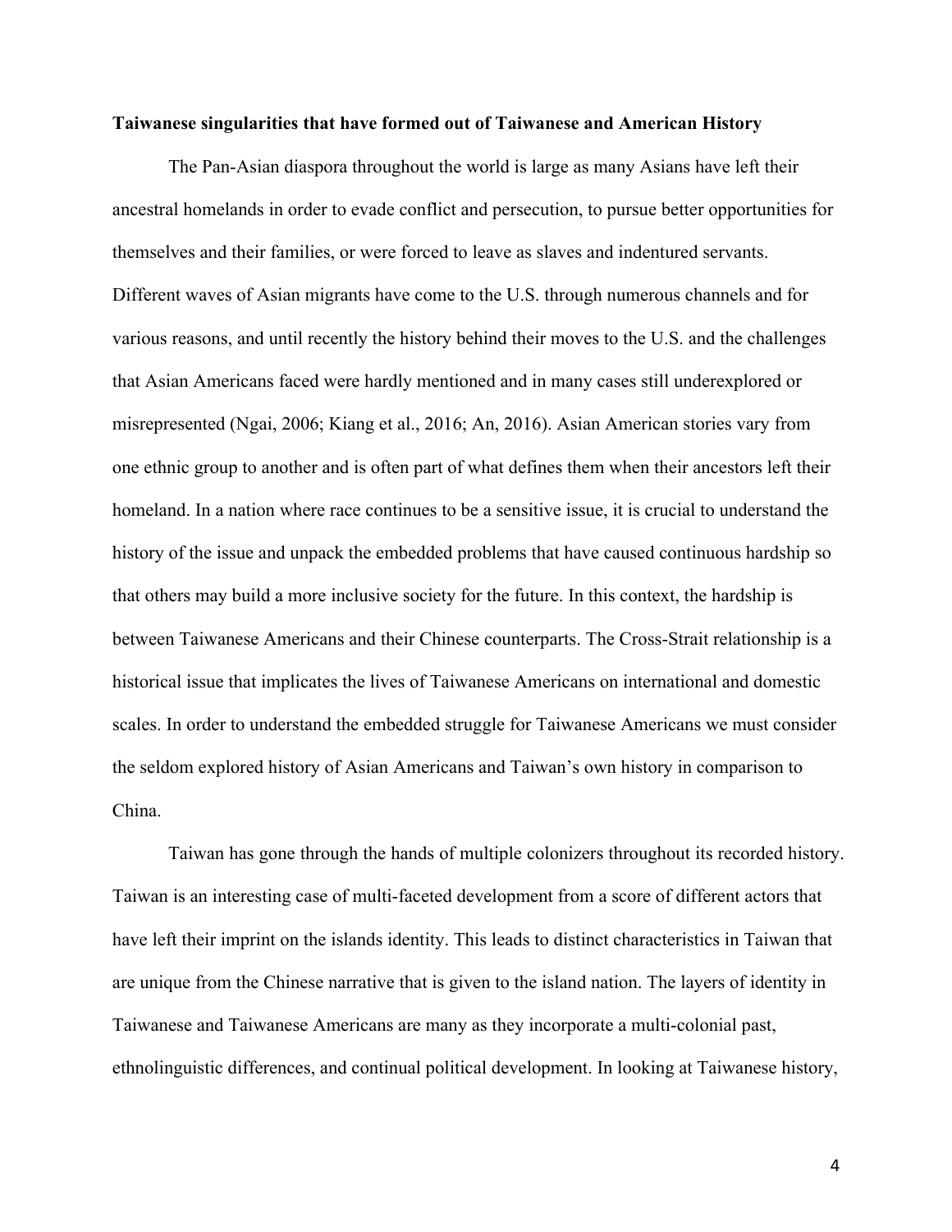**Taiwanese singularities that have formed out of Taiwanese and American History**

The Pan-Asian diaspora throughout the world is large as many Asians have left their ancestral homelands in order to evade conflict and persecution, to pursue better opportunities for themselves and their families, or were forced to leave as slaves and indentured servants. Different waves of Asian migrants have come to the U.S. through numerous channels and for various reasons, and until recently the history behind their moves to the U.S. and the challenges that Asian Americans faced were hardly mentioned and in many cases still underexplored or misrepresented (Ngai, 2006; Kiang et al., 2016; An, 2016). Asian American stories vary from one ethnic group to another and is often part of what defines them when their ancestors left their homeland. In a nation where race continues to be a sensitive issue, it is crucial to understand the history of the issue and unpack the embedded problems that have caused continuous hardship so that others may build a more inclusive society for the future. In this context, the hardship is between Taiwanese Americans and their Chinese counterparts. The Cross-Strait relationship is a historical issue that implicates the lives of Taiwanese Americans on international and domestic scales. In order to understand the embedded struggle for Taiwanese Americans we must consider the seldom explored history of Asian Americans and Taiwan's own history in comparison to China.

Taiwan has gone through the hands of multiple colonizers throughout its recorded history. Taiwan is an interesting case of multi-faceted development from a score of different actors that have left their imprint on the islands identity. This leads to distinct characteristics in Taiwan that are unique from the Chinese narrative that is given to the island nation. The layers of identity in Taiwanese and Taiwanese Americans are many as they incorporate a multi-colonial past, ethnolinguistic differences, and continual political development. In looking at Taiwanese history,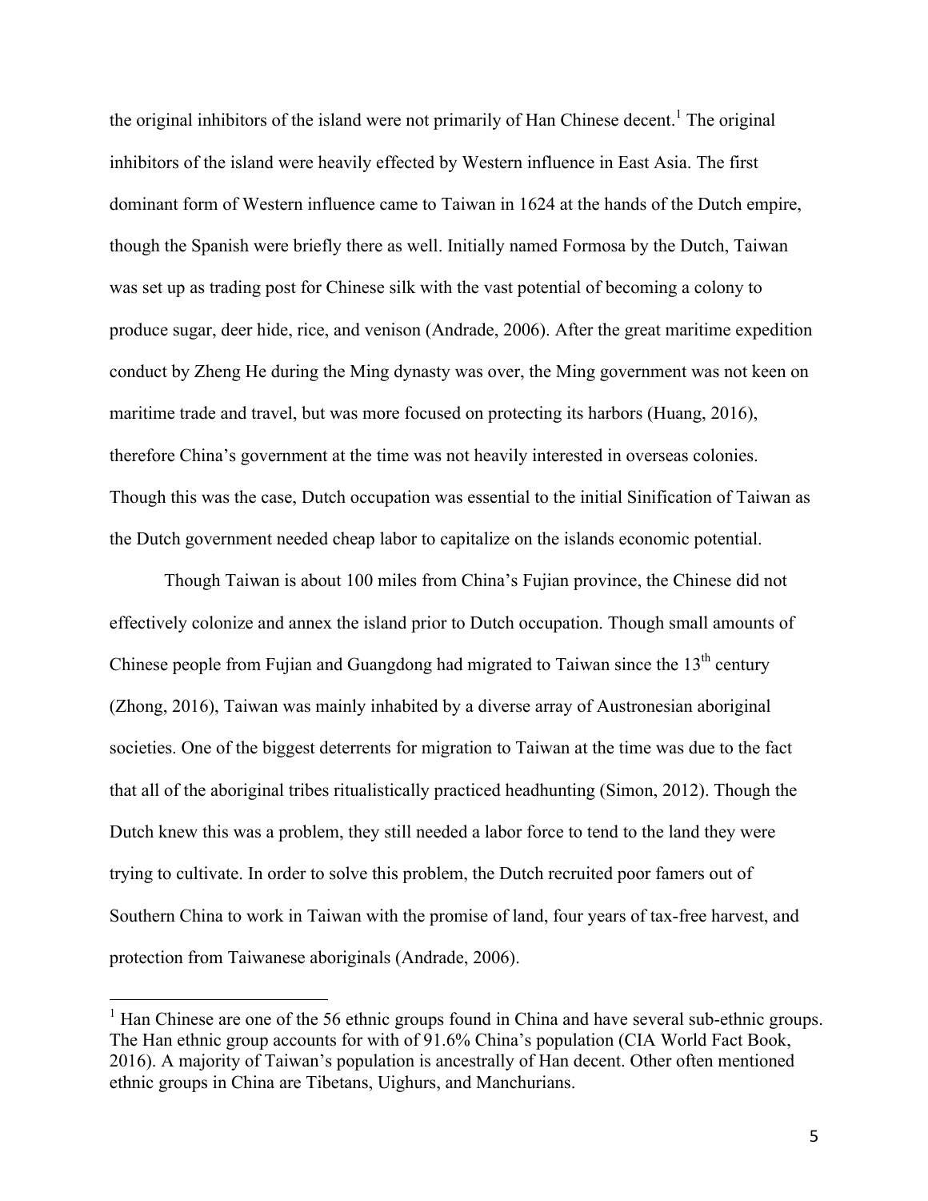the original inhibitors of the island were not primarily of Han Chinese decent.[1] The original inhibitors of the island were heavily effected by Western influence in East Asia. The first dominant form of Western influence came to Taiwan in 1624 at the hands of the Dutch empire, though the Spanish were briefly there as well. Initially named Formosa by the Dutch, Taiwan was set up as trading post for Chinese silk with the vast potential of becoming a colony to produce sugar, deer hide, rice, and venison (Andrade, 2006). After the great maritime expedition conduct by Zheng He during the Ming dynasty was over, the Ming government was not keen on maritime trade and travel, but was more focused on protecting its harbors (Huang, 2016), therefore China's government at the time was not heavily interested in overseas colonies. Though this was the case, Dutch occupation was essential to the initial Sinification of Taiwan as the Dutch government needed cheap labor to capitalize on the islands economic potential.

Though Taiwan is about 100 miles from China's Fujian province, the Chinese did not effectively colonize and annex the island prior to Dutch occupation. Though small amounts of Chinese people from Fujian and Guangdong had migrated to Taiwan since the 13th century (Zhong, 2016), Taiwan was mainly inhabited by a diverse array of Austronesian aboriginal societies. One of the biggest deterrents for migration to Taiwan at the time was due to the fact that all of the aboriginal tribes ritualistically practiced headhunting (Simon, 2012). Though the Dutch knew this was a problem, they still needed a labor force to tend to the land they were trying to cultivate. In order to solve this problem, the Dutch recruited poor famers out of Southern China to work in Taiwan with the promise of land, four years of tax-free harvest, and protection from Taiwanese aboriginals (Andrade, 2006).

---

[1] Han Chinese are one of the 56 ethnic groups found in China and have several sub-ethnic groups. The Han ethnic group accounts for with of 91.6% China's population (CIA World Fact Book, 2016). A majority of Taiwan's population is ancestrally of Han decent. Other often mentioned ethnic groups in China are Tibetans, Uighurs, and Manchurians.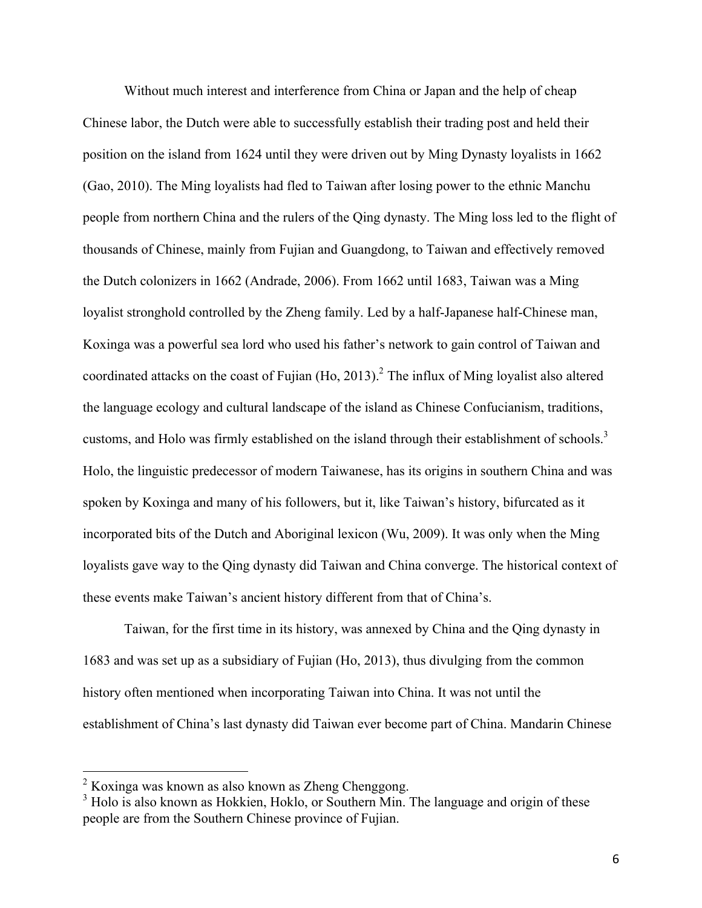Without much interest and interference from China or Japan and the help of cheap Chinese labor, the Dutch were able to successfully establish their trading post and held their position on the island from 1624 until they were driven out by Ming Dynasty loyalists in 1662 (Gao, 2010). The Ming loyalists had fled to Taiwan after losing power to the ethnic Manchu people from northern China and the rulers of the Qing dynasty. The Ming loss led to the flight of thousands of Chinese, mainly from Fujian and Guangdong, to Taiwan and effectively removed the Dutch colonizers in 1662 (Andrade, 2006). From 1662 until 1683, Taiwan was a Ming loyalist stronghold controlled by the Zheng family. Led by a half-Japanese half-Chinese man, Koxinga was a powerful sea lord who used his father's network to gain control of Taiwan and coordinated attacks on the coast of Fujian (Ho, 2013).[2] The influx of Ming loyalist also altered the language ecology and cultural landscape of the island as Chinese Confucianism, traditions, customs, and Holo was firmly established on the island through their establishment of schools.[3] Holo, the linguistic predecessor of modern Taiwanese, has its origins in southern China and was spoken by Koxinga and many of his followers, but it, like Taiwan's history, bifurcated as it incorporated bits of the Dutch and Aboriginal lexicon (Wu, 2009). It was only when the Ming loyalists gave way to the Qing dynasty did Taiwan and China converge. The historical context of these events make Taiwan's ancient history different from that of China's.

Taiwan, for the first time in its history, was annexed by China and the Qing dynasty in 1683 and was set up as a subsidiary of Fujian (Ho, 2013), thus divulging from the common history often mentioned when incorporating Taiwan into China. It was not until the establishment of China's last dynasty did Taiwan ever become part of China. Mandarin Chinese

---

[2] Koxinga was known as also known as Zheng Chenggong.

[3] Holo is also known as Hokkien, Hoklo, or Southern Min. The language and origin of these people are from the Southern Chinese province of Fujian.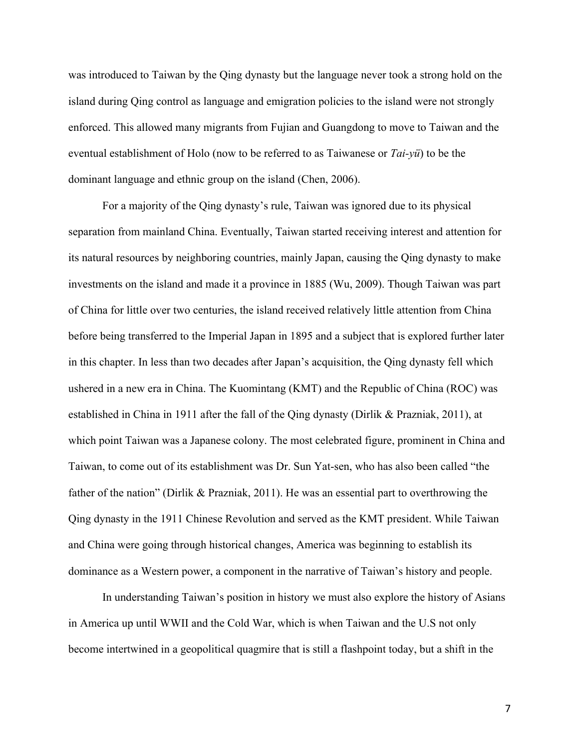was introduced to Taiwan by the Qing dynasty but the language never took a strong hold on the island during Qing control as language and emigration policies to the island were not strongly enforced. This allowed many migrants from Fujian and Guangdong to move to Taiwan and the eventual establishment of Holo (now to be referred to as Taiwanese or *Tai-yü*) to be the dominant language and ethnic group on the island (Chen, 2006).

For a majority of the Qing dynasty's rule, Taiwan was ignored due to its physical separation from mainland China. Eventually, Taiwan started receiving interest and attention for its natural resources by neighboring countries, mainly Japan, causing the Qing dynasty to make investments on the island and made it a province in 1885 (Wu, 2009). Though Taiwan was part of China for little over two centuries, the island received relatively little attention from China before being transferred to the Imperial Japan in 1895 and a subject that is explored further later in this chapter. In less than two decades after Japan's acquisition, the Qing dynasty fell which ushered in a new era in China. The Kuomintang (KMT) and the Republic of China (ROC) was established in China in 1911 after the fall of the Qing dynasty (Dirlik & Prazniak, 2011), at which point Taiwan was a Japanese colony. The most celebrated figure, prominent in China and Taiwan, to come out of its establishment was Dr. Sun Yat-sen, who has also been called "the father of the nation" (Dirlik & Prazniak, 2011). He was an essential part to overthrowing the Qing dynasty in the 1911 Chinese Revolution and served as the KMT president. While Taiwan and China were going through historical changes, America was beginning to establish its dominance as a Western power, a component in the narrative of Taiwan's history and people.

In understanding Taiwan's position in history we must also explore the history of Asians in America up until WWII and the Cold War, which is when Taiwan and the U.S not only become intertwined in a geopolitical quagmire that is still a flashpoint today, but a shift in the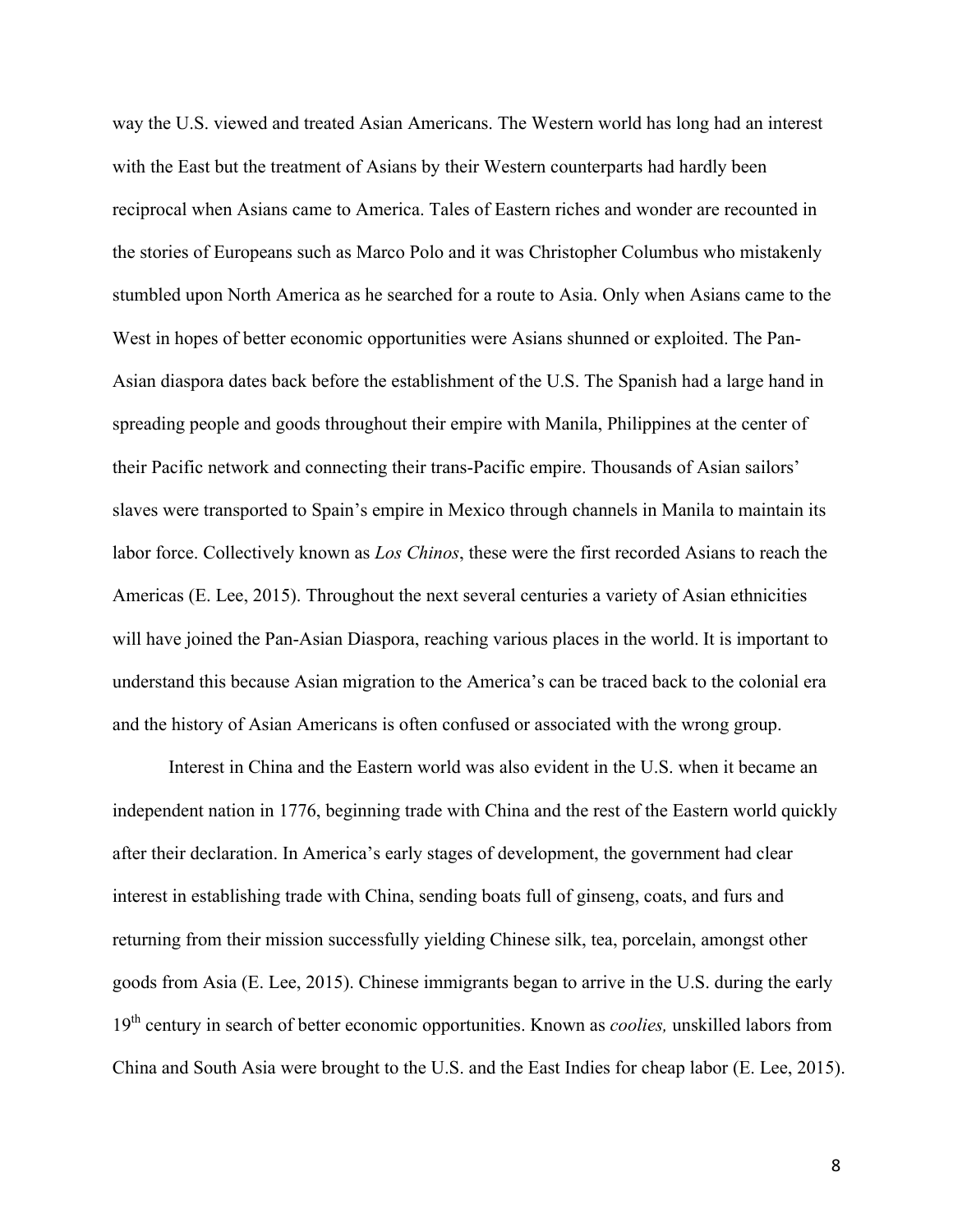way the U.S. viewed and treated Asian Americans. The Western world has long had an interest with the East but the treatment of Asians by their Western counterparts had hardly been reciprocal when Asians came to America. Tales of Eastern riches and wonder are recounted in the stories of Europeans such as Marco Polo and it was Christopher Columbus who mistakenly stumbled upon North America as he searched for a route to Asia. Only when Asians came to the West in hopes of better economic opportunities were Asians shunned or exploited. The Pan-Asian diaspora dates back before the establishment of the U.S. The Spanish had a large hand in spreading people and goods throughout their empire with Manila, Philippines at the center of their Pacific network and connecting their trans-Pacific empire. Thousands of Asian sailors' slaves were transported to Spain's empire in Mexico through channels in Manila to maintain its labor force. Collectively known as *Los Chinos*, these were the first recorded Asians to reach the Americas (E. Lee, 2015). Throughout the next several centuries a variety of Asian ethnicities will have joined the Pan-Asian Diaspora, reaching various places in the world. It is important to understand this because Asian migration to the America's can be traced back to the colonial era and the history of Asian Americans is often confused or associated with the wrong group.

Interest in China and the Eastern world was also evident in the U.S. when it became an independent nation in 1776, beginning trade with China and the rest of the Eastern world quickly after their declaration. In America's early stages of development, the government had clear interest in establishing trade with China, sending boats full of ginseng, coats, and furs and returning from their mission successfully yielding Chinese silk, tea, porcelain, amongst other goods from Asia (E. Lee, 2015). Chinese immigrants began to arrive in the U.S. during the early 19th century in search of better economic opportunities. Known as *coolies,* unskilled labors from China and South Asia were brought to the U.S. and the East Indies for cheap labor (E. Lee, 2015).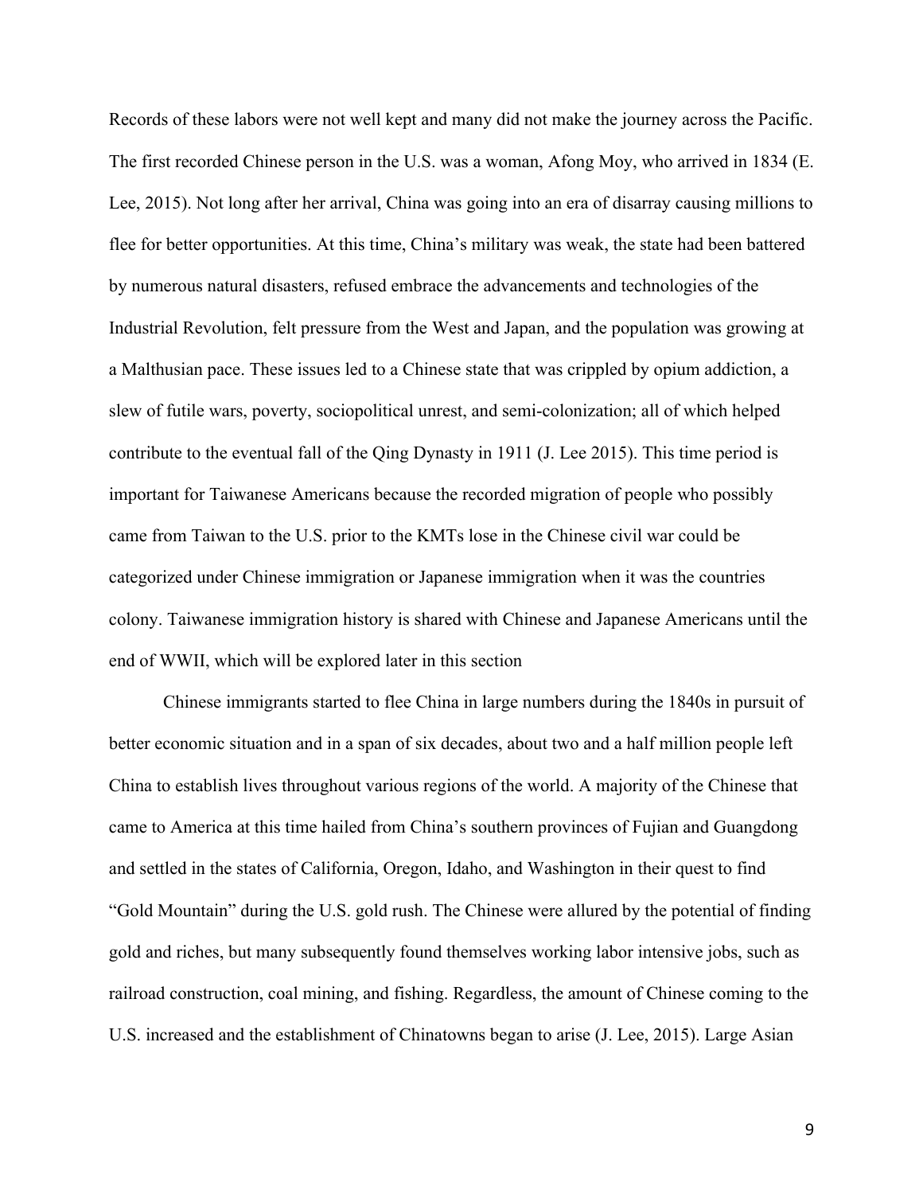Records of these labors were not well kept and many did not make the journey across the Pacific. The first recorded Chinese person in the U.S. was a woman, Afong Moy, who arrived in 1834 (E. Lee, 2015). Not long after her arrival, China was going into an era of disarray causing millions to flee for better opportunities. At this time, China's military was weak, the state had been battered by numerous natural disasters, refused embrace the advancements and technologies of the Industrial Revolution, felt pressure from the West and Japan, and the population was growing at a Malthusian pace. These issues led to a Chinese state that was crippled by opium addiction, a slew of futile wars, poverty, sociopolitical unrest, and semi-colonization; all of which helped contribute to the eventual fall of the Qing Dynasty in 1911 (J. Lee 2015). This time period is important for Taiwanese Americans because the recorded migration of people who possibly came from Taiwan to the U.S. prior to the KMTs lose in the Chinese civil war could be categorized under Chinese immigration or Japanese immigration when it was the countries colony. Taiwanese immigration history is shared with Chinese and Japanese Americans until the end of WWII, which will be explored later in this section

Chinese immigrants started to flee China in large numbers during the 1840s in pursuit of better economic situation and in a span of six decades, about two and a half million people left China to establish lives throughout various regions of the world. A majority of the Chinese that came to America at this time hailed from China's southern provinces of Fujian and Guangdong and settled in the states of California, Oregon, Idaho, and Washington in their quest to find "Gold Mountain" during the U.S. gold rush. The Chinese were allured by the potential of finding gold and riches, but many subsequently found themselves working labor intensive jobs, such as railroad construction, coal mining, and fishing. Regardless, the amount of Chinese coming to the U.S. increased and the establishment of Chinatowns began to arise (J. Lee, 2015). Large Asian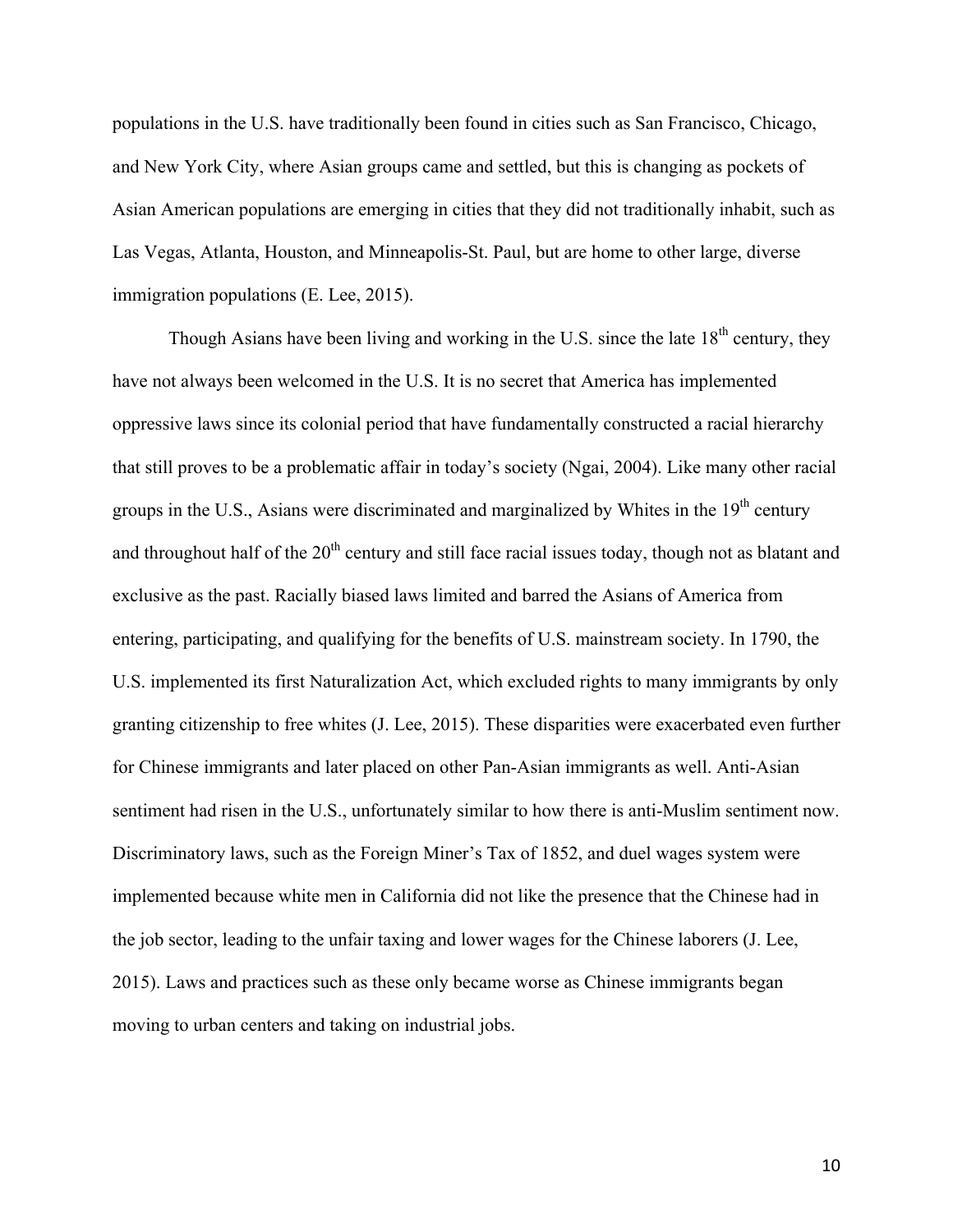populations in the U.S. have traditionally been found in cities such as San Francisco, Chicago, and New York City, where Asian groups came and settled, but this is changing as pockets of Asian American populations are emerging in cities that they did not traditionally inhabit, such as Las Vegas, Atlanta, Houston, and Minneapolis-St. Paul, but are home to other large, diverse immigration populations (E. Lee, 2015).

Though Asians have been living and working in the U.S. since the late 18th century, they have not always been welcomed in the U.S. It is no secret that America has implemented oppressive laws since its colonial period that have fundamentally constructed a racial hierarchy that still proves to be a problematic affair in today's society (Ngai, 2004). Like many other racial groups in the U.S., Asians were discriminated and marginalized by Whites in the 19th century and throughout half of the 20th century and still face racial issues today, though not as blatant and exclusive as the past. Racially biased laws limited and barred the Asians of America from entering, participating, and qualifying for the benefits of U.S. mainstream society. In 1790, the U.S. implemented its first Naturalization Act, which excluded rights to many immigrants by only granting citizenship to free whites (J. Lee, 2015). These disparities were exacerbated even further for Chinese immigrants and later placed on other Pan-Asian immigrants as well. Anti-Asian sentiment had risen in the U.S., unfortunately similar to how there is anti-Muslim sentiment now. Discriminatory laws, such as the Foreign Miner's Tax of 1852, and duel wages system were implemented because white men in California did not like the presence that the Chinese had in the job sector, leading to the unfair taxing and lower wages for the Chinese laborers (J. Lee, 2015). Laws and practices such as these only became worse as Chinese immigrants began moving to urban centers and taking on industrial jobs.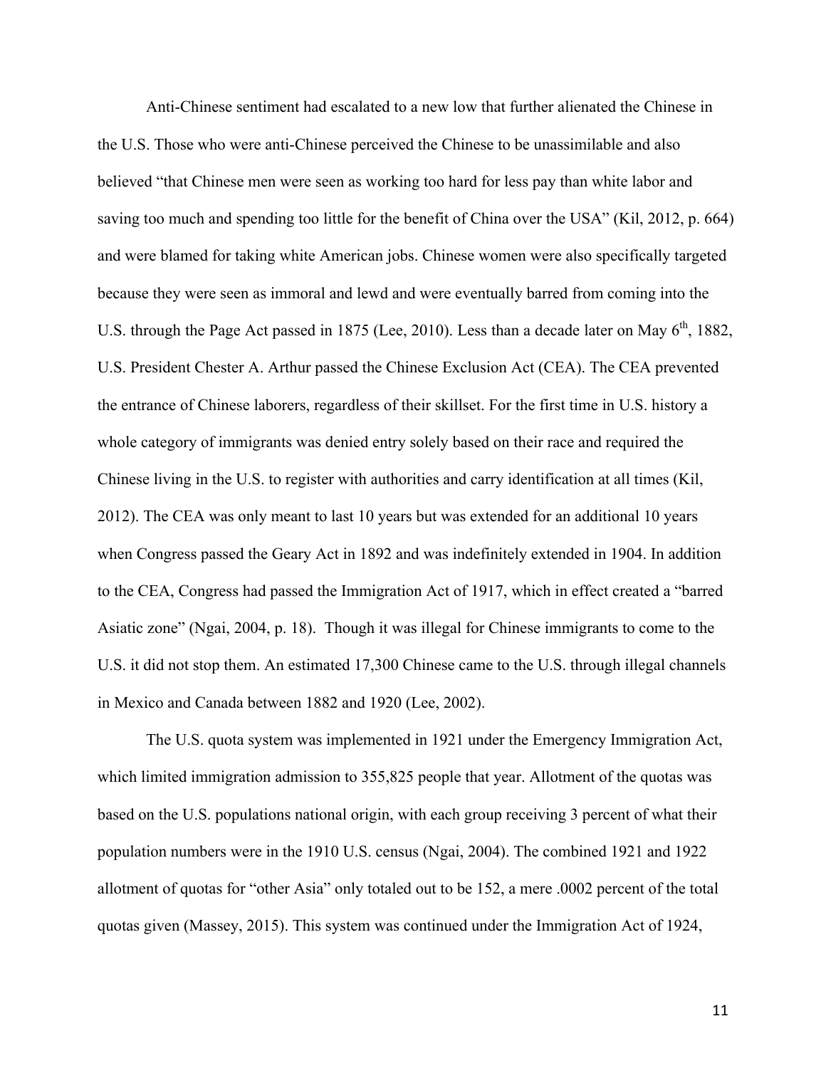Anti-Chinese sentiment had escalated to a new low that further alienated the Chinese in the U.S. Those who were anti-Chinese perceived the Chinese to be unassimilable and also believed "that Chinese men were seen as working too hard for less pay than white labor and saving too much and spending too little for the benefit of China over the USA" (Kil, 2012, p. 664) and were blamed for taking white American jobs. Chinese women were also specifically targeted because they were seen as immoral and lewd and were eventually barred from coming into the U.S. through the Page Act passed in 1875 (Lee, 2010). Less than a decade later on May 6th, 1882, U.S. President Chester A. Arthur passed the Chinese Exclusion Act (CEA). The CEA prevented the entrance of Chinese laborers, regardless of their skillset. For the first time in U.S. history a whole category of immigrants was denied entry solely based on their race and required the Chinese living in the U.S. to register with authorities and carry identification at all times (Kil, 2012). The CEA was only meant to last 10 years but was extended for an additional 10 years when Congress passed the Geary Act in 1892 and was indefinitely extended in 1904. In addition to the CEA, Congress had passed the Immigration Act of 1917, which in effect created a "barred Asiatic zone" (Ngai, 2004, p. 18). Though it was illegal for Chinese immigrants to come to the U.S. it did not stop them. An estimated 17,300 Chinese came to the U.S. through illegal channels in Mexico and Canada between 1882 and 1920 (Lee, 2002).

The U.S. quota system was implemented in 1921 under the Emergency Immigration Act, which limited immigration admission to 355,825 people that year. Allotment of the quotas was based on the U.S. populations national origin, with each group receiving 3 percent of what their population numbers were in the 1910 U.S. census (Ngai, 2004). The combined 1921 and 1922 allotment of quotas for "other Asia" only totaled out to be 152, a mere .0002 percent of the total quotas given (Massey, 2015). This system was continued under the Immigration Act of 1924,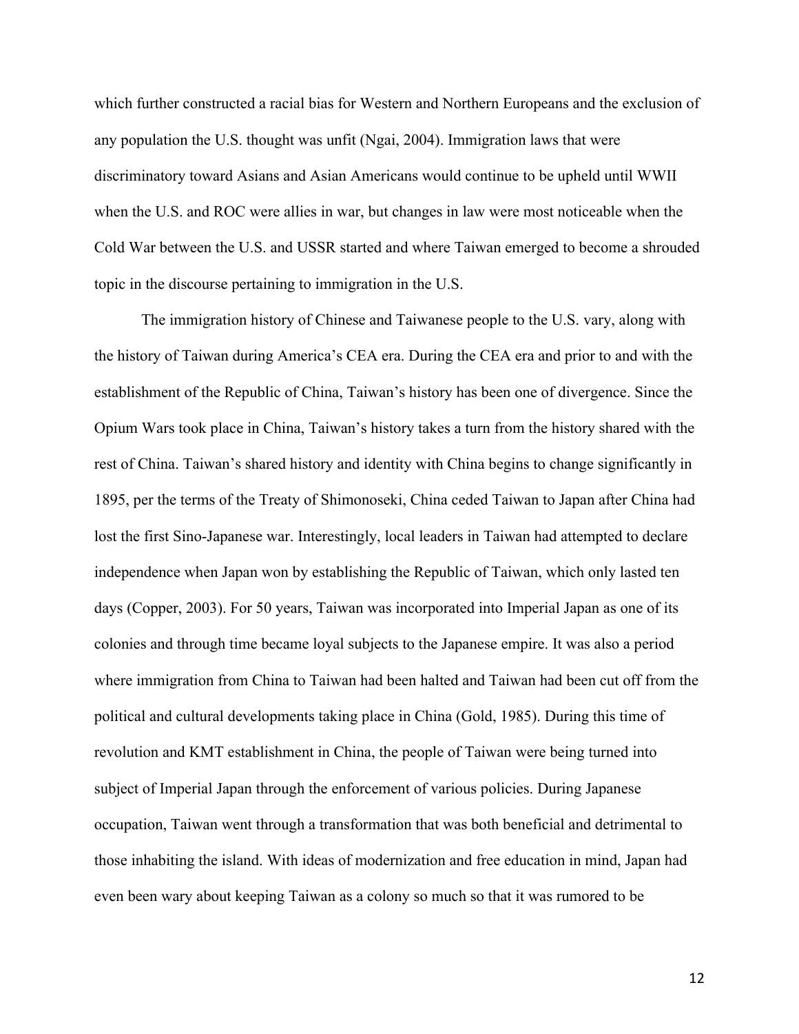which further constructed a racial bias for Western and Northern Europeans and the exclusion of any population the U.S. thought was unfit (Ngai, 2004). Immigration laws that were discriminatory toward Asians and Asian Americans would continue to be upheld until WWII when the U.S. and ROC were allies in war, but changes in law were most noticeable when the Cold War between the U.S. and USSR started and where Taiwan emerged to become a shrouded topic in the discourse pertaining to immigration in the U.S.

The immigration history of Chinese and Taiwanese people to the U.S. vary, along with the history of Taiwan during America's CEA era. During the CEA era and prior to and with the establishment of the Republic of China, Taiwan's history has been one of divergence. Since the Opium Wars took place in China, Taiwan's history takes a turn from the history shared with the rest of China. Taiwan's shared history and identity with China begins to change significantly in 1895, per the terms of the Treaty of Shimonoseki, China ceded Taiwan to Japan after China had lost the first Sino-Japanese war. Interestingly, local leaders in Taiwan had attempted to declare independence when Japan won by establishing the Republic of Taiwan, which only lasted ten days (Copper, 2003). For 50 years, Taiwan was incorporated into Imperial Japan as one of its colonies and through time became loyal subjects to the Japanese empire. It was also a period where immigration from China to Taiwan had been halted and Taiwan had been cut off from the political and cultural developments taking place in China (Gold, 1985). During this time of revolution and KMT establishment in China, the people of Taiwan were being turned into subject of Imperial Japan through the enforcement of various policies. During Japanese occupation, Taiwan went through a transformation that was both beneficial and detrimental to those inhabiting the island. With ideas of modernization and free education in mind, Japan had even been wary about keeping Taiwan as a colony so much so that it was rumored to be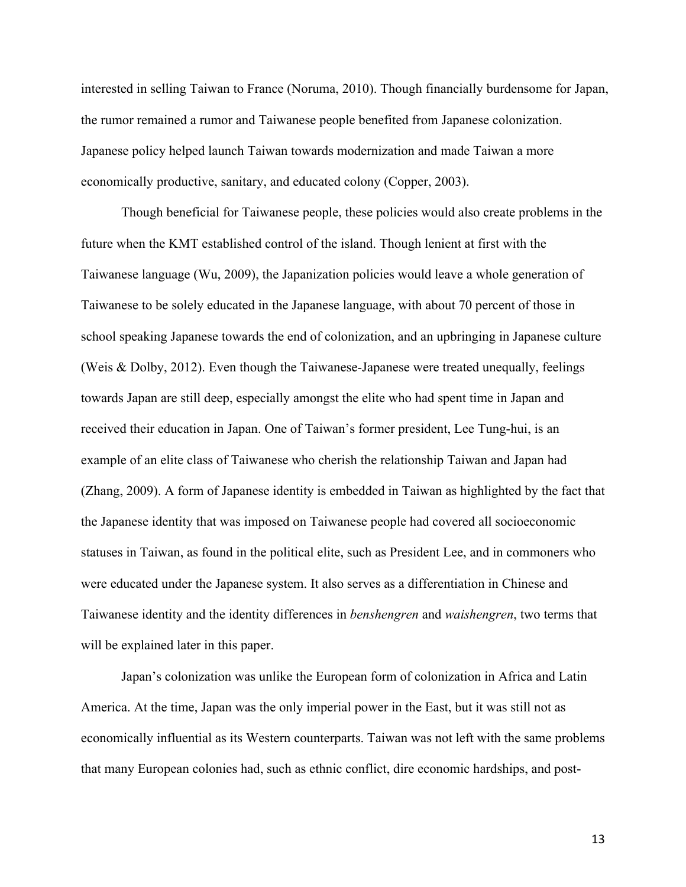interested in selling Taiwan to France (Noruma, 2010). Though financially burdensome for Japan, the rumor remained a rumor and Taiwanese people benefited from Japanese colonization. Japanese policy helped launch Taiwan towards modernization and made Taiwan a more economically productive, sanitary, and educated colony (Copper, 2003).

Though beneficial for Taiwanese people, these policies would also create problems in the future when the KMT established control of the island. Though lenient at first with the Taiwanese language (Wu, 2009), the Japanization policies would leave a whole generation of Taiwanese to be solely educated in the Japanese language, with about 70 percent of those in school speaking Japanese towards the end of colonization, and an upbringing in Japanese culture (Weis & Dolby, 2012). Even though the Taiwanese-Japanese were treated unequally, feelings towards Japan are still deep, especially amongst the elite who had spent time in Japan and received their education in Japan. One of Taiwan's former president, Lee Tung-hui, is an example of an elite class of Taiwanese who cherish the relationship Taiwan and Japan had (Zhang, 2009). A form of Japanese identity is embedded in Taiwan as highlighted by the fact that the Japanese identity that was imposed on Taiwanese people had covered all socioeconomic statuses in Taiwan, as found in the political elite, such as President Lee, and in commoners who were educated under the Japanese system. It also serves as a differentiation in Chinese and Taiwanese identity and the identity differences in *benshengren* and *waishengren*, two terms that will be explained later in this paper.

Japan's colonization was unlike the European form of colonization in Africa and Latin America. At the time, Japan was the only imperial power in the East, but it was still not as economically influential as its Western counterparts. Taiwan was not left with the same problems that many European colonies had, such as ethnic conflict, dire economic hardships, and post-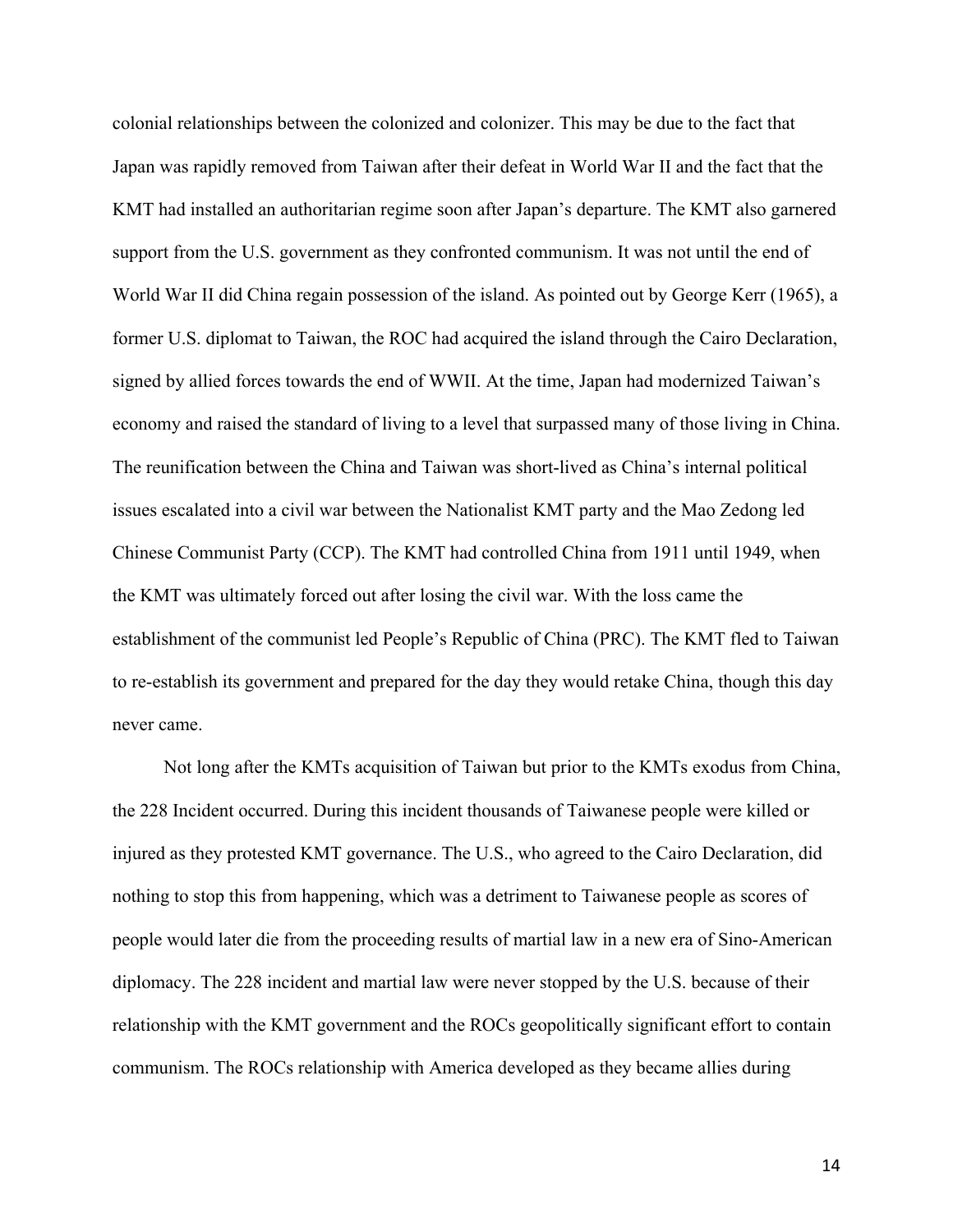colonial relationships between the colonized and colonizer. This may be due to the fact that Japan was rapidly removed from Taiwan after their defeat in World War II and the fact that the KMT had installed an authoritarian regime soon after Japan's departure. The KMT also garnered support from the U.S. government as they confronted communism. It was not until the end of World War II did China regain possession of the island. As pointed out by George Kerr (1965), a former U.S. diplomat to Taiwan, the ROC had acquired the island through the Cairo Declaration, signed by allied forces towards the end of WWII. At the time, Japan had modernized Taiwan's economy and raised the standard of living to a level that surpassed many of those living in China. The reunification between the China and Taiwan was short-lived as China's internal political issues escalated into a civil war between the Nationalist KMT party and the Mao Zedong led Chinese Communist Party (CCP). The KMT had controlled China from 1911 until 1949, when the KMT was ultimately forced out after losing the civil war. With the loss came the establishment of the communist led People's Republic of China (PRC). The KMT fled to Taiwan to re-establish its government and prepared for the day they would retake China, though this day never came.

Not long after the KMTs acquisition of Taiwan but prior to the KMTs exodus from China, the 228 Incident occurred. During this incident thousands of Taiwanese people were killed or injured as they protested KMT governance. The U.S., who agreed to the Cairo Declaration, did nothing to stop this from happening, which was a detriment to Taiwanese people as scores of people would later die from the proceeding results of martial law in a new era of Sino-American diplomacy. The 228 incident and martial law were never stopped by the U.S. because of their relationship with the KMT government and the ROCs geopolitically significant effort to contain communism. The ROCs relationship with America developed as they became allies during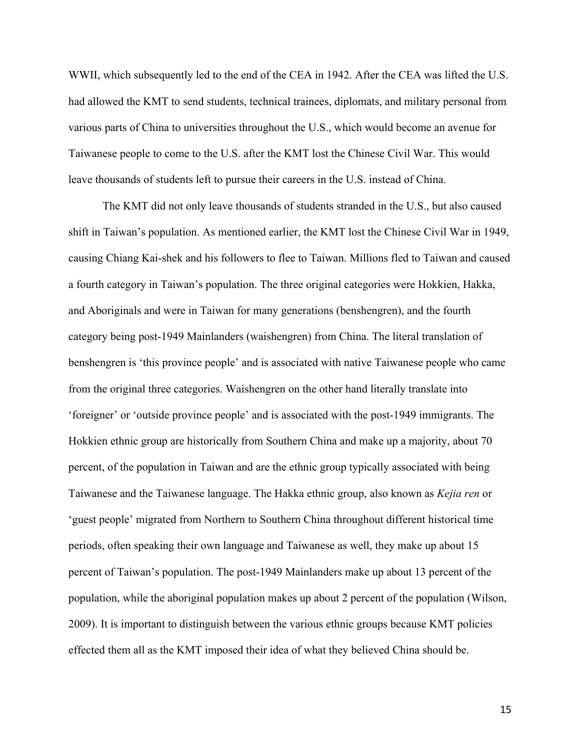WWII, which subsequently led to the end of the CEA in 1942. After the CEA was lifted the U.S. had allowed the KMT to send students, technical trainees, diplomats, and military personal from various parts of China to universities throughout the U.S., which would become an avenue for Taiwanese people to come to the U.S. after the KMT lost the Chinese Civil War. This would leave thousands of students left to pursue their careers in the U.S. instead of China.

The KMT did not only leave thousands of students stranded in the U.S., but also caused shift in Taiwan's population. As mentioned earlier, the KMT lost the Chinese Civil War in 1949, causing Chiang Kai-shek and his followers to flee to Taiwan. Millions fled to Taiwan and caused a fourth category in Taiwan's population. The three original categories were Hokkien, Hakka, and Aboriginals and were in Taiwan for many generations (benshengren), and the fourth category being post-1949 Mainlanders (waishengren) from China. The literal translation of benshengren is 'this province people' and is associated with native Taiwanese people who came from the original three categories. Waishengren on the other hand literally translate into 'foreigner' or 'outside province people' and is associated with the post-1949 immigrants. The Hokkien ethnic group are historically from Southern China and make up a majority, about 70 percent, of the population in Taiwan and are the ethnic group typically associated with being Taiwanese and the Taiwanese language. The Hakka ethnic group, also known as *Kejia ren* or 'guest people' migrated from Northern to Southern China throughout different historical time periods, often speaking their own language and Taiwanese as well, they make up about 15 percent of Taiwan's population. The post-1949 Mainlanders make up about 13 percent of the population, while the aboriginal population makes up about 2 percent of the population (Wilson, 2009). It is important to distinguish between the various ethnic groups because KMT policies effected them all as the KMT imposed their idea of what they believed China should be.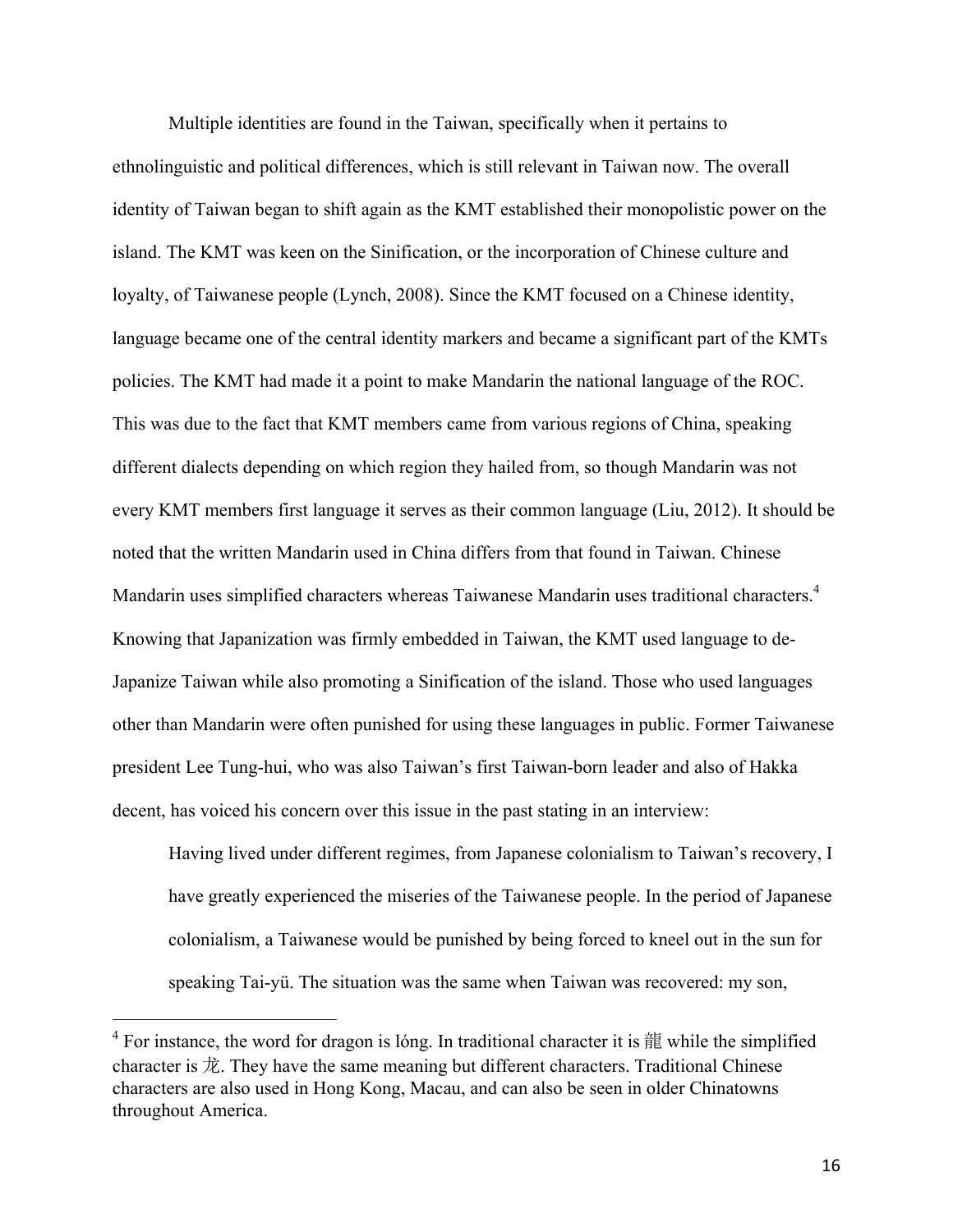Multiple identities are found in the Taiwan, specifically when it pertains to ethnolinguistic and political differences, which is still relevant in Taiwan now. The overall identity of Taiwan began to shift again as the KMT established their monopolistic power on the island. The KMT was keen on the Sinification, or the incorporation of Chinese culture and loyalty, of Taiwanese people (Lynch, 2008). Since the KMT focused on a Chinese identity, language became one of the central identity markers and became a significant part of the KMTs policies. The KMT had made it a point to make Mandarin the national language of the ROC. This was due to the fact that KMT members came from various regions of China, speaking different dialects depending on which region they hailed from, so though Mandarin was not every KMT members first language it serves as their common language (Liu, 2012). It should be noted that the written Mandarin used in China differs from that found in Taiwan. Chinese Mandarin uses simplified characters whereas Taiwanese Mandarin uses traditional characters.[4] Knowing that Japanization was firmly embedded in Taiwan, the KMT used language to de-Japanize Taiwan while also promoting a Sinification of the island. Those who used languages other than Mandarin were often punished for using these languages in public. Former Taiwanese president Lee Tung-hui, who was also Taiwan's first Taiwan-born leader and also of Hakka decent, has voiced his concern over this issue in the past stating in an interview:

> Having lived under different regimes, from Japanese colonialism to Taiwan's recovery, I have greatly experienced the miseries of the Taiwanese people. In the period of Japanese colonialism, a Taiwanese would be punished by being forced to kneel out in the sun for speaking Tai-yü. The situation was the same when Taiwan was recovered: my son,

---

[4] For instance, the word for dragon is lóng. In traditional character it is 龍 while the simplified character is 龙. They have the same meaning but different characters. Traditional Chinese characters are also used in Hong Kong, Macau, and can also be seen in older Chinatowns throughout America.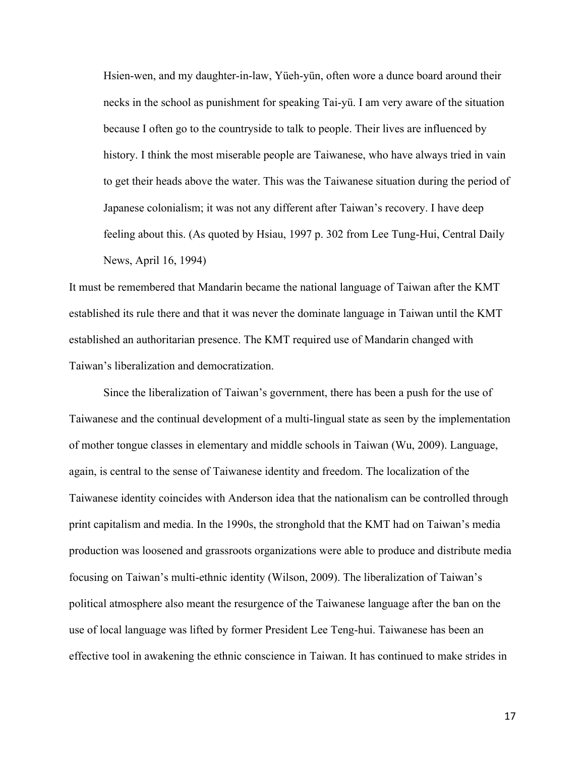> Hsien-wen, and my daughter-in-law, Yüeh-yün, often wore a dunce board around their necks in the school as punishment for speaking Tai-yü. I am very aware of the situation because I often go to the countryside to talk to people. Their lives are influenced by history. I think the most miserable people are Taiwanese, who have always tried in vain to get their heads above the water. This was the Taiwanese situation during the period of Japanese colonialism; it was not any different after Taiwan's recovery. I have deep feeling about this. (As quoted by Hsiau, 1997 p. 302 from Lee Tung-Hui, Central Daily News, April 16, 1994)

It must be remembered that Mandarin became the national language of Taiwan after the KMT established its rule there and that it was never the dominate language in Taiwan until the KMT established an authoritarian presence. The KMT required use of Mandarin changed with Taiwan's liberalization and democratization.

Since the liberalization of Taiwan's government, there has been a push for the use of Taiwanese and the continual development of a multi-lingual state as seen by the implementation of mother tongue classes in elementary and middle schools in Taiwan (Wu, 2009). Language, again, is central to the sense of Taiwanese identity and freedom. The localization of the Taiwanese identity coincides with Anderson idea that the nationalism can be controlled through print capitalism and media. In the 1990s, the stronghold that the KMT had on Taiwan's media production was loosened and grassroots organizations were able to produce and distribute media focusing on Taiwan's multi-ethnic identity (Wilson, 2009). The liberalization of Taiwan's political atmosphere also meant the resurgence of the Taiwanese language after the ban on the use of local language was lifted by former President Lee Teng-hui. Taiwanese has been an effective tool in awakening the ethnic conscience in Taiwan. It has continued to make strides in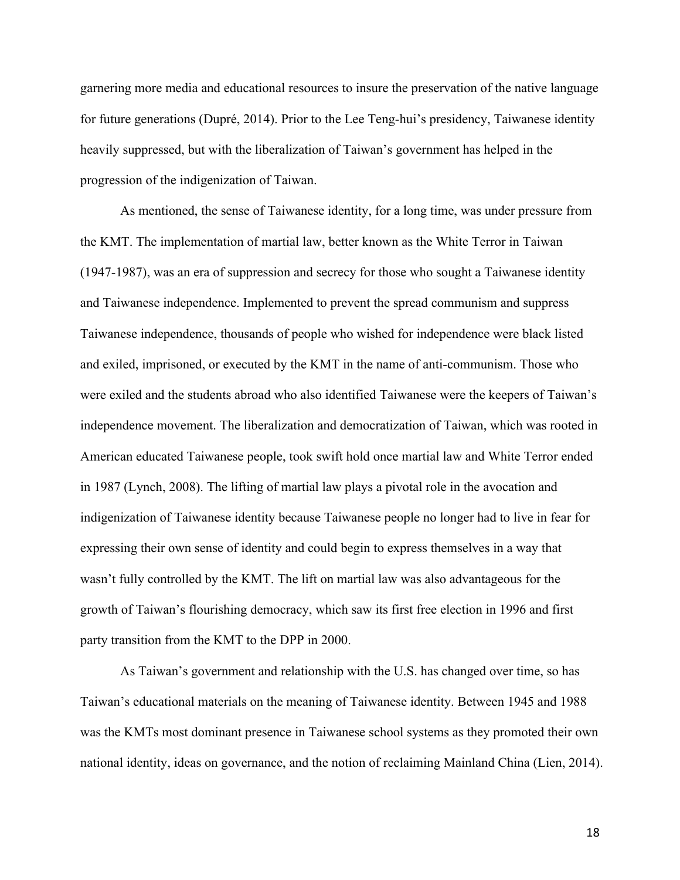garnering more media and educational resources to insure the preservation of the native language for future generations (Dupré, 2014). Prior to the Lee Teng-hui's presidency, Taiwanese identity heavily suppressed, but with the liberalization of Taiwan's government has helped in the progression of the indigenization of Taiwan.

As mentioned, the sense of Taiwanese identity, for a long time, was under pressure from the KMT. The implementation of martial law, better known as the White Terror in Taiwan (1947-1987), was an era of suppression and secrecy for those who sought a Taiwanese identity and Taiwanese independence. Implemented to prevent the spread communism and suppress Taiwanese independence, thousands of people who wished for independence were black listed and exiled, imprisoned, or executed by the KMT in the name of anti-communism. Those who were exiled and the students abroad who also identified Taiwanese were the keepers of Taiwan's independence movement. The liberalization and democratization of Taiwan, which was rooted in American educated Taiwanese people, took swift hold once martial law and White Terror ended in 1987 (Lynch, 2008). The lifting of martial law plays a pivotal role in the avocation and indigenization of Taiwanese identity because Taiwanese people no longer had to live in fear for expressing their own sense of identity and could begin to express themselves in a way that wasn't fully controlled by the KMT. The lift on martial law was also advantageous for the growth of Taiwan's flourishing democracy, which saw its first free election in 1996 and first party transition from the KMT to the DPP in 2000.

As Taiwan's government and relationship with the U.S. has changed over time, so has Taiwan's educational materials on the meaning of Taiwanese identity. Between 1945 and 1988 was the KMTs most dominant presence in Taiwanese school systems as they promoted their own national identity, ideas on governance, and the notion of reclaiming Mainland China (Lien, 2014).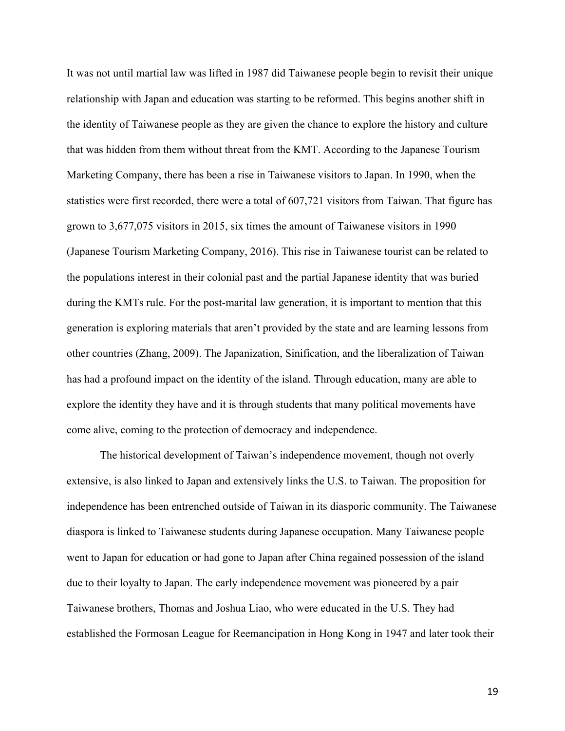It was not until martial law was lifted in 1987 did Taiwanese people begin to revisit their unique relationship with Japan and education was starting to be reformed. This begins another shift in the identity of Taiwanese people as they are given the chance to explore the history and culture that was hidden from them without threat from the KMT. According to the Japanese Tourism Marketing Company, there has been a rise in Taiwanese visitors to Japan. In 1990, when the statistics were first recorded, there were a total of 607,721 visitors from Taiwan. That figure has grown to 3,677,075 visitors in 2015, six times the amount of Taiwanese visitors in 1990 (Japanese Tourism Marketing Company, 2016). This rise in Taiwanese tourist can be related to the populations interest in their colonial past and the partial Japanese identity that was buried during the KMTs rule. For the post-marital law generation, it is important to mention that this generation is exploring materials that aren't provided by the state and are learning lessons from other countries (Zhang, 2009). The Japanization, Sinification, and the liberalization of Taiwan has had a profound impact on the identity of the island. Through education, many are able to explore the identity they have and it is through students that many political movements have come alive, coming to the protection of democracy and independence.

The historical development of Taiwan's independence movement, though not overly extensive, is also linked to Japan and extensively links the U.S. to Taiwan. The proposition for independence has been entrenched outside of Taiwan in its diasporic community. The Taiwanese diaspora is linked to Taiwanese students during Japanese occupation. Many Taiwanese people went to Japan for education or had gone to Japan after China regained possession of the island due to their loyalty to Japan. The early independence movement was pioneered by a pair Taiwanese brothers, Thomas and Joshua Liao, who were educated in the U.S. They had established the Formosan League for Reemancipation in Hong Kong in 1947 and later took their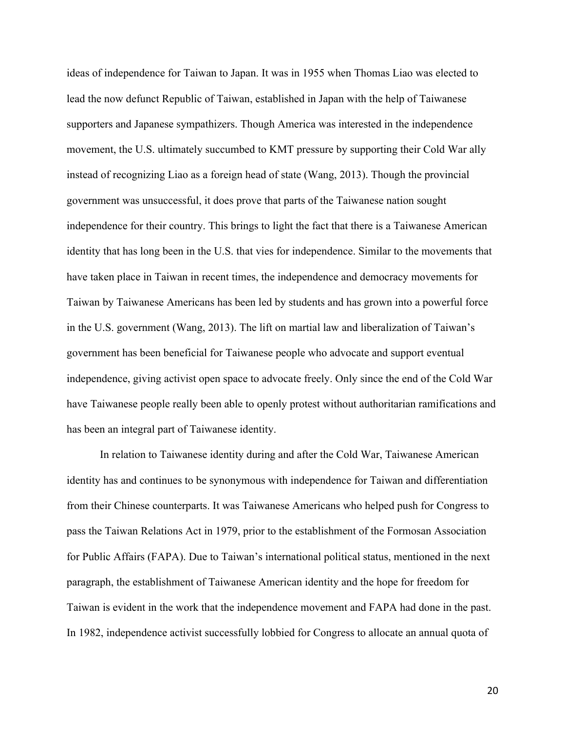ideas of independence for Taiwan to Japan. It was in 1955 when Thomas Liao was elected to lead the now defunct Republic of Taiwan, established in Japan with the help of Taiwanese supporters and Japanese sympathizers. Though America was interested in the independence movement, the U.S. ultimately succumbed to KMT pressure by supporting their Cold War ally instead of recognizing Liao as a foreign head of state (Wang, 2013). Though the provincial government was unsuccessful, it does prove that parts of the Taiwanese nation sought independence for their country. This brings to light the fact that there is a Taiwanese American identity that has long been in the U.S. that vies for independence. Similar to the movements that have taken place in Taiwan in recent times, the independence and democracy movements for Taiwan by Taiwanese Americans has been led by students and has grown into a powerful force in the U.S. government (Wang, 2013). The lift on martial law and liberalization of Taiwan's government has been beneficial for Taiwanese people who advocate and support eventual independence, giving activist open space to advocate freely. Only since the end of the Cold War have Taiwanese people really been able to openly protest without authoritarian ramifications and has been an integral part of Taiwanese identity.

In relation to Taiwanese identity during and after the Cold War, Taiwanese American identity has and continues to be synonymous with independence for Taiwan and differentiation from their Chinese counterparts. It was Taiwanese Americans who helped push for Congress to pass the Taiwan Relations Act in 1979, prior to the establishment of the Formosan Association for Public Affairs (FAPA). Due to Taiwan's international political status, mentioned in the next paragraph, the establishment of Taiwanese American identity and the hope for freedom for Taiwan is evident in the work that the independence movement and FAPA had done in the past. In 1982, independence activist successfully lobbied for Congress to allocate an annual quota of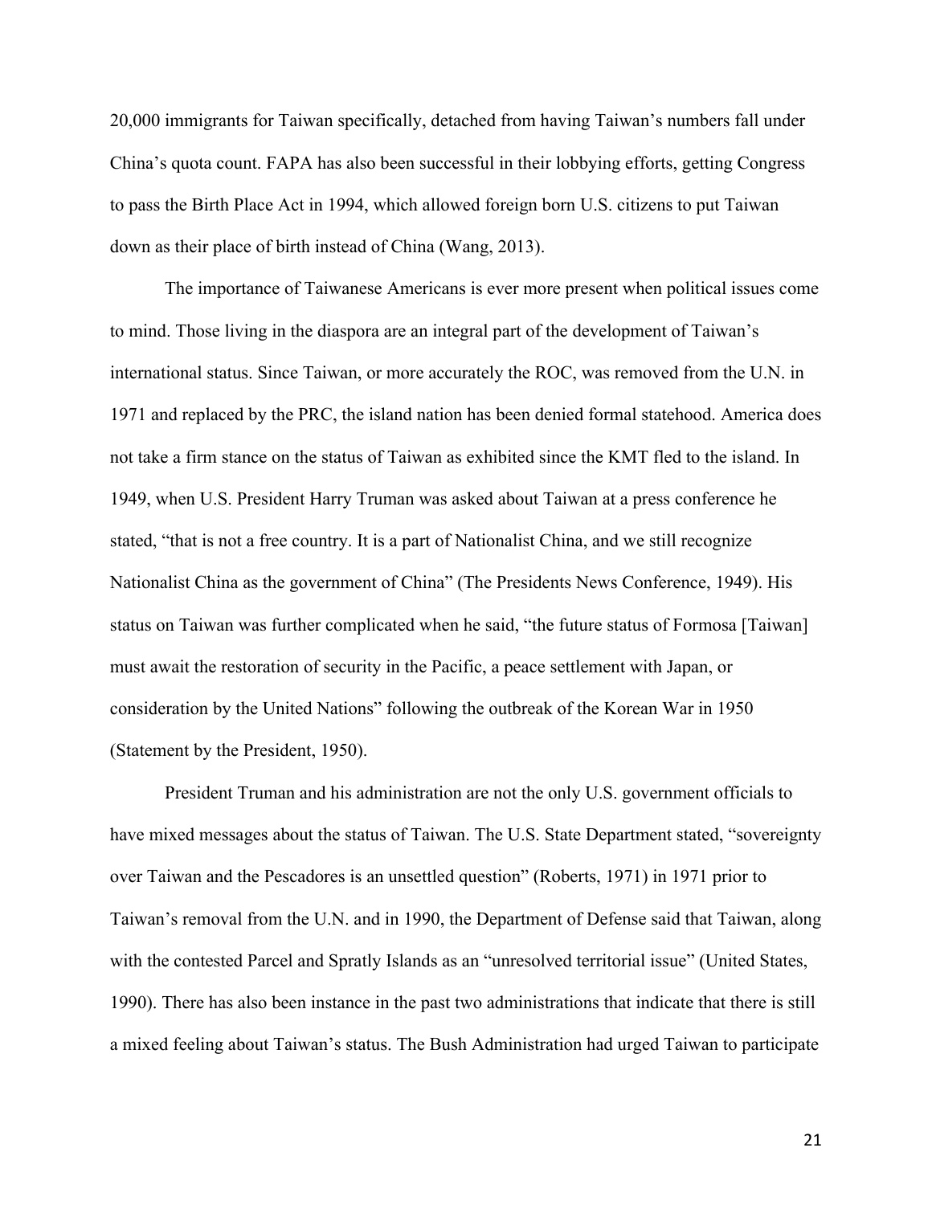20,000 immigrants for Taiwan specifically, detached from having Taiwan's numbers fall under China's quota count. FAPA has also been successful in their lobbying efforts, getting Congress to pass the Birth Place Act in 1994, which allowed foreign born U.S. citizens to put Taiwan down as their place of birth instead of China (Wang, 2013).

The importance of Taiwanese Americans is ever more present when political issues come to mind. Those living in the diaspora are an integral part of the development of Taiwan's international status. Since Taiwan, or more accurately the ROC, was removed from the U.N. in 1971 and replaced by the PRC, the island nation has been denied formal statehood. America does not take a firm stance on the status of Taiwan as exhibited since the KMT fled to the island. In 1949, when U.S. President Harry Truman was asked about Taiwan at a press conference he stated, "that is not a free country. It is a part of Nationalist China, and we still recognize Nationalist China as the government of China" (The Presidents News Conference, 1949). His status on Taiwan was further complicated when he said, "the future status of Formosa [Taiwan] must await the restoration of security in the Pacific, a peace settlement with Japan, or consideration by the United Nations" following the outbreak of the Korean War in 1950 (Statement by the President, 1950).

President Truman and his administration are not the only U.S. government officials to have mixed messages about the status of Taiwan. The U.S. State Department stated, "sovereignty over Taiwan and the Pescadores is an unsettled question" (Roberts, 1971) in 1971 prior to Taiwan's removal from the U.N. and in 1990, the Department of Defense said that Taiwan, along with the contested Parcel and Spratly Islands as an "unresolved territorial issue" (United States, 1990). There has also been instance in the past two administrations that indicate that there is still a mixed feeling about Taiwan's status. The Bush Administration had urged Taiwan to participate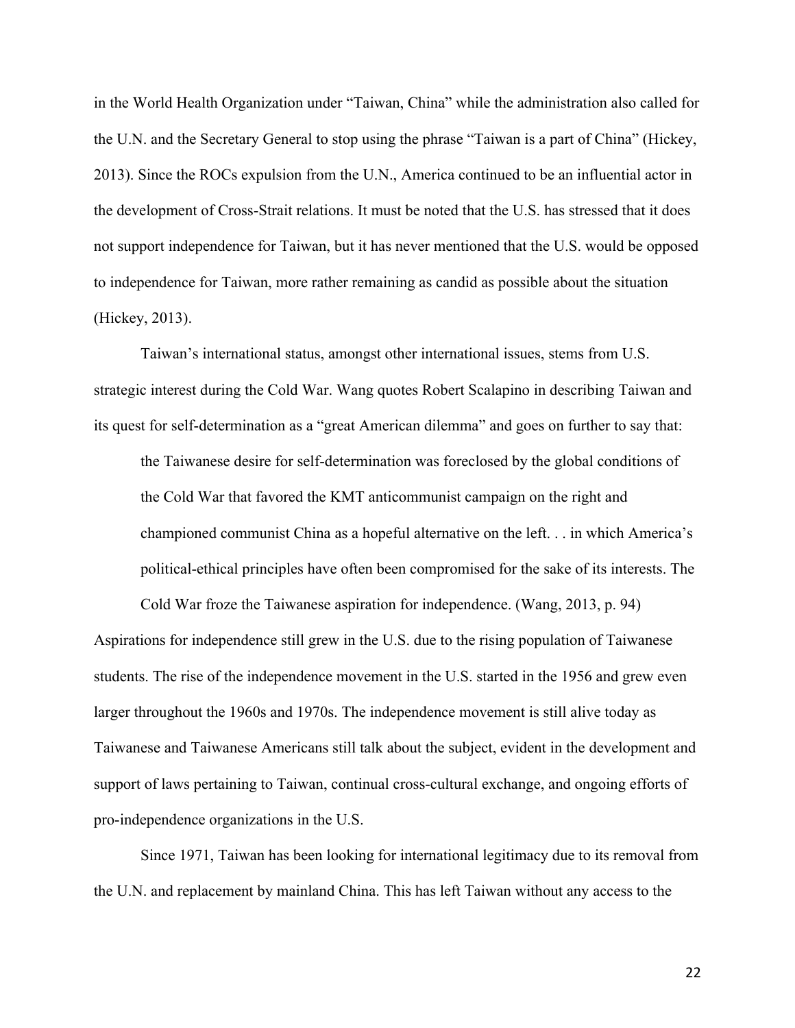in the World Health Organization under "Taiwan, China" while the administration also called for the U.N. and the Secretary General to stop using the phrase "Taiwan is a part of China" (Hickey, 2013). Since the ROCs expulsion from the U.N., America continued to be an influential actor in the development of Cross-Strait relations. It must be noted that the U.S. has stressed that it does not support independence for Taiwan, but it has never mentioned that the U.S. would be opposed to independence for Taiwan, more rather remaining as candid as possible about the situation (Hickey, 2013).

Taiwan's international status, amongst other international issues, stems from U.S. strategic interest during the Cold War. Wang quotes Robert Scalapino in describing Taiwan and its quest for self-determination as a "great American dilemma" and goes on further to say that:

> the Taiwanese desire for self-determination was foreclosed by the global conditions of the Cold War that favored the KMT anticommunist campaign on the right and championed communist China as a hopeful alternative on the left. . . in which America's political-ethical principles have often been compromised for the sake of its interests. The Cold War froze the Taiwanese aspiration for independence. (Wang, 2013, p. 94)

Aspirations for independence still grew in the U.S. due to the rising population of Taiwanese students. The rise of the independence movement in the U.S. started in the 1956 and grew even larger throughout the 1960s and 1970s. The independence movement is still alive today as Taiwanese and Taiwanese Americans still talk about the subject, evident in the development and support of laws pertaining to Taiwan, continual cross-cultural exchange, and ongoing efforts of pro-independence organizations in the U.S.

Since 1971, Taiwan has been looking for international legitimacy due to its removal from the U.N. and replacement by mainland China. This has left Taiwan without any access to the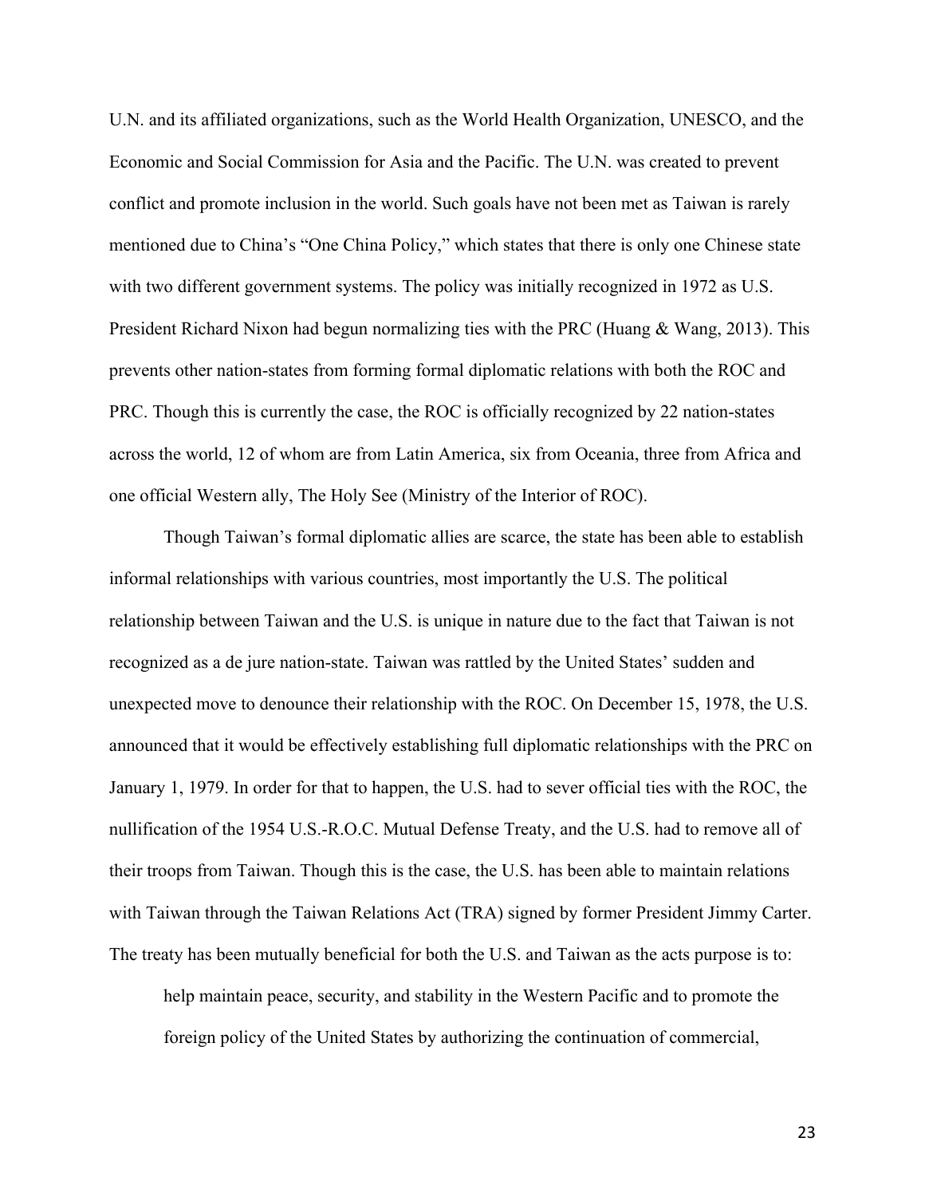U.N. and its affiliated organizations, such as the World Health Organization, UNESCO, and the Economic and Social Commission for Asia and the Pacific. The U.N. was created to prevent conflict and promote inclusion in the world. Such goals have not been met as Taiwan is rarely mentioned due to China's "One China Policy," which states that there is only one Chinese state with two different government systems. The policy was initially recognized in 1972 as U.S. President Richard Nixon had begun normalizing ties with the PRC (Huang & Wang, 2013). This prevents other nation-states from forming formal diplomatic relations with both the ROC and PRC. Though this is currently the case, the ROC is officially recognized by 22 nation-states across the world, 12 of whom are from Latin America, six from Oceania, three from Africa and one official Western ally, The Holy See (Ministry of the Interior of ROC).

Though Taiwan's formal diplomatic allies are scarce, the state has been able to establish informal relationships with various countries, most importantly the U.S. The political relationship between Taiwan and the U.S. is unique in nature due to the fact that Taiwan is not recognized as a de jure nation-state. Taiwan was rattled by the United States' sudden and unexpected move to denounce their relationship with the ROC. On December 15, 1978, the U.S. announced that it would be effectively establishing full diplomatic relationships with the PRC on January 1, 1979. In order for that to happen, the U.S. had to sever official ties with the ROC, the nullification of the 1954 U.S.-R.O.C. Mutual Defense Treaty, and the U.S. had to remove all of their troops from Taiwan. Though this is the case, the U.S. has been able to maintain relations with Taiwan through the Taiwan Relations Act (TRA) signed by former President Jimmy Carter. The treaty has been mutually beneficial for both the U.S. and Taiwan as the acts purpose is to:

> help maintain peace, security, and stability in the Western Pacific and to promote the foreign policy of the United States by authorizing the continuation of commercial,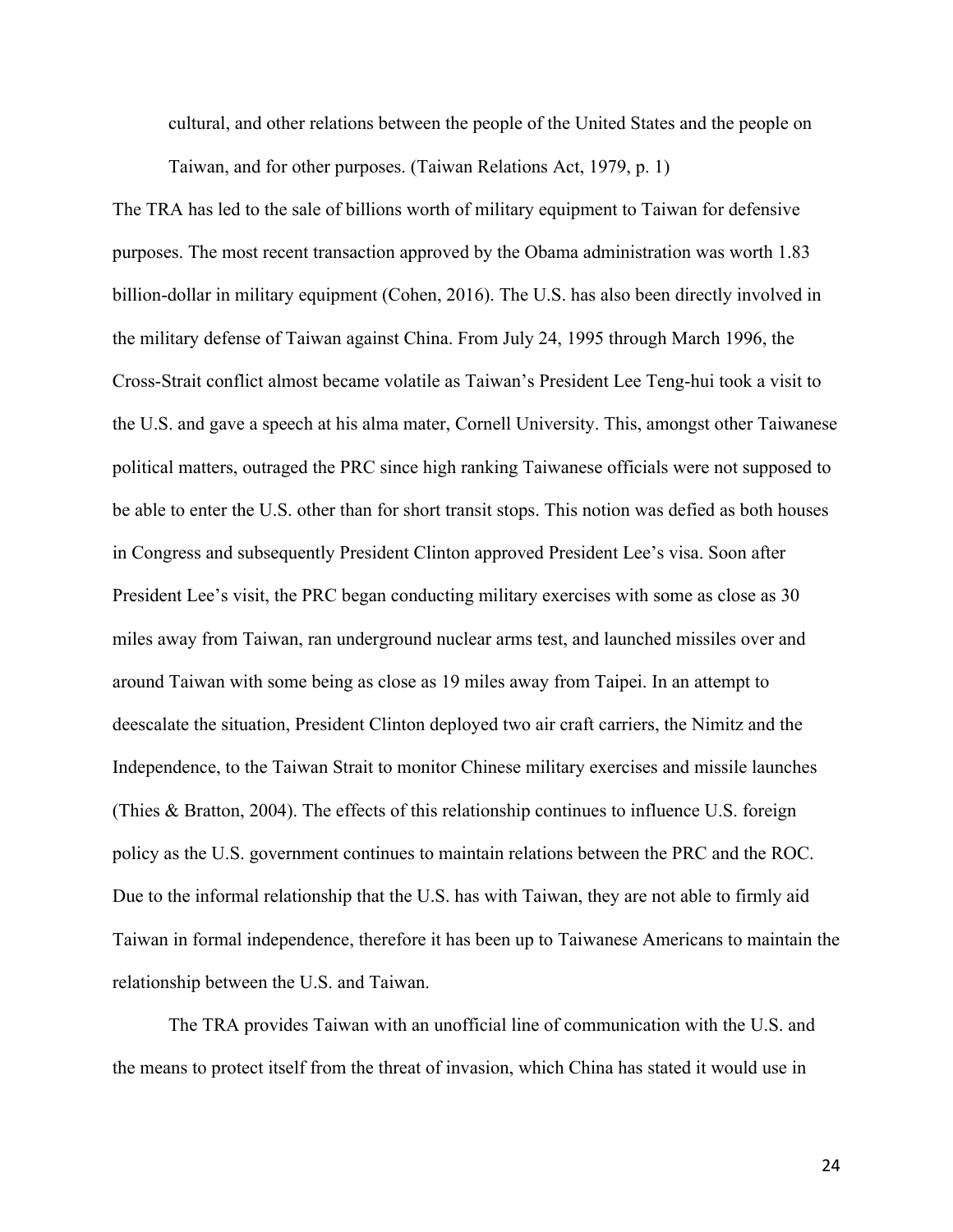> cultural, and other relations between the people of the United States and the people on Taiwan, and for other purposes. (Taiwan Relations Act, 1979, p. 1)

The TRA has led to the sale of billions worth of military equipment to Taiwan for defensive purposes. The most recent transaction approved by the Obama administration was worth 1.83 billion-dollar in military equipment (Cohen, 2016). The U.S. has also been directly involved in the military defense of Taiwan against China. From July 24, 1995 through March 1996, the Cross-Strait conflict almost became volatile as Taiwan's President Lee Teng-hui took a visit to the U.S. and gave a speech at his alma mater, Cornell University. This, amongst other Taiwanese political matters, outraged the PRC since high ranking Taiwanese officials were not supposed to be able to enter the U.S. other than for short transit stops. This notion was defied as both houses in Congress and subsequently President Clinton approved President Lee's visa. Soon after President Lee's visit, the PRC began conducting military exercises with some as close as 30 miles away from Taiwan, ran underground nuclear arms test, and launched missiles over and around Taiwan with some being as close as 19 miles away from Taipei. In an attempt to deescalate the situation, President Clinton deployed two air craft carriers, the Nimitz and the Independence, to the Taiwan Strait to monitor Chinese military exercises and missile launches (Thies & Bratton, 2004). The effects of this relationship continues to influence U.S. foreign policy as the U.S. government continues to maintain relations between the PRC and the ROC. Due to the informal relationship that the U.S. has with Taiwan, they are not able to firmly aid Taiwan in formal independence, therefore it has been up to Taiwanese Americans to maintain the relationship between the U.S. and Taiwan.

The TRA provides Taiwan with an unofficial line of communication with the U.S. and the means to protect itself from the threat of invasion, which China has stated it would use in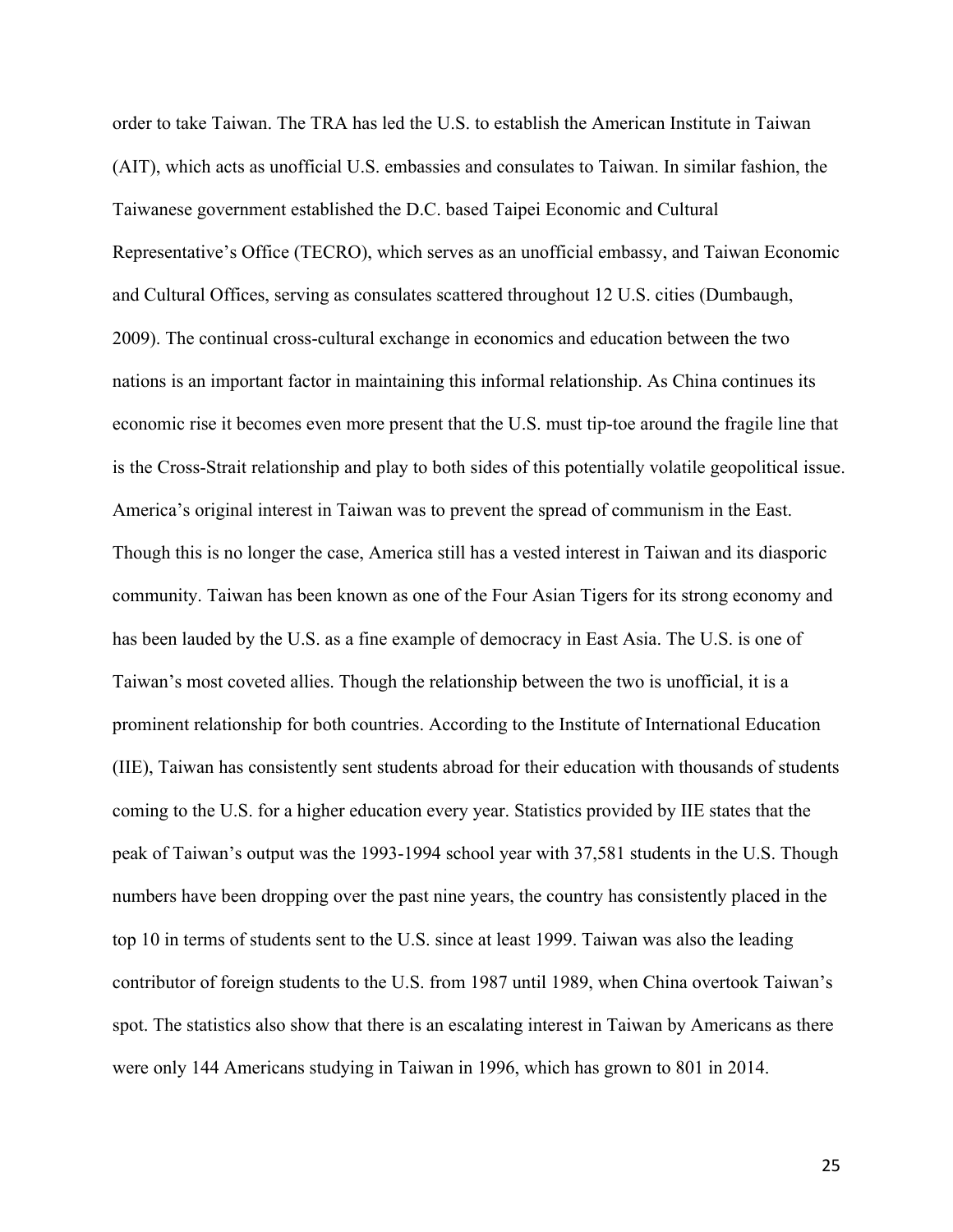order to take Taiwan. The TRA has led the U.S. to establish the American Institute in Taiwan (AIT), which acts as unofficial U.S. embassies and consulates to Taiwan. In similar fashion, the Taiwanese government established the D.C. based Taipei Economic and Cultural Representative's Office (TECRO), which serves as an unofficial embassy, and Taiwan Economic and Cultural Offices, serving as consulates scattered throughout 12 U.S. cities (Dumbaugh, 2009). The continual cross-cultural exchange in economics and education between the two nations is an important factor in maintaining this informal relationship. As China continues its economic rise it becomes even more present that the U.S. must tip-toe around the fragile line that is the Cross-Strait relationship and play to both sides of this potentially volatile geopolitical issue. America's original interest in Taiwan was to prevent the spread of communism in the East. Though this is no longer the case, America still has a vested interest in Taiwan and its diasporic community. Taiwan has been known as one of the Four Asian Tigers for its strong economy and has been lauded by the U.S. as a fine example of democracy in East Asia. The U.S. is one of Taiwan's most coveted allies. Though the relationship between the two is unofficial, it is a prominent relationship for both countries. According to the Institute of International Education (IIE), Taiwan has consistently sent students abroad for their education with thousands of students coming to the U.S. for a higher education every year. Statistics provided by IIE states that the peak of Taiwan's output was the 1993-1994 school year with 37,581 students in the U.S. Though numbers have been dropping over the past nine years, the country has consistently placed in the top 10 in terms of students sent to the U.S. since at least 1999. Taiwan was also the leading contributor of foreign students to the U.S. from 1987 until 1989, when China overtook Taiwan's spot. The statistics also show that there is an escalating interest in Taiwan by Americans as there were only 144 Americans studying in Taiwan in 1996, which has grown to 801 in 2014.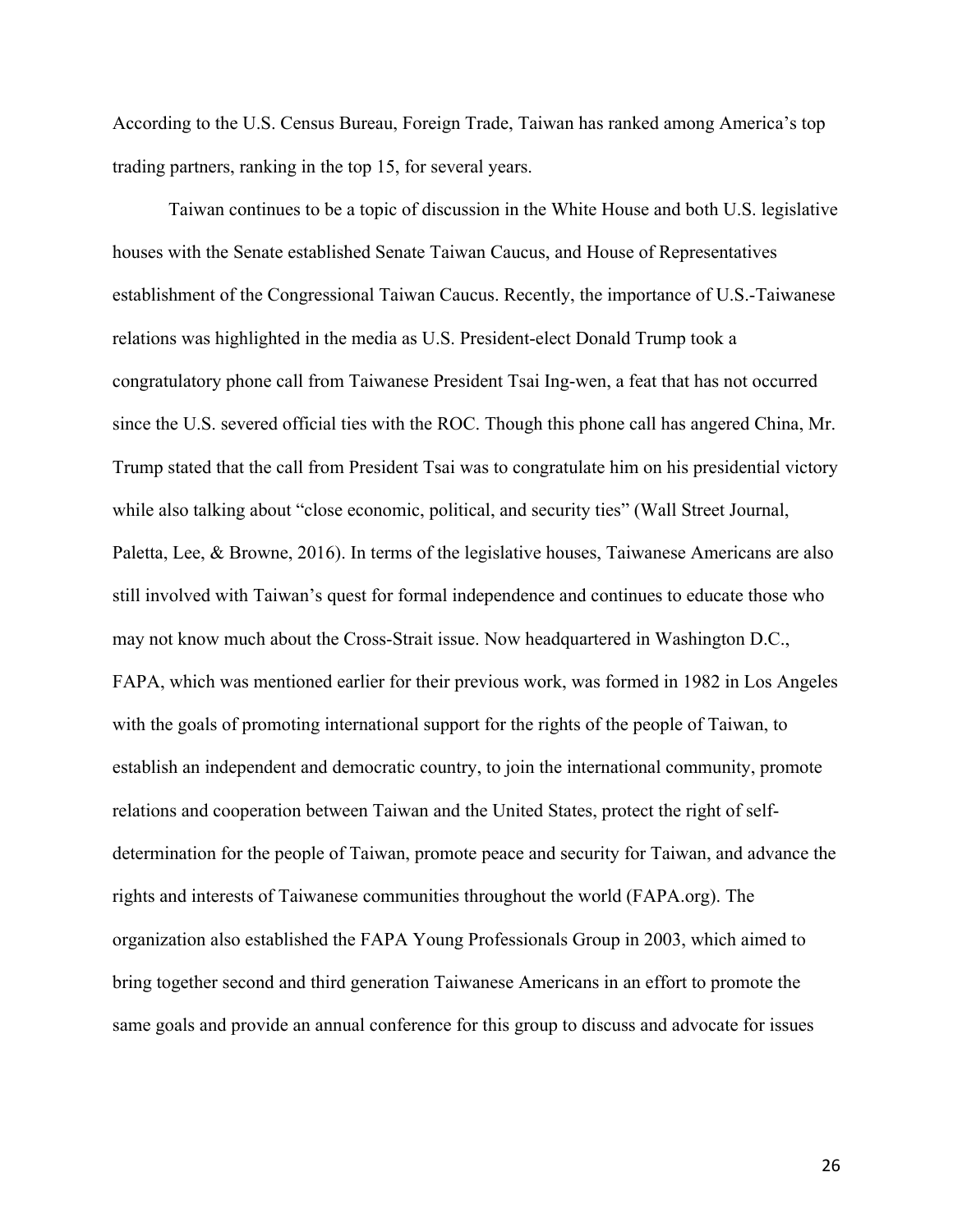According to the U.S. Census Bureau, Foreign Trade, Taiwan has ranked among America's top trading partners, ranking in the top 15, for several years.

Taiwan continues to be a topic of discussion in the White House and both U.S. legislative houses with the Senate established Senate Taiwan Caucus, and House of Representatives establishment of the Congressional Taiwan Caucus. Recently, the importance of U.S.-Taiwanese relations was highlighted in the media as U.S. President-elect Donald Trump took a congratulatory phone call from Taiwanese President Tsai Ing-wen, a feat that has not occurred since the U.S. severed official ties with the ROC. Though this phone call has angered China, Mr. Trump stated that the call from President Tsai was to congratulate him on his presidential victory while also talking about "close economic, political, and security ties" (Wall Street Journal, Paletta, Lee, & Browne, 2016). In terms of the legislative houses, Taiwanese Americans are also still involved with Taiwan's quest for formal independence and continues to educate those who may not know much about the Cross-Strait issue. Now headquartered in Washington D.C., FAPA, which was mentioned earlier for their previous work, was formed in 1982 in Los Angeles with the goals of promoting international support for the rights of the people of Taiwan, to establish an independent and democratic country, to join the international community, promote relations and cooperation between Taiwan and the United States, protect the right of self-determination for the people of Taiwan, promote peace and security for Taiwan, and advance the rights and interests of Taiwanese communities throughout the world (FAPA.org). The organization also established the FAPA Young Professionals Group in 2003, which aimed to bring together second and third generation Taiwanese Americans in an effort to promote the same goals and provide an annual conference for this group to discuss and advocate for issues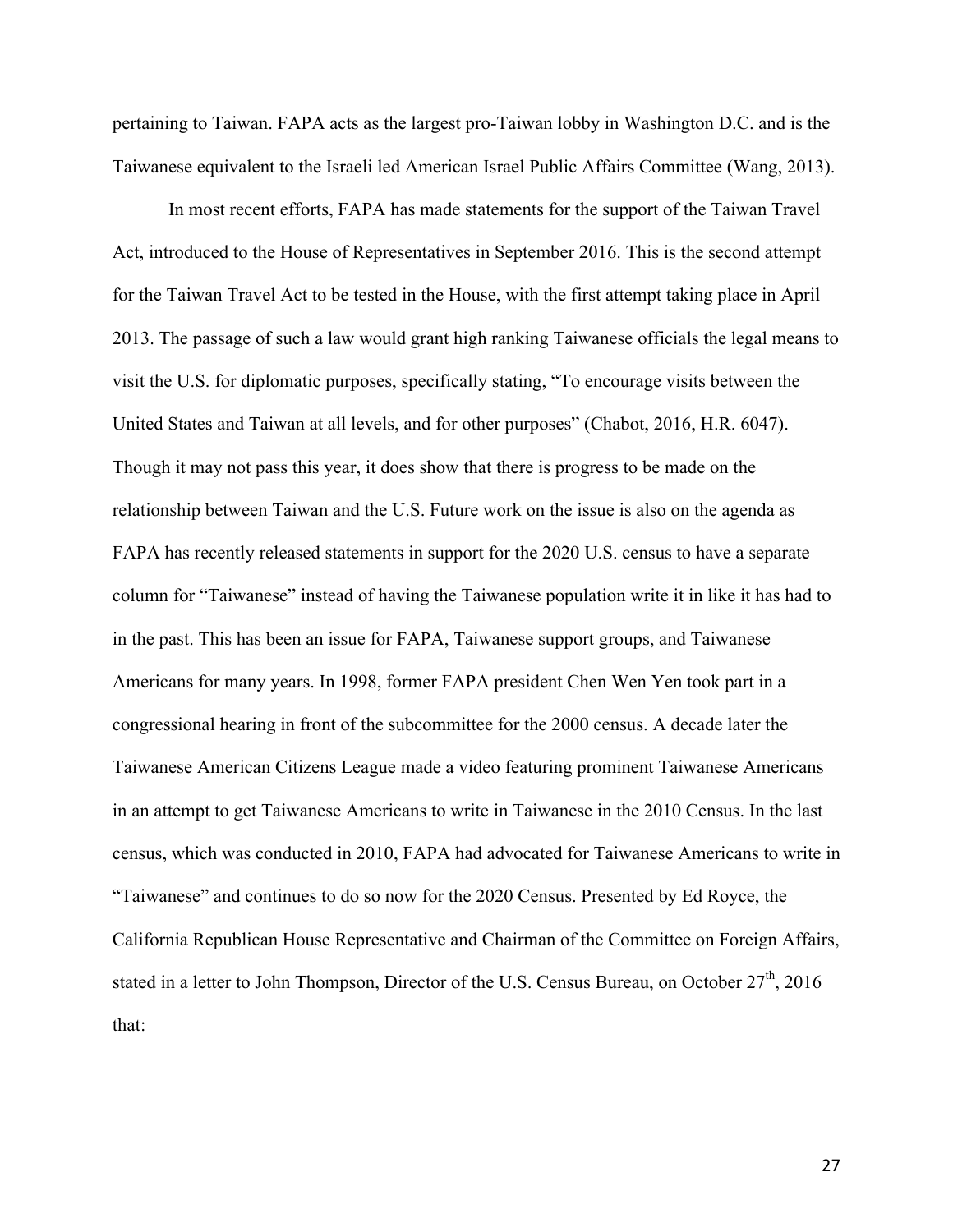pertaining to Taiwan. FAPA acts as the largest pro-Taiwan lobby in Washington D.C. and is the Taiwanese equivalent to the Israeli led American Israel Public Affairs Committee (Wang, 2013).

In most recent efforts, FAPA has made statements for the support of the Taiwan Travel Act, introduced to the House of Representatives in September 2016. This is the second attempt for the Taiwan Travel Act to be tested in the House, with the first attempt taking place in April 2013. The passage of such a law would grant high ranking Taiwanese officials the legal means to visit the U.S. for diplomatic purposes, specifically stating, "To encourage visits between the United States and Taiwan at all levels, and for other purposes" (Chabot, 2016, H.R. 6047). Though it may not pass this year, it does show that there is progress to be made on the relationship between Taiwan and the U.S. Future work on the issue is also on the agenda as FAPA has recently released statements in support for the 2020 U.S. census to have a separate column for "Taiwanese" instead of having the Taiwanese population write it in like it has had to in the past. This has been an issue for FAPA, Taiwanese support groups, and Taiwanese Americans for many years. In 1998, former FAPA president Chen Wen Yen took part in a congressional hearing in front of the subcommittee for the 2000 census. A decade later the Taiwanese American Citizens League made a video featuring prominent Taiwanese Americans in an attempt to get Taiwanese Americans to write in Taiwanese in the 2010 Census. In the last census, which was conducted in 2010, FAPA had advocated for Taiwanese Americans to write in "Taiwanese" and continues to do so now for the 2020 Census. Presented by Ed Royce, the California Republican House Representative and Chairman of the Committee on Foreign Affairs, stated in a letter to John Thompson, Director of the U.S. Census Bureau, on October 27th, 2016 that: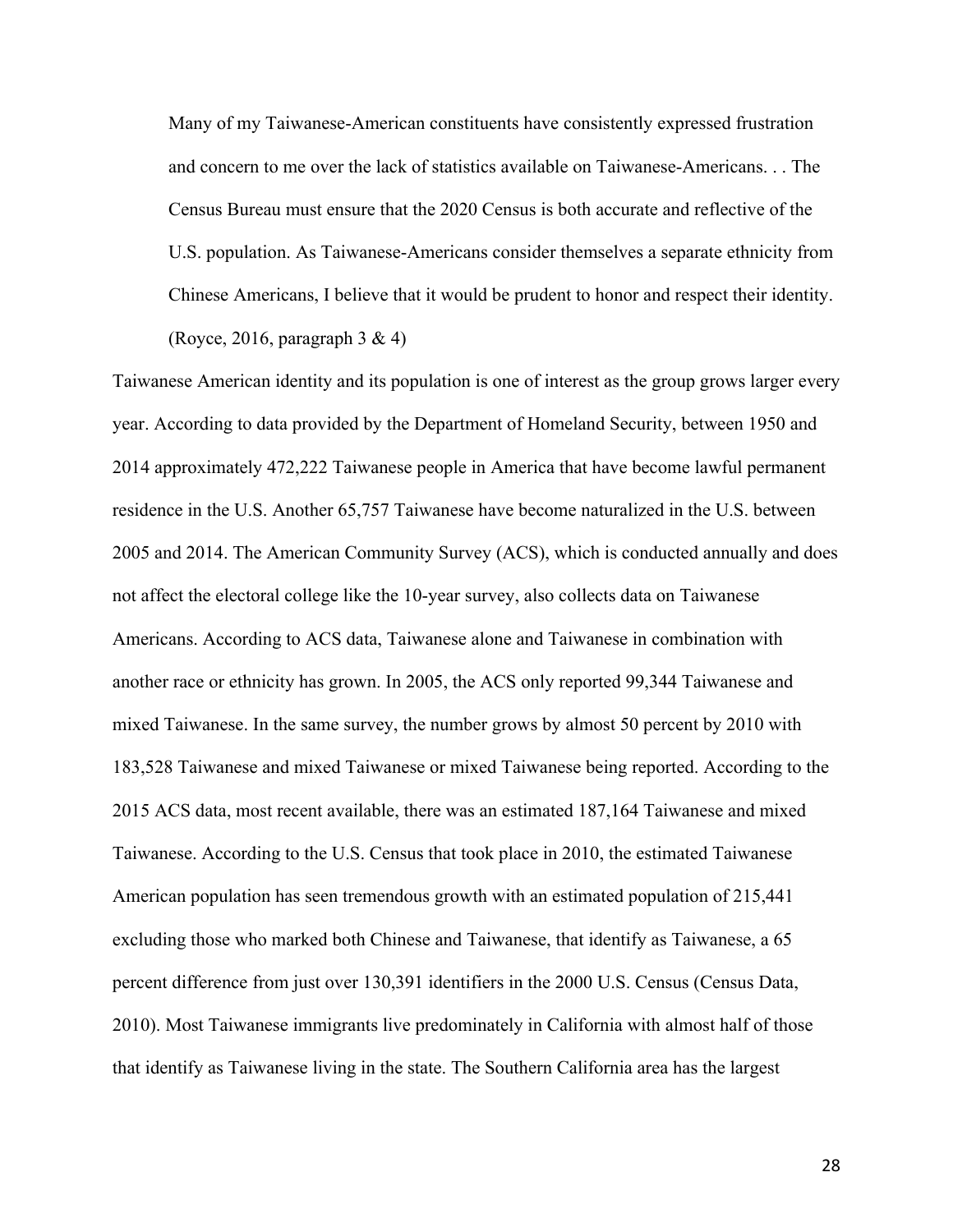> Many of my Taiwanese-American constituents have consistently expressed frustration and concern to me over the lack of statistics available on Taiwanese-Americans. . . The Census Bureau must ensure that the 2020 Census is both accurate and reflective of the U.S. population. As Taiwanese-Americans consider themselves a separate ethnicity from Chinese Americans, I believe that it would be prudent to honor and respect their identity. (Royce, 2016, paragraph 3 & 4)

Taiwanese American identity and its population is one of interest as the group grows larger every year. According to data provided by the Department of Homeland Security, between 1950 and 2014 approximately 472,222 Taiwanese people in America that have become lawful permanent residence in the U.S. Another 65,757 Taiwanese have become naturalized in the U.S. between 2005 and 2014. The American Community Survey (ACS), which is conducted annually and does not affect the electoral college like the 10-year survey, also collects data on Taiwanese Americans. According to ACS data, Taiwanese alone and Taiwanese in combination with another race or ethnicity has grown. In 2005, the ACS only reported 99,344 Taiwanese and mixed Taiwanese. In the same survey, the number grows by almost 50 percent by 2010 with 183,528 Taiwanese and mixed Taiwanese or mixed Taiwanese being reported. According to the 2015 ACS data, most recent available, there was an estimated 187,164 Taiwanese and mixed Taiwanese. According to the U.S. Census that took place in 2010, the estimated Taiwanese American population has seen tremendous growth with an estimated population of 215,441 excluding those who marked both Chinese and Taiwanese, that identify as Taiwanese, a 65 percent difference from just over 130,391 identifiers in the 2000 U.S. Census (Census Data, 2010). Most Taiwanese immigrants live predominately in California with almost half of those that identify as Taiwanese living in the state. The Southern California area has the largest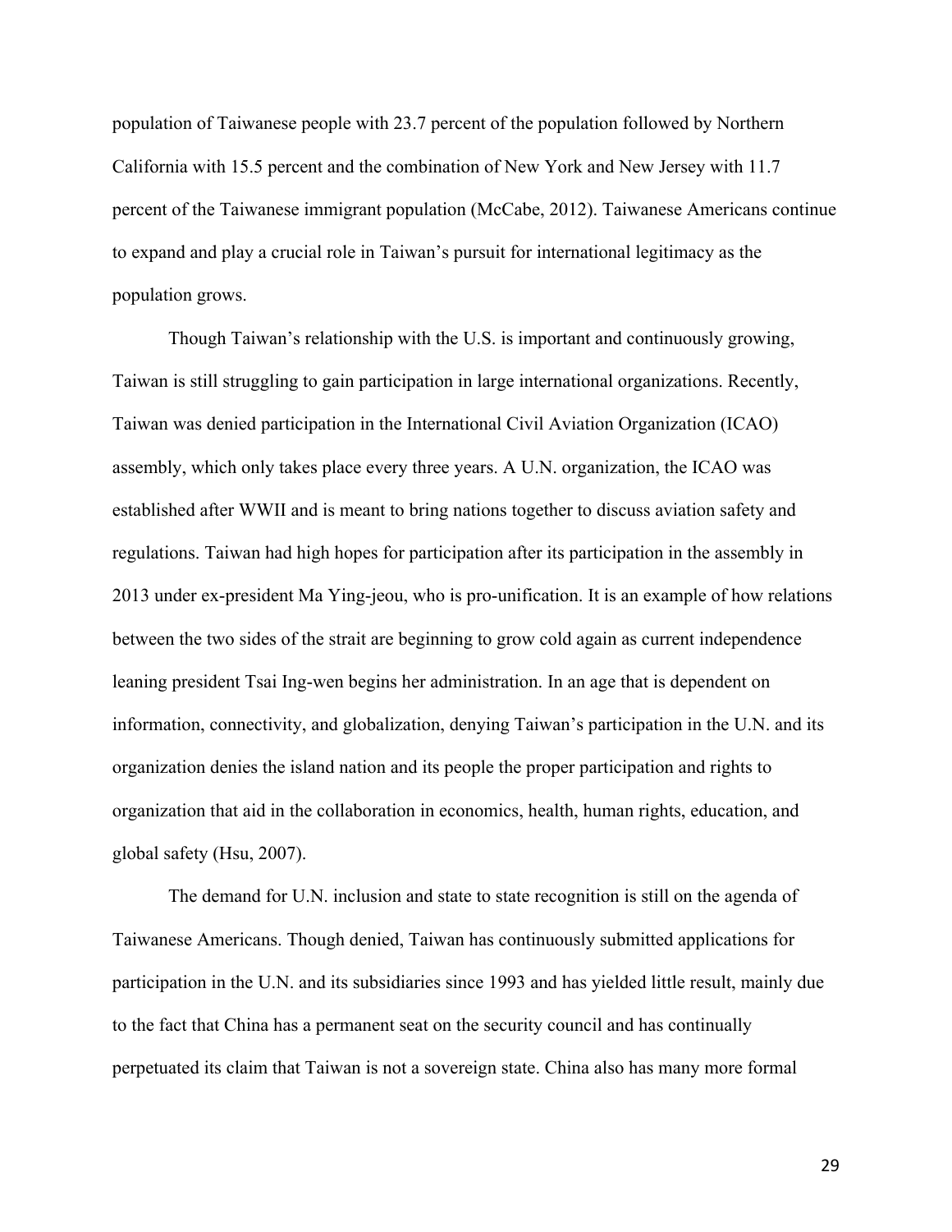population of Taiwanese people with 23.7 percent of the population followed by Northern California with 15.5 percent and the combination of New York and New Jersey with 11.7 percent of the Taiwanese immigrant population (McCabe, 2012). Taiwanese Americans continue to expand and play a crucial role in Taiwan's pursuit for international legitimacy as the population grows.

Though Taiwan's relationship with the U.S. is important and continuously growing, Taiwan is still struggling to gain participation in large international organizations. Recently, Taiwan was denied participation in the International Civil Aviation Organization (ICAO) assembly, which only takes place every three years. A U.N. organization, the ICAO was established after WWII and is meant to bring nations together to discuss aviation safety and regulations. Taiwan had high hopes for participation after its participation in the assembly in 2013 under ex-president Ma Ying-jeou, who is pro-unification. It is an example of how relations between the two sides of the strait are beginning to grow cold again as current independence leaning president Tsai Ing-wen begins her administration. In an age that is dependent on information, connectivity, and globalization, denying Taiwan's participation in the U.N. and its organization denies the island nation and its people the proper participation and rights to organization that aid in the collaboration in economics, health, human rights, education, and global safety (Hsu, 2007).

The demand for U.N. inclusion and state to state recognition is still on the agenda of Taiwanese Americans. Though denied, Taiwan has continuously submitted applications for participation in the U.N. and its subsidiaries since 1993 and has yielded little result, mainly due to the fact that China has a permanent seat on the security council and has continually perpetuated its claim that Taiwan is not a sovereign state. China also has many more formal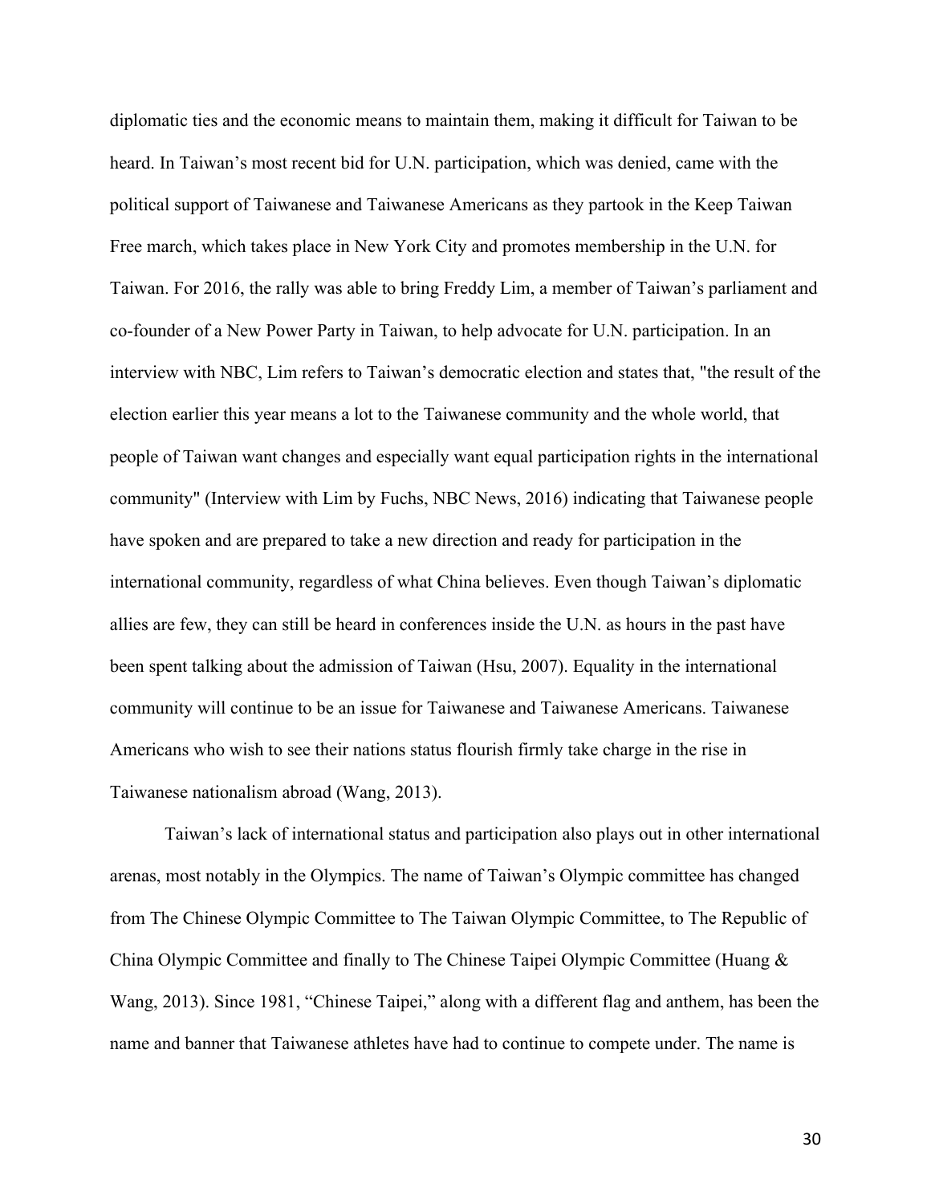diplomatic ties and the economic means to maintain them, making it difficult for Taiwan to be heard. In Taiwan's most recent bid for U.N. participation, which was denied, came with the political support of Taiwanese and Taiwanese Americans as they partook in the Keep Taiwan Free march, which takes place in New York City and promotes membership in the U.N. for Taiwan. For 2016, the rally was able to bring Freddy Lim, a member of Taiwan's parliament and co-founder of a New Power Party in Taiwan, to help advocate for U.N. participation. In an interview with NBC, Lim refers to Taiwan's democratic election and states that, "the result of the election earlier this year means a lot to the Taiwanese community and the whole world, that people of Taiwan want changes and especially want equal participation rights in the international community" (Interview with Lim by Fuchs, NBC News, 2016) indicating that Taiwanese people have spoken and are prepared to take a new direction and ready for participation in the international community, regardless of what China believes. Even though Taiwan's diplomatic allies are few, they can still be heard in conferences inside the U.N. as hours in the past have been spent talking about the admission of Taiwan (Hsu, 2007). Equality in the international community will continue to be an issue for Taiwanese and Taiwanese Americans. Taiwanese Americans who wish to see their nations status flourish firmly take charge in the rise in Taiwanese nationalism abroad (Wang, 2013).

Taiwan's lack of international status and participation also plays out in other international arenas, most notably in the Olympics. The name of Taiwan's Olympic committee has changed from The Chinese Olympic Committee to The Taiwan Olympic Committee, to The Republic of China Olympic Committee and finally to The Chinese Taipei Olympic Committee (Huang & Wang, 2013). Since 1981, "Chinese Taipei," along with a different flag and anthem, has been the name and banner that Taiwanese athletes have had to continue to compete under. The name is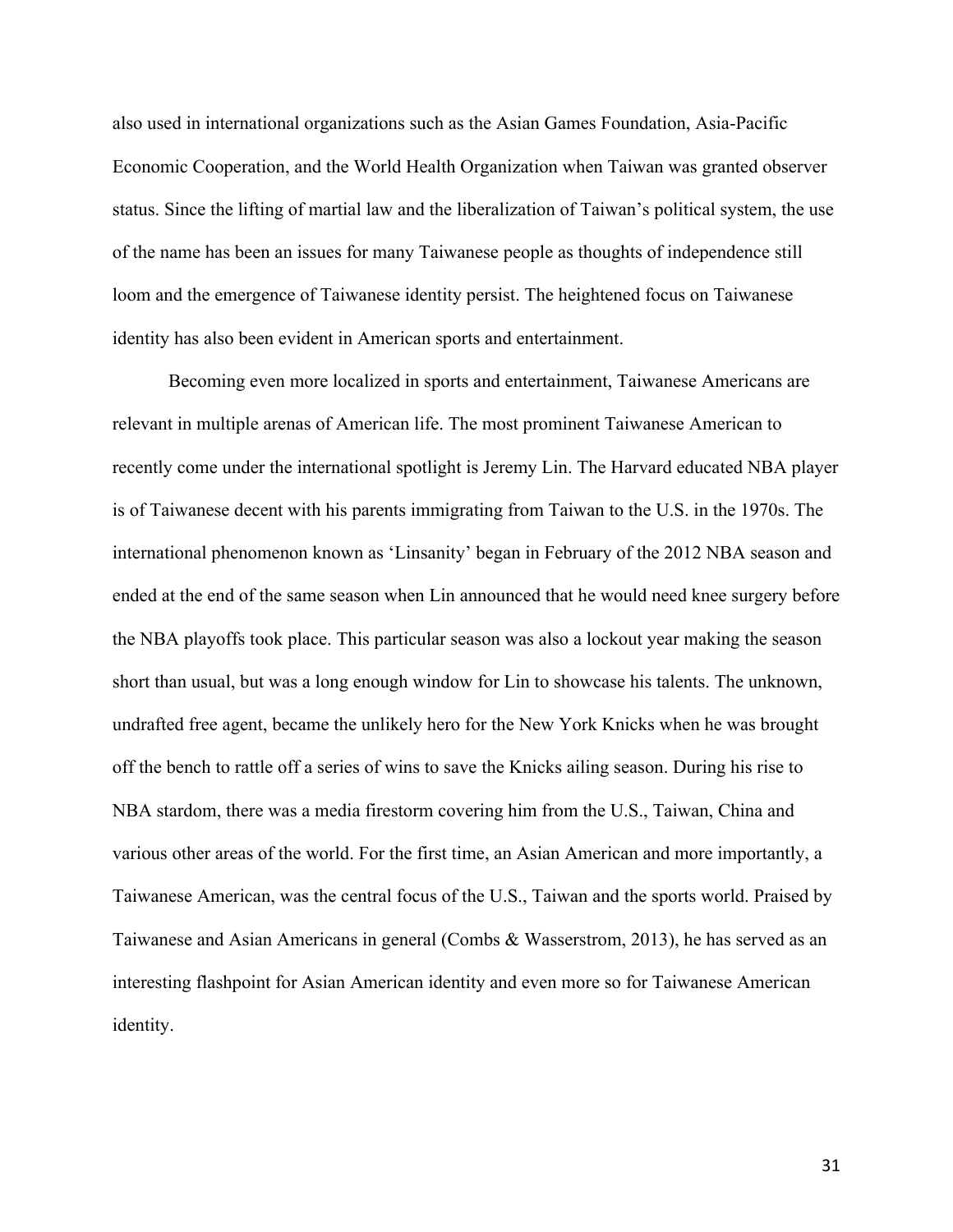also used in international organizations such as the Asian Games Foundation, Asia-Pacific Economic Cooperation, and the World Health Organization when Taiwan was granted observer status. Since the lifting of martial law and the liberalization of Taiwan's political system, the use of the name has been an issues for many Taiwanese people as thoughts of independence still loom and the emergence of Taiwanese identity persist. The heightened focus on Taiwanese identity has also been evident in American sports and entertainment.

Becoming even more localized in sports and entertainment, Taiwanese Americans are relevant in multiple arenas of American life. The most prominent Taiwanese American to recently come under the international spotlight is Jeremy Lin. The Harvard educated NBA player is of Taiwanese decent with his parents immigrating from Taiwan to the U.S. in the 1970s. The international phenomenon known as 'Linsanity' began in February of the 2012 NBA season and ended at the end of the same season when Lin announced that he would need knee surgery before the NBA playoffs took place. This particular season was also a lockout year making the season short than usual, but was a long enough window for Lin to showcase his talents. The unknown, undrafted free agent, became the unlikely hero for the New York Knicks when he was brought off the bench to rattle off a series of wins to save the Knicks ailing season. During his rise to NBA stardom, there was a media firestorm covering him from the U.S., Taiwan, China and various other areas of the world. For the first time, an Asian American and more importantly, a Taiwanese American, was the central focus of the U.S., Taiwan and the sports world. Praised by Taiwanese and Asian Americans in general (Combs & Wasserstrom, 2013), he has served as an interesting flashpoint for Asian American identity and even more so for Taiwanese American identity.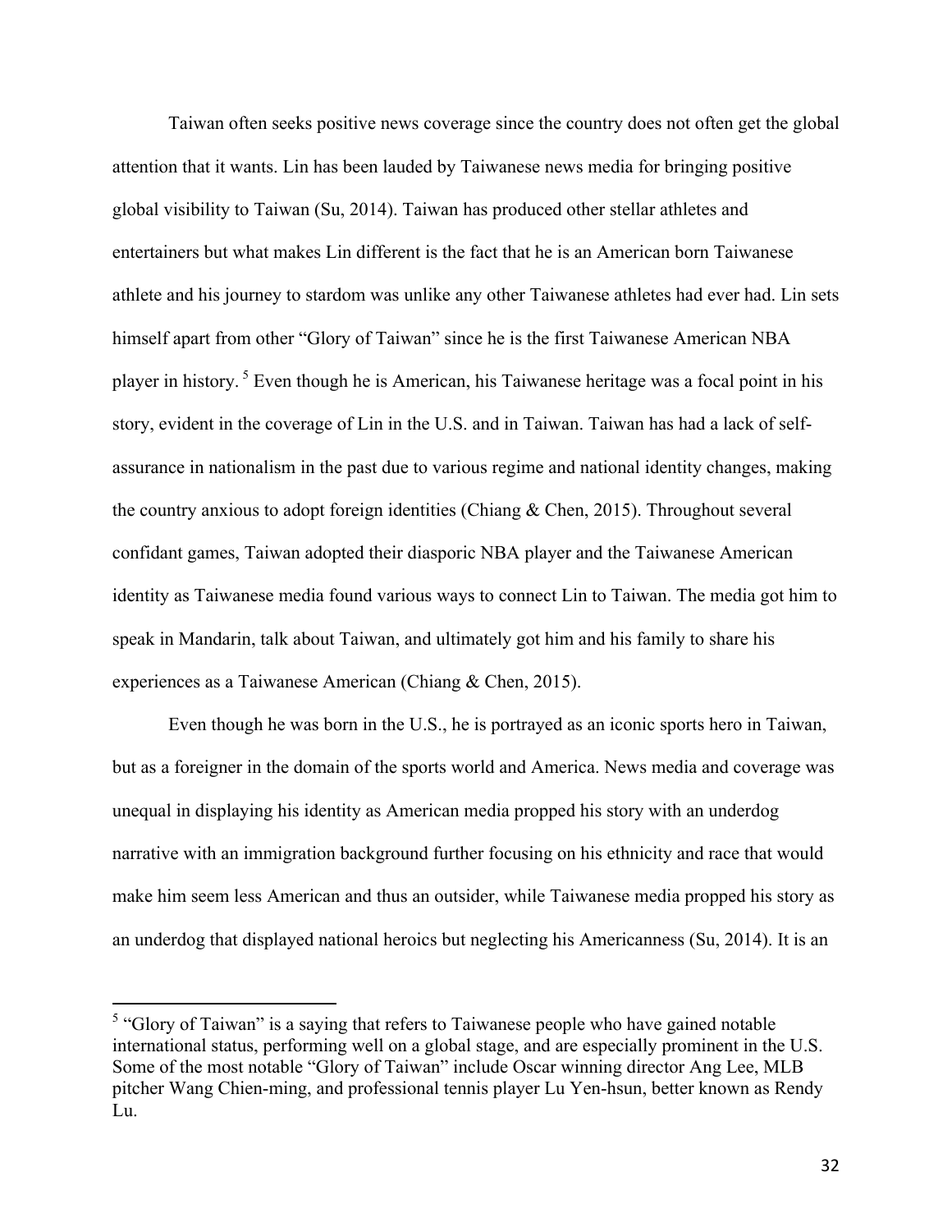Taiwan often seeks positive news coverage since the country does not often get the global attention that it wants. Lin has been lauded by Taiwanese news media for bringing positive global visibility to Taiwan (Su, 2014). Taiwan has produced other stellar athletes and entertainers but what makes Lin different is the fact that he is an American born Taiwanese athlete and his journey to stardom was unlike any other Taiwanese athletes had ever had. Lin sets himself apart from other "Glory of Taiwan" since he is the first Taiwanese American NBA player in history.[5] Even though he is American, his Taiwanese heritage was a focal point in his story, evident in the coverage of Lin in the U.S. and in Taiwan. Taiwan has had a lack of self-assurance in nationalism in the past due to various regime and national identity changes, making the country anxious to adopt foreign identities (Chiang & Chen, 2015). Throughout several confidant games, Taiwan adopted their diasporic NBA player and the Taiwanese American identity as Taiwanese media found various ways to connect Lin to Taiwan. The media got him to speak in Mandarin, talk about Taiwan, and ultimately got him and his family to share his experiences as a Taiwanese American (Chiang & Chen, 2015).

Even though he was born in the U.S., he is portrayed as an iconic sports hero in Taiwan, but as a foreigner in the domain of the sports world and America. News media and coverage was unequal in displaying his identity as American media propped his story with an underdog narrative with an immigration background further focusing on his ethnicity and race that would make him seem less American and thus an outsider, while Taiwanese media propped his story as an underdog that displayed national heroics but neglecting his Americanness (Su, 2014). It is an

---

[5] "Glory of Taiwan" is a saying that refers to Taiwanese people who have gained notable international status, performing well on a global stage, and are especially prominent in the U.S. Some of the most notable "Glory of Taiwan" include Oscar winning director Ang Lee, MLB pitcher Wang Chien-ming, and professional tennis player Lu Yen-hsun, better known as Rendy Lu.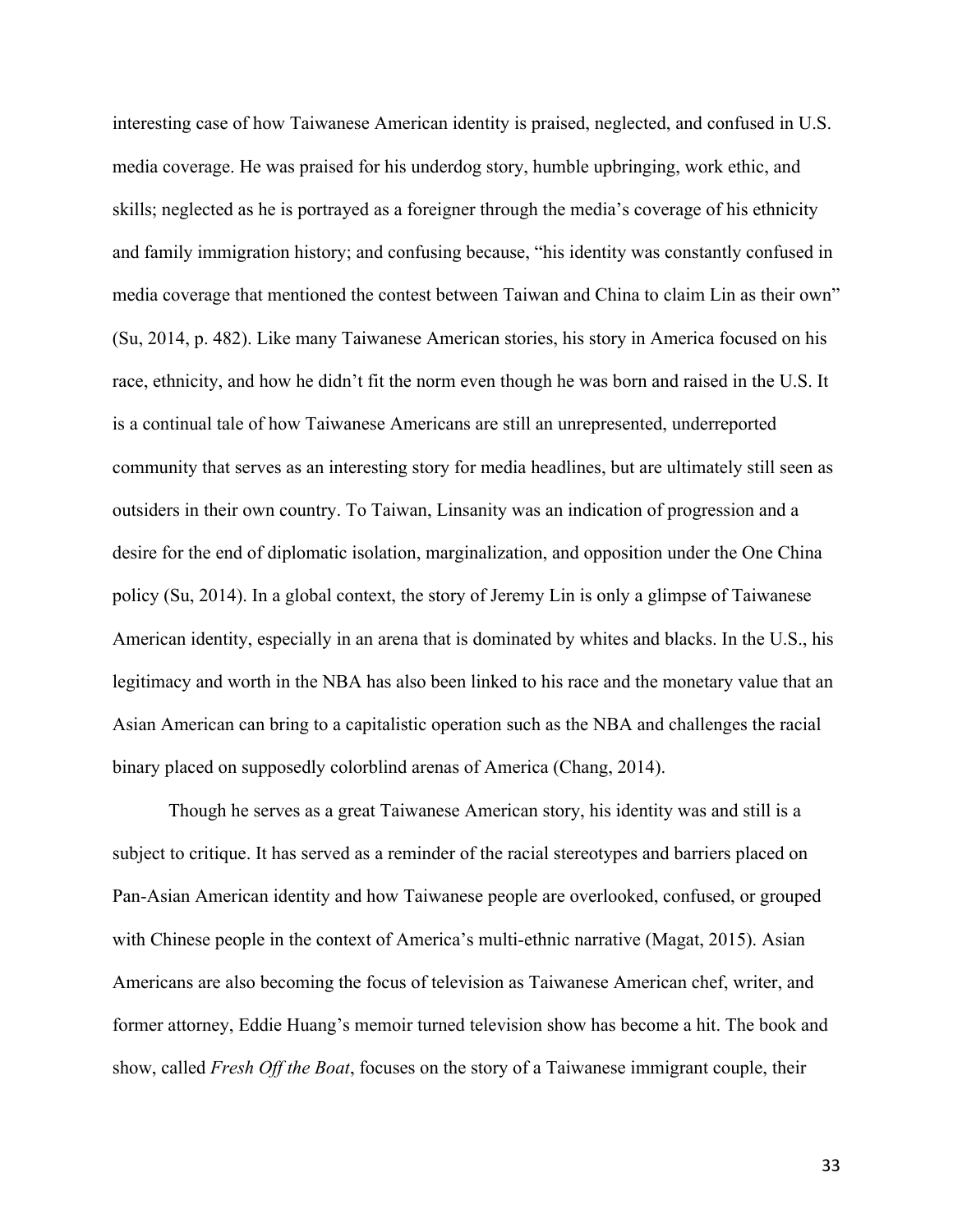interesting case of how Taiwanese American identity is praised, neglected, and confused in U.S. media coverage. He was praised for his underdog story, humble upbringing, work ethic, and skills; neglected as he is portrayed as a foreigner through the media's coverage of his ethnicity and family immigration history; and confusing because, "his identity was constantly confused in media coverage that mentioned the contest between Taiwan and China to claim Lin as their own" (Su, 2014, p. 482). Like many Taiwanese American stories, his story in America focused on his race, ethnicity, and how he didn't fit the norm even though he was born and raised in the U.S. It is a continual tale of how Taiwanese Americans are still an unrepresented, underreported community that serves as an interesting story for media headlines, but are ultimately still seen as outsiders in their own country. To Taiwan, Linsanity was an indication of progression and a desire for the end of diplomatic isolation, marginalization, and opposition under the One China policy (Su, 2014). In a global context, the story of Jeremy Lin is only a glimpse of Taiwanese American identity, especially in an arena that is dominated by whites and blacks. In the U.S., his legitimacy and worth in the NBA has also been linked to his race and the monetary value that an Asian American can bring to a capitalistic operation such as the NBA and challenges the racial binary placed on supposedly colorblind arenas of America (Chang, 2014).

Though he serves as a great Taiwanese American story, his identity was and still is a subject to critique. It has served as a reminder of the racial stereotypes and barriers placed on Pan-Asian American identity and how Taiwanese people are overlooked, confused, or grouped with Chinese people in the context of America's multi-ethnic narrative (Magat, 2015). Asian Americans are also becoming the focus of television as Taiwanese American chef, writer, and former attorney, Eddie Huang's memoir turned television show has become a hit. The book and show, called *Fresh Off the Boat*, focuses on the story of a Taiwanese immigrant couple, their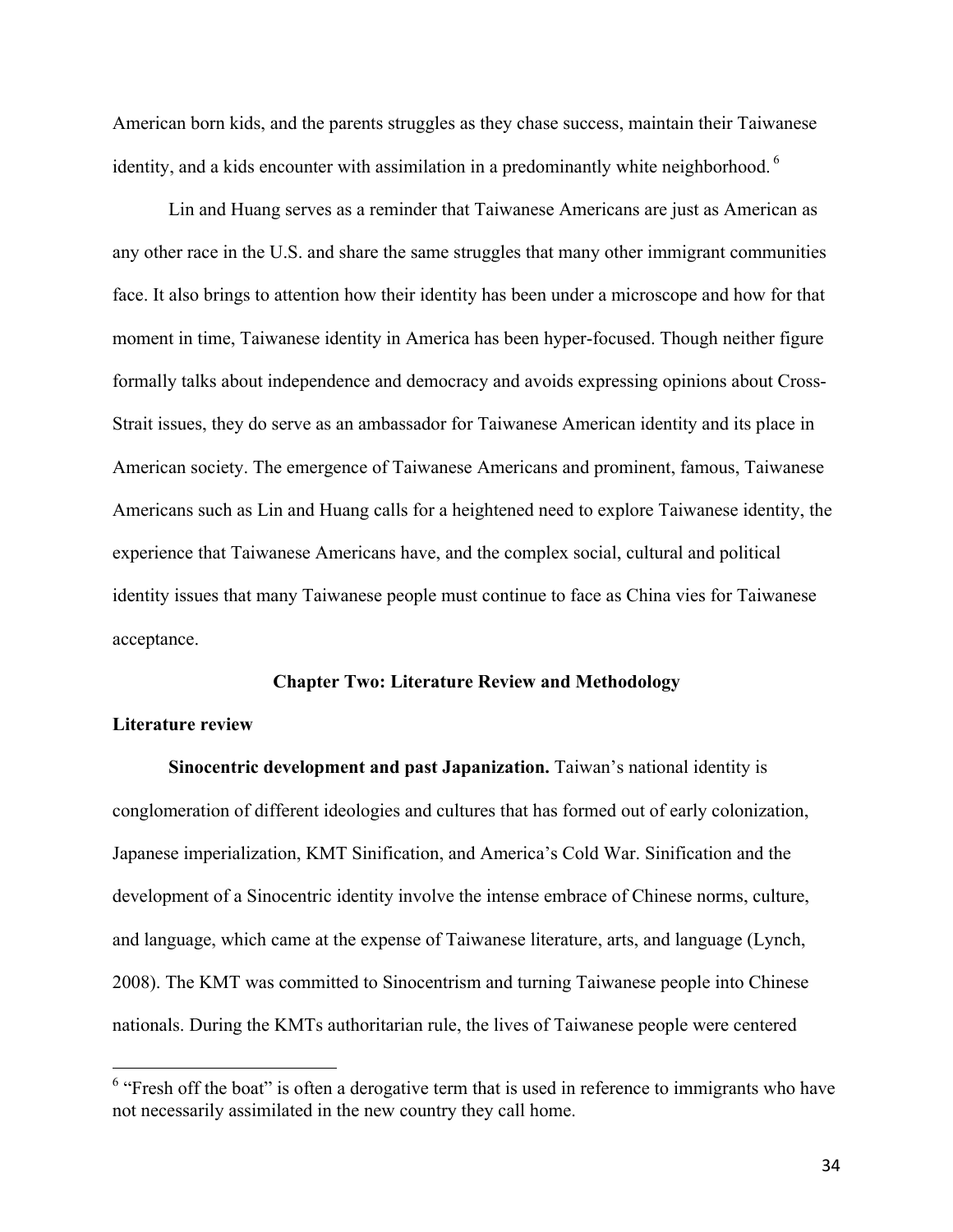American born kids, and the parents struggles as they chase success, maintain their Taiwanese identity, and a kids encounter with assimilation in a predominantly white neighborhood.[6]

Lin and Huang serves as a reminder that Taiwanese Americans are just as American as any other race in the U.S. and share the same struggles that many other immigrant communities face. It also brings to attention how their identity has been under a microscope and how for that moment in time, Taiwanese identity in America has been hyper-focused. Though neither figure formally talks about independence and democracy and avoids expressing opinions about Cross-Strait issues, they do serve as an ambassador for Taiwanese American identity and its place in American society. The emergence of Taiwanese Americans and prominent, famous, Taiwanese Americans such as Lin and Huang calls for a heightened need to explore Taiwanese identity, the experience that Taiwanese Americans have, and the complex social, cultural and political identity issues that many Taiwanese people must continue to face as China vies for Taiwanese acceptance.

## Chapter Two: Literature Review and Methodology

### Literature review

**Sinocentric development and past Japanization.** Taiwan's national identity is conglomeration of different ideologies and cultures that has formed out of early colonization, Japanese imperialization, KMT Sinification, and America's Cold War. Sinification and the development of a Sinocentric identity involve the intense embrace of Chinese norms, culture, and language, which came at the expense of Taiwanese literature, arts, and language (Lynch, 2008). The KMT was committed to Sinocentrism and turning Taiwanese people into Chinese nationals. During the KMTs authoritarian rule, the lives of Taiwanese people were centered

[6] "Fresh off the boat" is often a derogative term that is used in reference to immigrants who have not necessarily assimilated in the new country they call home.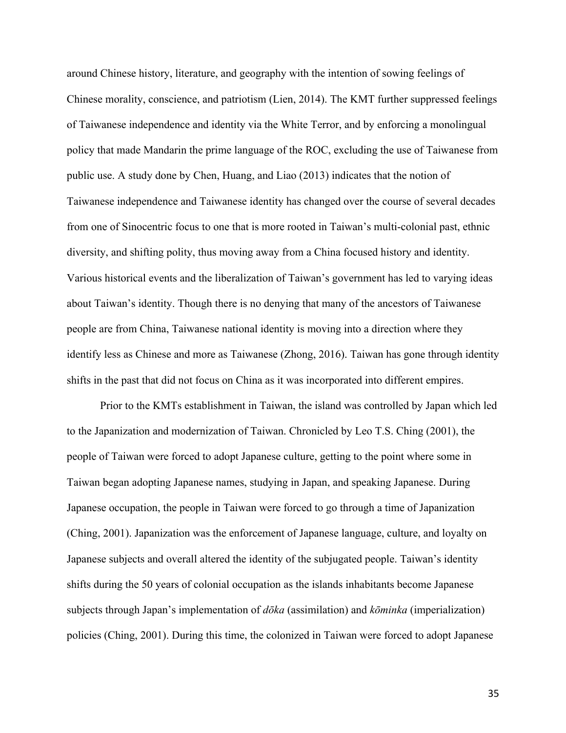around Chinese history, literature, and geography with the intention of sowing feelings of Chinese morality, conscience, and patriotism (Lien, 2014). The KMT further suppressed feelings of Taiwanese independence and identity via the White Terror, and by enforcing a monolingual policy that made Mandarin the prime language of the ROC, excluding the use of Taiwanese from public use. A study done by Chen, Huang, and Liao (2013) indicates that the notion of Taiwanese independence and Taiwanese identity has changed over the course of several decades from one of Sinocentric focus to one that is more rooted in Taiwan's multi-colonial past, ethnic diversity, and shifting polity, thus moving away from a China focused history and identity. Various historical events and the liberalization of Taiwan's government has led to varying ideas about Taiwan's identity. Though there is no denying that many of the ancestors of Taiwanese people are from China, Taiwanese national identity is moving into a direction where they identify less as Chinese and more as Taiwanese (Zhong, 2016). Taiwan has gone through identity shifts in the past that did not focus on China as it was incorporated into different empires.

Prior to the KMTs establishment in Taiwan, the island was controlled by Japan which led to the Japanization and modernization of Taiwan. Chronicled by Leo T.S. Ching (2001), the people of Taiwan were forced to adopt Japanese culture, getting to the point where some in Taiwan began adopting Japanese names, studying in Japan, and speaking Japanese. During Japanese occupation, the people in Taiwan were forced to go through a time of Japanization (Ching, 2001). Japanization was the enforcement of Japanese language, culture, and loyalty on Japanese subjects and overall altered the identity of the subjugated people. Taiwan's identity shifts during the 50 years of colonial occupation as the islands inhabitants become Japanese subjects through Japan's implementation of *dōka* (assimilation) and *kōminka* (imperialization) policies (Ching, 2001). During this time, the colonized in Taiwan were forced to adopt Japanese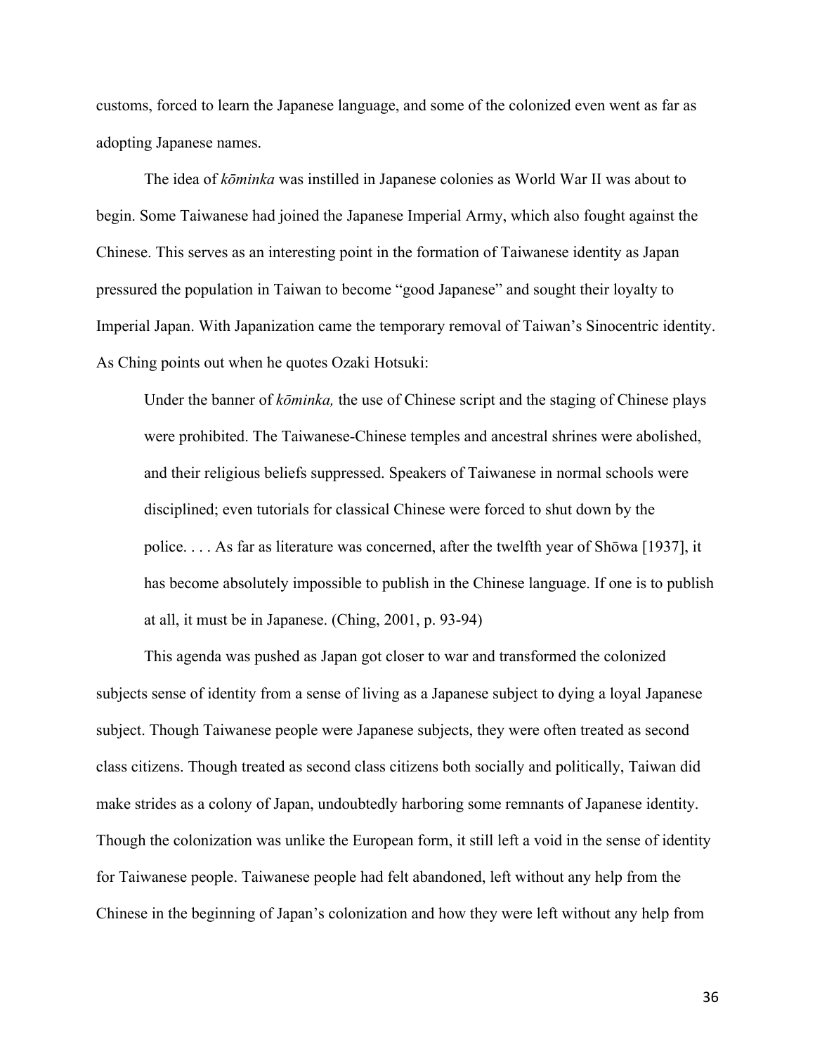customs, forced to learn the Japanese language, and some of the colonized even went as far as adopting Japanese names.

The idea of *kōminka* was instilled in Japanese colonies as World War II was about to begin. Some Taiwanese had joined the Japanese Imperial Army, which also fought against the Chinese. This serves as an interesting point in the formation of Taiwanese identity as Japan pressured the population in Taiwan to become "good Japanese" and sought their loyalty to Imperial Japan. With Japanization came the temporary removal of Taiwan's Sinocentric identity. As Ching points out when he quotes Ozaki Hotsuki:

> Under the banner of *kōminka,* the use of Chinese script and the staging of Chinese plays were prohibited. The Taiwanese-Chinese temples and ancestral shrines were abolished, and their religious beliefs suppressed. Speakers of Taiwanese in normal schools were disciplined; even tutorials for classical Chinese were forced to shut down by the police. . . . As far as literature was concerned, after the twelfth year of Shōwa [1937], it has become absolutely impossible to publish in the Chinese language. If one is to publish at all, it must be in Japanese. (Ching, 2001, p. 93-94)

This agenda was pushed as Japan got closer to war and transformed the colonized subjects sense of identity from a sense of living as a Japanese subject to dying a loyal Japanese subject. Though Taiwanese people were Japanese subjects, they were often treated as second class citizens. Though treated as second class citizens both socially and politically, Taiwan did make strides as a colony of Japan, undoubtedly harboring some remnants of Japanese identity. Though the colonization was unlike the European form, it still left a void in the sense of identity for Taiwanese people. Taiwanese people had felt abandoned, left without any help from the Chinese in the beginning of Japan's colonization and how they were left without any help from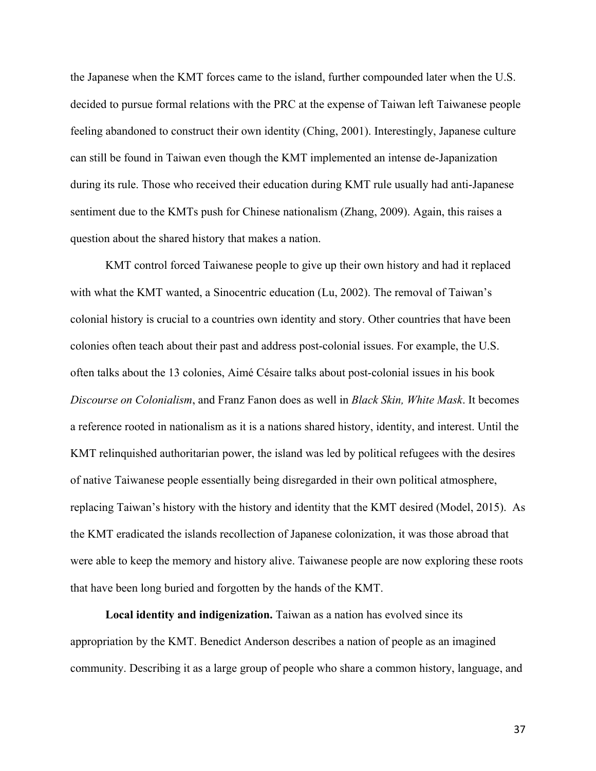the Japanese when the KMT forces came to the island, further compounded later when the U.S. decided to pursue formal relations with the PRC at the expense of Taiwan left Taiwanese people feeling abandoned to construct their own identity (Ching, 2001). Interestingly, Japanese culture can still be found in Taiwan even though the KMT implemented an intense de-Japanization during its rule. Those who received their education during KMT rule usually had anti-Japanese sentiment due to the KMTs push for Chinese nationalism (Zhang, 2009). Again, this raises a question about the shared history that makes a nation.

KMT control forced Taiwanese people to give up their own history and had it replaced with what the KMT wanted, a Sinocentric education (Lu, 2002). The removal of Taiwan's colonial history is crucial to a countries own identity and story. Other countries that have been colonies often teach about their past and address post-colonial issues. For example, the U.S. often talks about the 13 colonies, Aimé Césaire talks about post-colonial issues in his book *Discourse on Colonialism*, and Franz Fanon does as well in *Black Skin, White Mask*. It becomes a reference rooted in nationalism as it is a nations shared history, identity, and interest. Until the KMT relinquished authoritarian power, the island was led by political refugees with the desires of native Taiwanese people essentially being disregarded in their own political atmosphere, replacing Taiwan's history with the history and identity that the KMT desired (Model, 2015). As the KMT eradicated the islands recollection of Japanese colonization, it was those abroad that were able to keep the memory and history alive. Taiwanese people are now exploring these roots that have been long buried and forgotten by the hands of the KMT.

**Local identity and indigenization.** Taiwan as a nation has evolved since its appropriation by the KMT. Benedict Anderson describes a nation of people as an imagined community. Describing it as a large group of people who share a common history, language, and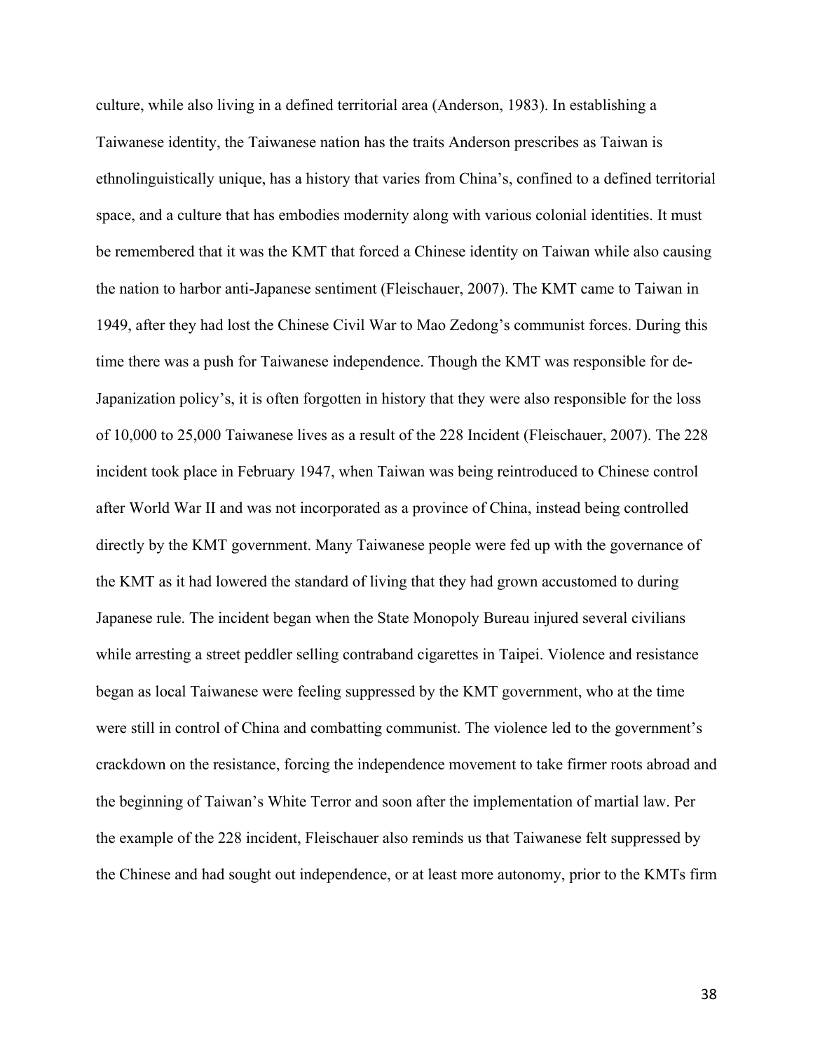culture, while also living in a defined territorial area (Anderson, 1983). In establishing a Taiwanese identity, the Taiwanese nation has the traits Anderson prescribes as Taiwan is ethnolinguistically unique, has a history that varies from China's, confined to a defined territorial space, and a culture that has embodies modernity along with various colonial identities. It must be remembered that it was the KMT that forced a Chinese identity on Taiwan while also causing the nation to harbor anti-Japanese sentiment (Fleischauer, 2007). The KMT came to Taiwan in 1949, after they had lost the Chinese Civil War to Mao Zedong's communist forces. During this time there was a push for Taiwanese independence. Though the KMT was responsible for de-Japanization policy's, it is often forgotten in history that they were also responsible for the loss of 10,000 to 25,000 Taiwanese lives as a result of the 228 Incident (Fleischauer, 2007). The 228 incident took place in February 1947, when Taiwan was being reintroduced to Chinese control after World War II and was not incorporated as a province of China, instead being controlled directly by the KMT government. Many Taiwanese people were fed up with the governance of the KMT as it had lowered the standard of living that they had grown accustomed to during Japanese rule. The incident began when the State Monopoly Bureau injured several civilians while arresting a street peddler selling contraband cigarettes in Taipei. Violence and resistance began as local Taiwanese were feeling suppressed by the KMT government, who at the time were still in control of China and combatting communist. The violence led to the government's crackdown on the resistance, forcing the independence movement to take firmer roots abroad and the beginning of Taiwan's White Terror and soon after the implementation of martial law. Per the example of the 228 incident, Fleischauer also reminds us that Taiwanese felt suppressed by the Chinese and had sought out independence, or at least more autonomy, prior to the KMTs firm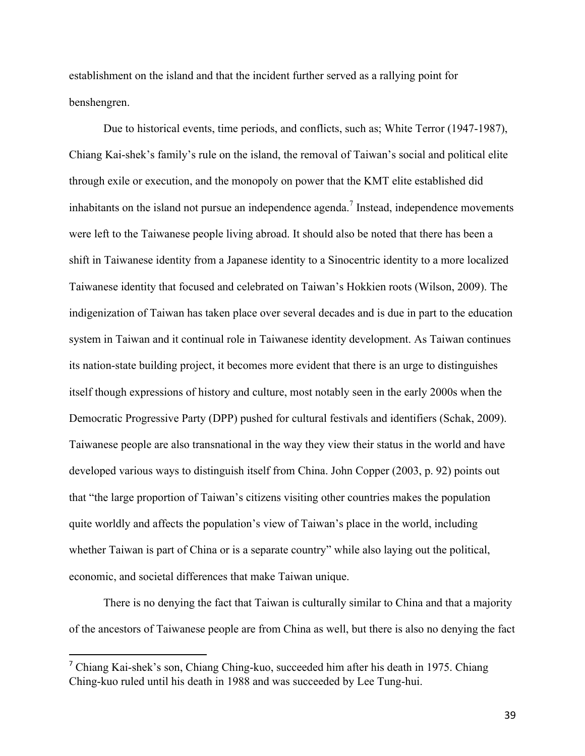establishment on the island and that the incident further served as a rallying point for benshengren.

Due to historical events, time periods, and conflicts, such as; White Terror (1947-1987), Chiang Kai-shek's family's rule on the island, the removal of Taiwan's social and political elite through exile or execution, and the monopoly on power that the KMT elite established did inhabitants on the island not pursue an independence agenda.[7] Instead, independence movements were left to the Taiwanese people living abroad. It should also be noted that there has been a shift in Taiwanese identity from a Japanese identity to a Sinocentric identity to a more localized Taiwanese identity that focused and celebrated on Taiwan's Hokkien roots (Wilson, 2009). The indigenization of Taiwan has taken place over several decades and is due in part to the education system in Taiwan and it continual role in Taiwanese identity development. As Taiwan continues its nation-state building project, it becomes more evident that there is an urge to distinguishes itself though expressions of history and culture, most notably seen in the early 2000s when the Democratic Progressive Party (DPP) pushed for cultural festivals and identifiers (Schak, 2009). Taiwanese people are also transnational in the way they view their status in the world and have developed various ways to distinguish itself from China. John Copper (2003, p. 92) points out that "the large proportion of Taiwan's citizens visiting other countries makes the population quite worldly and affects the population's view of Taiwan's place in the world, including whether Taiwan is part of China or is a separate country" while also laying out the political, economic, and societal differences that make Taiwan unique.

There is no denying the fact that Taiwan is culturally similar to China and that a majority of the ancestors of Taiwanese people are from China as well, but there is also no denying the fact

[7] Chiang Kai-shek's son, Chiang Ching-kuo, succeeded him after his death in 1975. Chiang Ching-kuo ruled until his death in 1988 and was succeeded by Lee Tung-hui.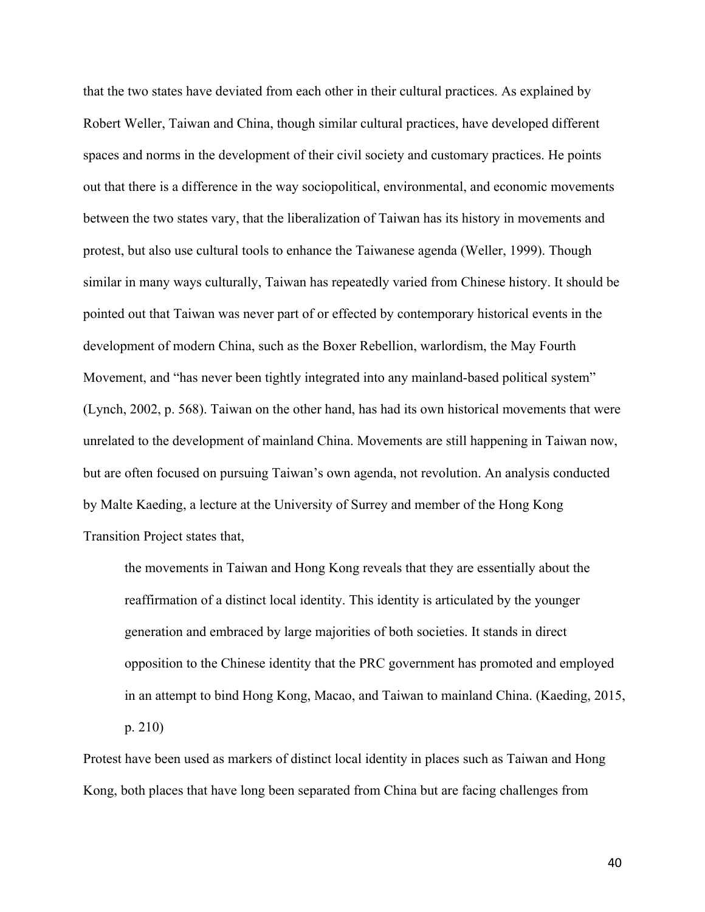that the two states have deviated from each other in their cultural practices. As explained by Robert Weller, Taiwan and China, though similar cultural practices, have developed different spaces and norms in the development of their civil society and customary practices. He points out that there is a difference in the way sociopolitical, environmental, and economic movements between the two states vary, that the liberalization of Taiwan has its history in movements and protest, but also use cultural tools to enhance the Taiwanese agenda (Weller, 1999). Though similar in many ways culturally, Taiwan has repeatedly varied from Chinese history. It should be pointed out that Taiwan was never part of or effected by contemporary historical events in the development of modern China, such as the Boxer Rebellion, warlordism, the May Fourth Movement, and "has never been tightly integrated into any mainland-based political system" (Lynch, 2002, p. 568). Taiwan on the other hand, has had its own historical movements that were unrelated to the development of mainland China. Movements are still happening in Taiwan now, but are often focused on pursuing Taiwan's own agenda, not revolution. An analysis conducted by Malte Kaeding, a lecture at the University of Surrey and member of the Hong Kong Transition Project states that,

> the movements in Taiwan and Hong Kong reveals that they are essentially about the reaffirmation of a distinct local identity. This identity is articulated by the younger generation and embraced by large majorities of both societies. It stands in direct opposition to the Chinese identity that the PRC government has promoted and employed in an attempt to bind Hong Kong, Macao, and Taiwan to mainland China. (Kaeding, 2015, p. 210)

Protest have been used as markers of distinct local identity in places such as Taiwan and Hong Kong, both places that have long been separated from China but are facing challenges from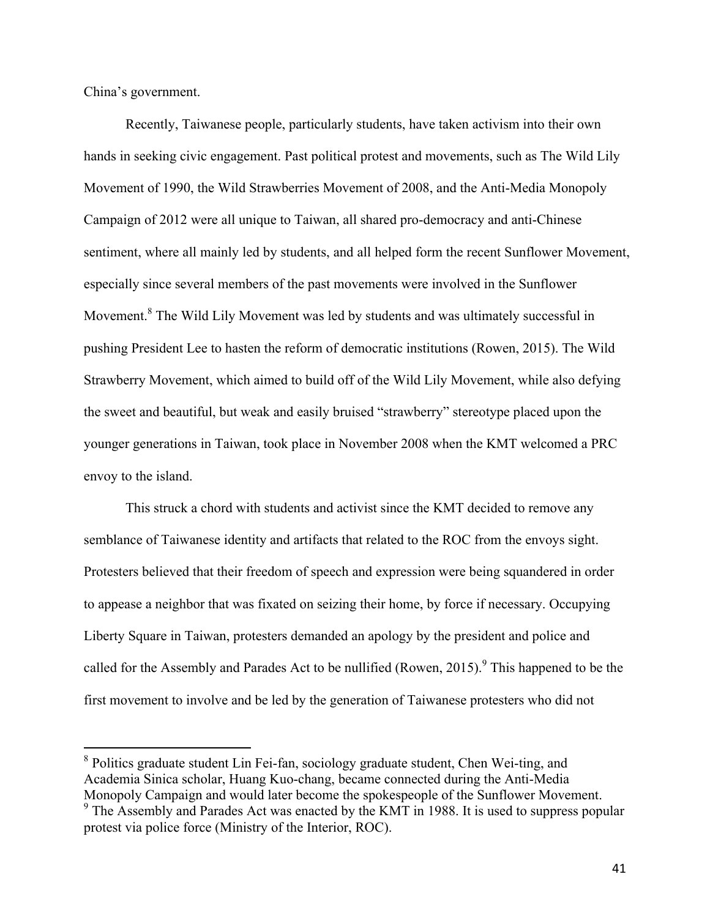China's government.

Recently, Taiwanese people, particularly students, have taken activism into their own hands in seeking civic engagement. Past political protest and movements, such as The Wild Lily Movement of 1990, the Wild Strawberries Movement of 2008, and the Anti-Media Monopoly Campaign of 2012 were all unique to Taiwan, all shared pro-democracy and anti-Chinese sentiment, where all mainly led by students, and all helped form the recent Sunflower Movement, especially since several members of the past movements were involved in the Sunflower Movement.[8] The Wild Lily Movement was led by students and was ultimately successful in pushing President Lee to hasten the reform of democratic institutions (Rowen, 2015). The Wild Strawberry Movement, which aimed to build off of the Wild Lily Movement, while also defying the sweet and beautiful, but weak and easily bruised "strawberry" stereotype placed upon the younger generations in Taiwan, took place in November 2008 when the KMT welcomed a PRC envoy to the island.

This struck a chord with students and activist since the KMT decided to remove any semblance of Taiwanese identity and artifacts that related to the ROC from the envoys sight. Protesters believed that their freedom of speech and expression were being squandered in order to appease a neighbor that was fixated on seizing their home, by force if necessary. Occupying Liberty Square in Taiwan, protesters demanded an apology by the president and police and called for the Assembly and Parades Act to be nullified (Rowen, 2015).[9] This happened to be the first movement to involve and be led by the generation of Taiwanese protesters who did not

---

[8] Politics graduate student Lin Fei-fan, sociology graduate student, Chen Wei-ting, and Academia Sinica scholar, Huang Kuo-chang, became connected during the Anti-Media Monopoly Campaign and would later become the spokespeople of the Sunflower Movement.

[9] The Assembly and Parades Act was enacted by the KMT in 1988. It is used to suppress popular protest via police force (Ministry of the Interior, ROC).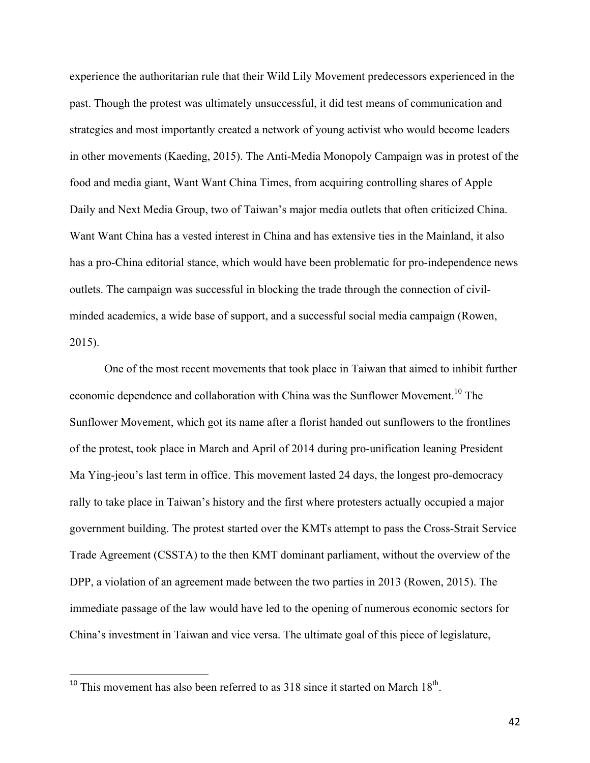experience the authoritarian rule that their Wild Lily Movement predecessors experienced in the past. Though the protest was ultimately unsuccessful, it did test means of communication and strategies and most importantly created a network of young activist who would become leaders in other movements (Kaeding, 2015). The Anti-Media Monopoly Campaign was in protest of the food and media giant, Want Want China Times, from acquiring controlling shares of Apple Daily and Next Media Group, two of Taiwan's major media outlets that often criticized China. Want Want China has a vested interest in China and has extensive ties in the Mainland, it also has a pro-China editorial stance, which would have been problematic for pro-independence news outlets. The campaign was successful in blocking the trade through the connection of civil-minded academics, a wide base of support, and a successful social media campaign (Rowen, 2015).

One of the most recent movements that took place in Taiwan that aimed to inhibit further economic dependence and collaboration with China was the Sunflower Movement.[10] The Sunflower Movement, which got its name after a florist handed out sunflowers to the frontlines of the protest, took place in March and April of 2014 during pro-unification leaning President Ma Ying-jeou's last term in office. This movement lasted 24 days, the longest pro-democracy rally to take place in Taiwan's history and the first where protesters actually occupied a major government building. The protest started over the KMTs attempt to pass the Cross-Strait Service Trade Agreement (CSSTA) to the then KMT dominant parliament, without the overview of the DPP, a violation of an agreement made between the two parties in 2013 (Rowen, 2015). The immediate passage of the law would have led to the opening of numerous economic sectors for China's investment in Taiwan and vice versa. The ultimate goal of this piece of legislature,

[10] This movement has also been referred to as 318 since it started on March 18th.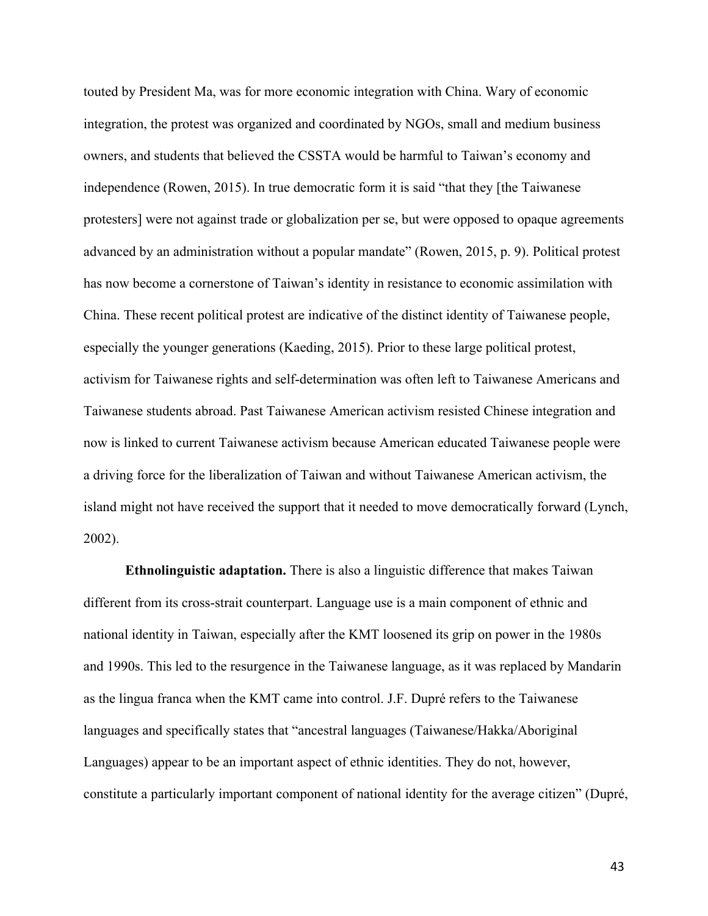touted by President Ma, was for more economic integration with China. Wary of economic integration, the protest was organized and coordinated by NGOs, small and medium business owners, and students that believed the CSSTA would be harmful to Taiwan's economy and independence (Rowen, 2015). In true democratic form it is said "that they [the Taiwanese protesters] were not against trade or globalization per se, but were opposed to opaque agreements advanced by an administration without a popular mandate" (Rowen, 2015, p. 9). Political protest has now become a cornerstone of Taiwan's identity in resistance to economic assimilation with China. These recent political protest are indicative of the distinct identity of Taiwanese people, especially the younger generations (Kaeding, 2015). Prior to these large political protest, activism for Taiwanese rights and self-determination was often left to Taiwanese Americans and Taiwanese students abroad. Past Taiwanese American activism resisted Chinese integration and now is linked to current Taiwanese activism because American educated Taiwanese people were a driving force for the liberalization of Taiwan and without Taiwanese American activism, the island might not have received the support that it needed to move democratically forward (Lynch, 2002).

**Ethnolinguistic adaptation.** There is also a linguistic difference that makes Taiwan different from its cross-strait counterpart. Language use is a main component of ethnic and national identity in Taiwan, especially after the KMT loosened its grip on power in the 1980s and 1990s. This led to the resurgence in the Taiwanese language, as it was replaced by Mandarin as the lingua franca when the KMT came into control. J.F. Dupré refers to the Taiwanese languages and specifically states that "ancestral languages (Taiwanese/Hakka/Aboriginal Languages) appear to be an important aspect of ethnic identities. They do not, however, constitute a particularly important component of national identity for the average citizen" (Dupré,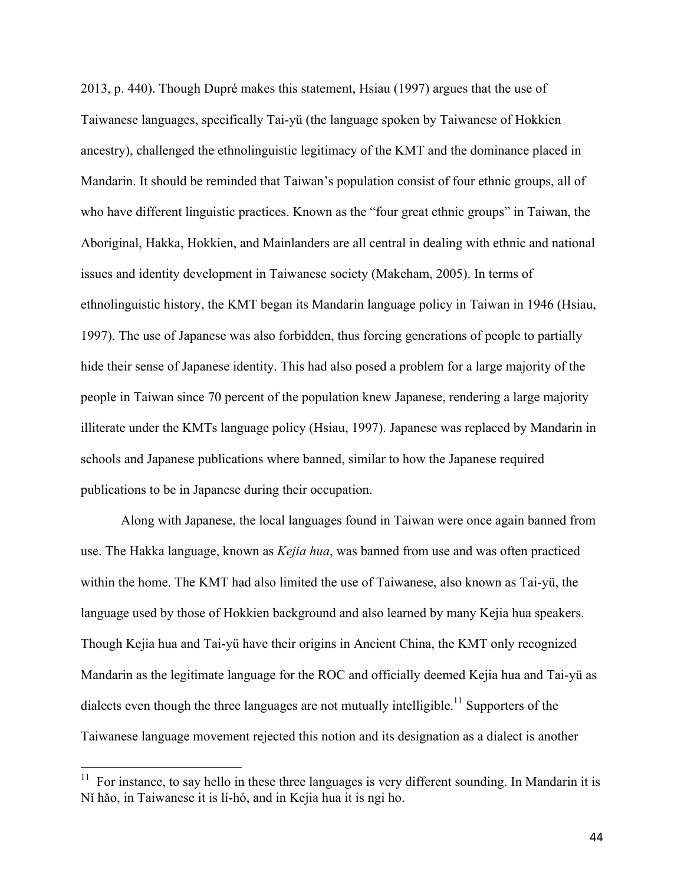2013, p. 440). Though Dupré makes this statement, Hsiau (1997) argues that the use of Taiwanese languages, specifically Tai-yü (the language spoken by Taiwanese of Hokkien ancestry), challenged the ethnolinguistic legitimacy of the KMT and the dominance placed in Mandarin. It should be reminded that Taiwan's population consist of four ethnic groups, all of who have different linguistic practices. Known as the "four great ethnic groups" in Taiwan, the Aboriginal, Hakka, Hokkien, and Mainlanders are all central in dealing with ethnic and national issues and identity development in Taiwanese society (Makeham, 2005). In terms of ethnolinguistic history, the KMT began its Mandarin language policy in Taiwan in 1946 (Hsiau, 1997). The use of Japanese was also forbidden, thus forcing generations of people to partially hide their sense of Japanese identity. This had also posed a problem for a large majority of the people in Taiwan since 70 percent of the population knew Japanese, rendering a large majority illiterate under the KMTs language policy (Hsiau, 1997). Japanese was replaced by Mandarin in schools and Japanese publications where banned, similar to how the Japanese required publications to be in Japanese during their occupation.

Along with Japanese, the local languages found in Taiwan were once again banned from use. The Hakka language, known as *Kejia hua*, was banned from use and was often practiced within the home. The KMT had also limited the use of Taiwanese, also known as Tai-yü, the language used by those of Hokkien background and also learned by many Kejia hua speakers. Though Kejia hua and Tai-yü have their origins in Ancient China, the KMT only recognized Mandarin as the legitimate language for the ROC and officially deemed Kejia hua and Tai-yü as dialects even though the three languages are not mutually intelligible.[11] Supporters of the Taiwanese language movement rejected this notion and its designation as a dialect is another

---

[11] For instance, to say hello in these three languages is very different sounding. In Mandarin it is Nǐ hǎo, in Taiwanese it is lí-hó, and in Kejia hua it is ngi ho.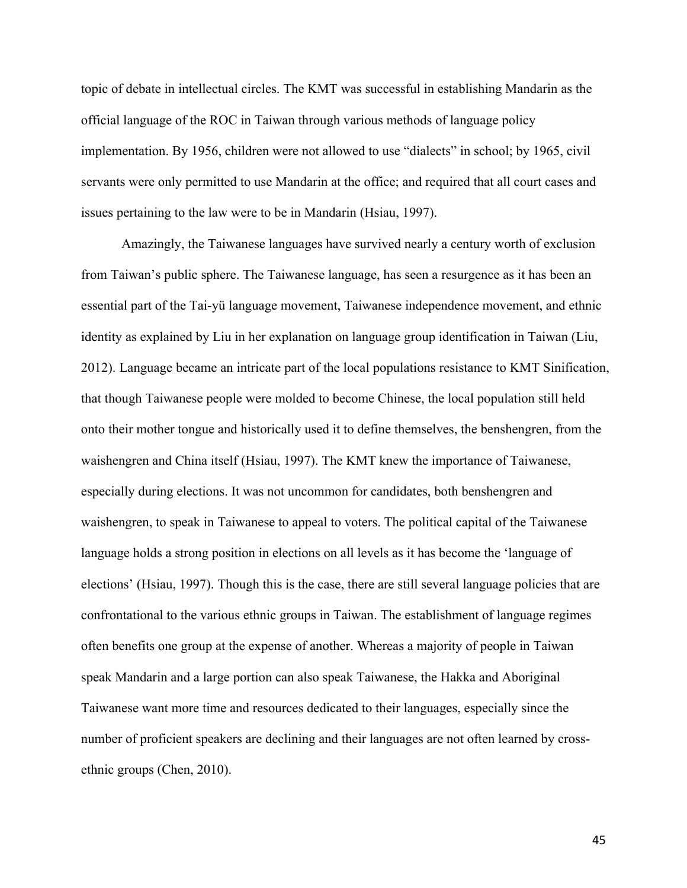topic of debate in intellectual circles. The KMT was successful in establishing Mandarin as the official language of the ROC in Taiwan through various methods of language policy implementation. By 1956, children were not allowed to use "dialects" in school; by 1965, civil servants were only permitted to use Mandarin at the office; and required that all court cases and issues pertaining to the law were to be in Mandarin (Hsiau, 1997).

Amazingly, the Taiwanese languages have survived nearly a century worth of exclusion from Taiwan's public sphere. The Taiwanese language, has seen a resurgence as it has been an essential part of the Tai-yü language movement, Taiwanese independence movement, and ethnic identity as explained by Liu in her explanation on language group identification in Taiwan (Liu, 2012). Language became an intricate part of the local populations resistance to KMT Sinification, that though Taiwanese people were molded to become Chinese, the local population still held onto their mother tongue and historically used it to define themselves, the benshengren, from the waishengren and China itself (Hsiau, 1997). The KMT knew the importance of Taiwanese, especially during elections. It was not uncommon for candidates, both benshengren and waishengren, to speak in Taiwanese to appeal to voters. The political capital of the Taiwanese language holds a strong position in elections on all levels as it has become the 'language of elections' (Hsiau, 1997). Though this is the case, there are still several language policies that are confrontational to the various ethnic groups in Taiwan. The establishment of language regimes often benefits one group at the expense of another. Whereas a majority of people in Taiwan speak Mandarin and a large portion can also speak Taiwanese, the Hakka and Aboriginal Taiwanese want more time and resources dedicated to their languages, especially since the number of proficient speakers are declining and their languages are not often learned by cross-ethnic groups (Chen, 2010).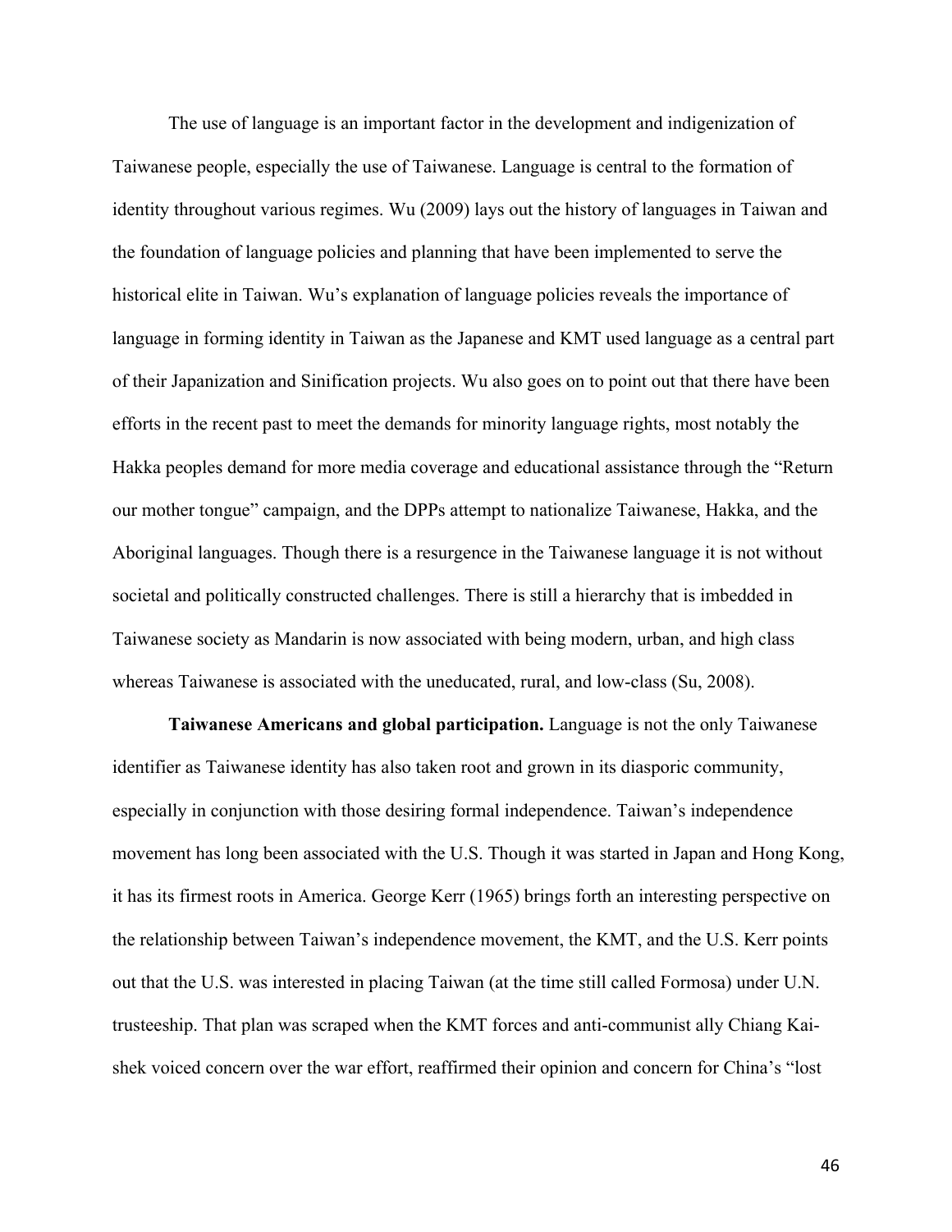The use of language is an important factor in the development and indigenization of Taiwanese people, especially the use of Taiwanese. Language is central to the formation of identity throughout various regimes. Wu (2009) lays out the history of languages in Taiwan and the foundation of language policies and planning that have been implemented to serve the historical elite in Taiwan. Wu's explanation of language policies reveals the importance of language in forming identity in Taiwan as the Japanese and KMT used language as a central part of their Japanization and Sinification projects. Wu also goes on to point out that there have been efforts in the recent past to meet the demands for minority language rights, most notably the Hakka peoples demand for more media coverage and educational assistance through the "Return our mother tongue" campaign, and the DPPs attempt to nationalize Taiwanese, Hakka, and the Aboriginal languages. Though there is a resurgence in the Taiwanese language it is not without societal and politically constructed challenges. There is still a hierarchy that is imbedded in Taiwanese society as Mandarin is now associated with being modern, urban, and high class whereas Taiwanese is associated with the uneducated, rural, and low-class (Su, 2008).

**Taiwanese Americans and global participation.** Language is not the only Taiwanese identifier as Taiwanese identity has also taken root and grown in its diasporic community, especially in conjunction with those desiring formal independence. Taiwan's independence movement has long been associated with the U.S. Though it was started in Japan and Hong Kong, it has its firmest roots in America. George Kerr (1965) brings forth an interesting perspective on the relationship between Taiwan's independence movement, the KMT, and the U.S. Kerr points out that the U.S. was interested in placing Taiwan (at the time still called Formosa) under U.N. trusteeship. That plan was scraped when the KMT forces and anti-communist ally Chiang Kai-shek voiced concern over the war effort, reaffirmed their opinion and concern for China's "lost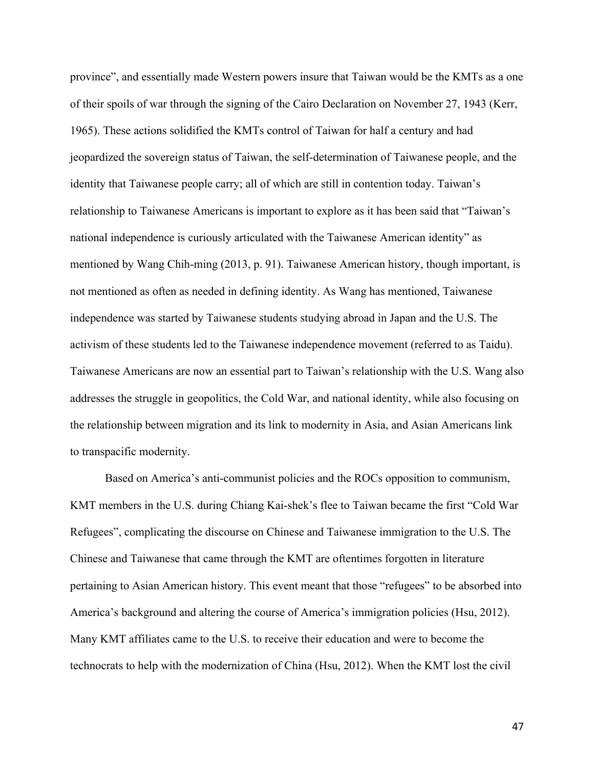province", and essentially made Western powers insure that Taiwan would be the KMTs as a one of their spoils of war through the signing of the Cairo Declaration on November 27, 1943 (Kerr, 1965). These actions solidified the KMTs control of Taiwan for half a century and had jeopardized the sovereign status of Taiwan, the self-determination of Taiwanese people, and the identity that Taiwanese people carry; all of which are still in contention today. Taiwan's relationship to Taiwanese Americans is important to explore as it has been said that "Taiwan's national independence is curiously articulated with the Taiwanese American identity" as mentioned by Wang Chih-ming (2013, p. 91). Taiwanese American history, though important, is not mentioned as often as needed in defining identity. As Wang has mentioned, Taiwanese independence was started by Taiwanese students studying abroad in Japan and the U.S. The activism of these students led to the Taiwanese independence movement (referred to as Taidu). Taiwanese Americans are now an essential part to Taiwan's relationship with the U.S. Wang also addresses the struggle in geopolitics, the Cold War, and national identity, while also focusing on the relationship between migration and its link to modernity in Asia, and Asian Americans link to transpacific modernity.

Based on America's anti-communist policies and the ROCs opposition to communism, KMT members in the U.S. during Chiang Kai-shek's flee to Taiwan became the first "Cold War Refugees", complicating the discourse on Chinese and Taiwanese immigration to the U.S. The Chinese and Taiwanese that came through the KMT are oftentimes forgotten in literature pertaining to Asian American history. This event meant that those "refugees" to be absorbed into America's background and altering the course of America's immigration policies (Hsu, 2012). Many KMT affiliates came to the U.S. to receive their education and were to become the technocrats to help with the modernization of China (Hsu, 2012). When the KMT lost the civil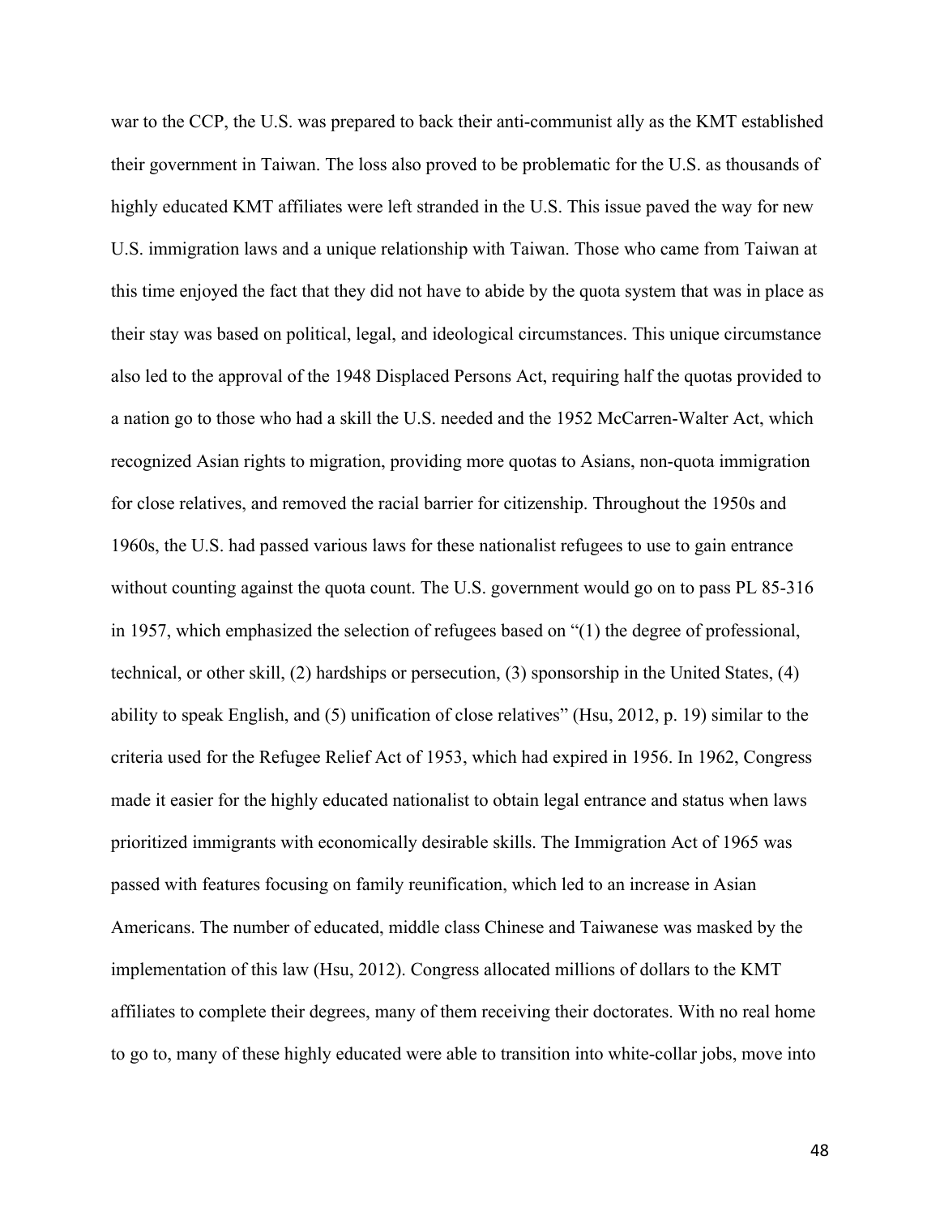war to the CCP, the U.S. was prepared to back their anti-communist ally as the KMT established their government in Taiwan. The loss also proved to be problematic for the U.S. as thousands of highly educated KMT affiliates were left stranded in the U.S. This issue paved the way for new U.S. immigration laws and a unique relationship with Taiwan. Those who came from Taiwan at this time enjoyed the fact that they did not have to abide by the quota system that was in place as their stay was based on political, legal, and ideological circumstances. This unique circumstance also led to the approval of the 1948 Displaced Persons Act, requiring half the quotas provided to a nation go to those who had a skill the U.S. needed and the 1952 McCarren-Walter Act, which recognized Asian rights to migration, providing more quotas to Asians, non-quota immigration for close relatives, and removed the racial barrier for citizenship. Throughout the 1950s and 1960s, the U.S. had passed various laws for these nationalist refugees to use to gain entrance without counting against the quota count. The U.S. government would go on to pass PL 85-316 in 1957, which emphasized the selection of refugees based on "(1) the degree of professional, technical, or other skill, (2) hardships or persecution, (3) sponsorship in the United States, (4) ability to speak English, and (5) unification of close relatives" (Hsu, 2012, p. 19) similar to the criteria used for the Refugee Relief Act of 1953, which had expired in 1956. In 1962, Congress made it easier for the highly educated nationalist to obtain legal entrance and status when laws prioritized immigrants with economically desirable skills. The Immigration Act of 1965 was passed with features focusing on family reunification, which led to an increase in Asian Americans. The number of educated, middle class Chinese and Taiwanese was masked by the implementation of this law (Hsu, 2012). Congress allocated millions of dollars to the KMT affiliates to complete their degrees, many of them receiving their doctorates. With no real home to go to, many of these highly educated were able to transition into white-collar jobs, move into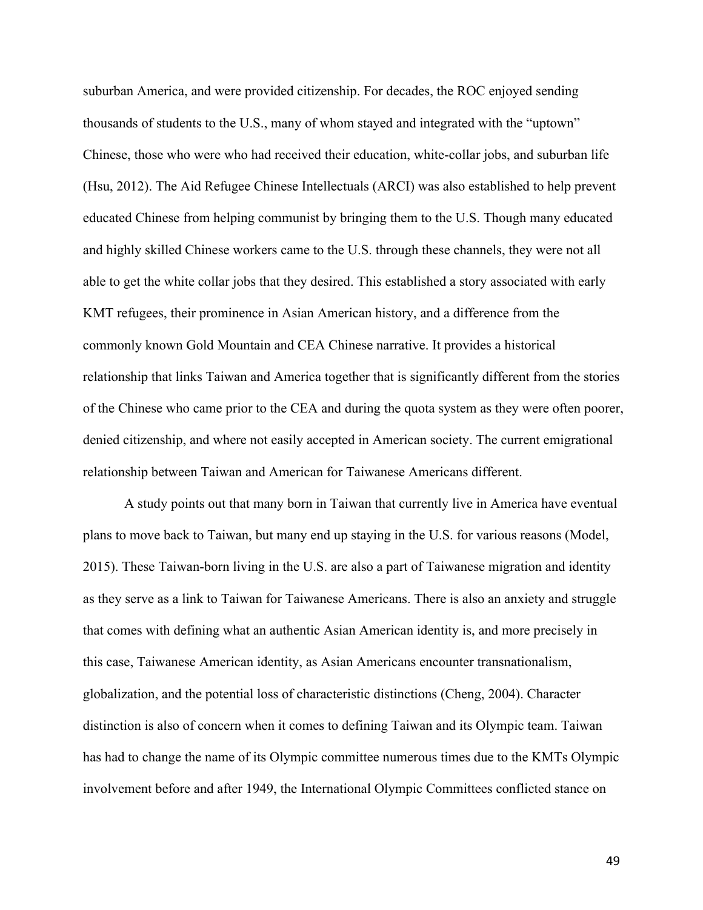suburban America, and were provided citizenship. For decades, the ROC enjoyed sending thousands of students to the U.S., many of whom stayed and integrated with the "uptown" Chinese, those who were who had received their education, white-collar jobs, and suburban life (Hsu, 2012). The Aid Refugee Chinese Intellectuals (ARCI) was also established to help prevent educated Chinese from helping communist by bringing them to the U.S. Though many educated and highly skilled Chinese workers came to the U.S. through these channels, they were not all able to get the white collar jobs that they desired. This established a story associated with early KMT refugees, their prominence in Asian American history, and a difference from the commonly known Gold Mountain and CEA Chinese narrative. It provides a historical relationship that links Taiwan and America together that is significantly different from the stories of the Chinese who came prior to the CEA and during the quota system as they were often poorer, denied citizenship, and where not easily accepted in American society. The current emigrational relationship between Taiwan and American for Taiwanese Americans different.

A study points out that many born in Taiwan that currently live in America have eventual plans to move back to Taiwan, but many end up staying in the U.S. for various reasons (Model, 2015). These Taiwan-born living in the U.S. are also a part of Taiwanese migration and identity as they serve as a link to Taiwan for Taiwanese Americans. There is also an anxiety and struggle that comes with defining what an authentic Asian American identity is, and more precisely in this case, Taiwanese American identity, as Asian Americans encounter transnationalism, globalization, and the potential loss of characteristic distinctions (Cheng, 2004). Character distinction is also of concern when it comes to defining Taiwan and its Olympic team. Taiwan has had to change the name of its Olympic committee numerous times due to the KMTs Olympic involvement before and after 1949, the International Olympic Committees conflicted stance on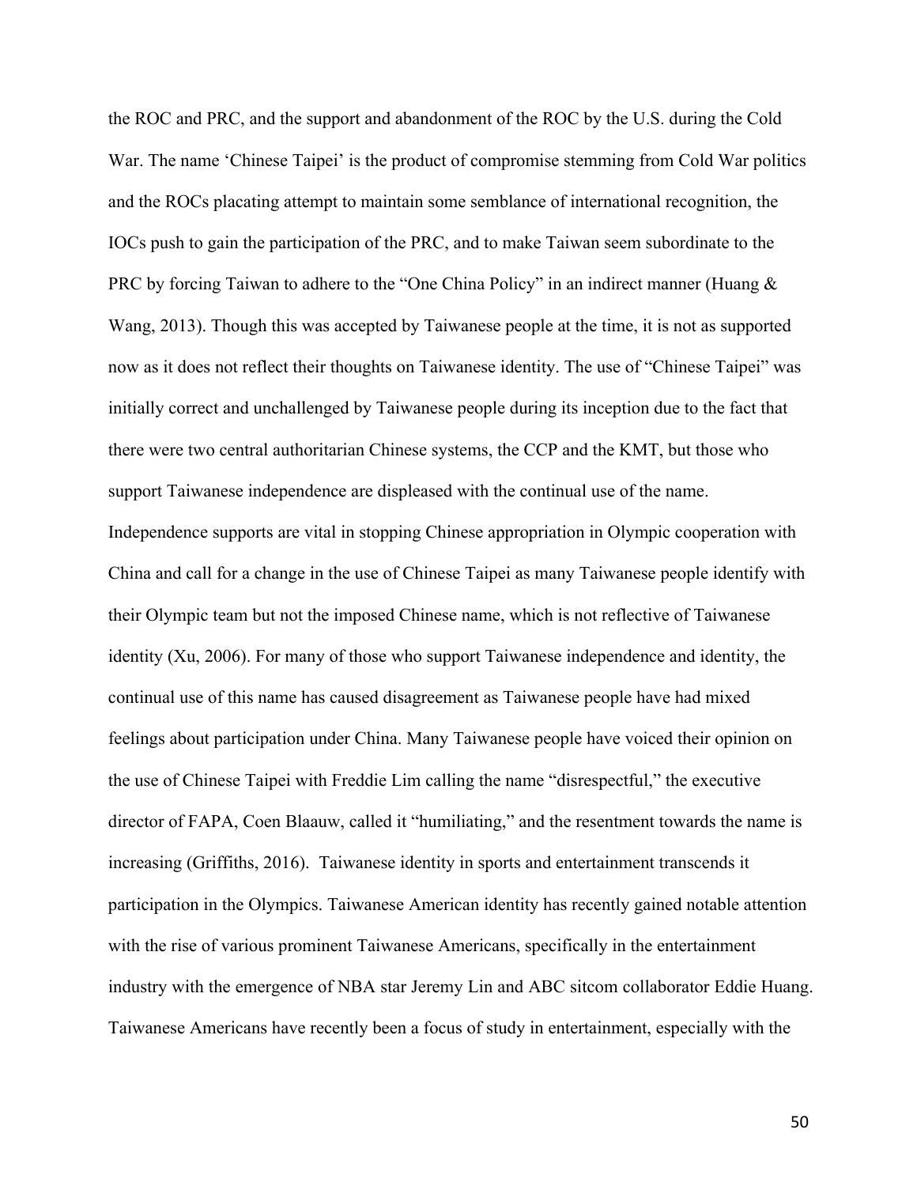the ROC and PRC, and the support and abandonment of the ROC by the U.S. during the Cold War. The name 'Chinese Taipei' is the product of compromise stemming from Cold War politics and the ROCs placating attempt to maintain some semblance of international recognition, the IOCs push to gain the participation of the PRC, and to make Taiwan seem subordinate to the PRC by forcing Taiwan to adhere to the "One China Policy" in an indirect manner (Huang & Wang, 2013). Though this was accepted by Taiwanese people at the time, it is not as supported now as it does not reflect their thoughts on Taiwanese identity. The use of "Chinese Taipei" was initially correct and unchallenged by Taiwanese people during its inception due to the fact that there were two central authoritarian Chinese systems, the CCP and the KMT, but those who support Taiwanese independence are displeased with the continual use of the name. Independence supports are vital in stopping Chinese appropriation in Olympic cooperation with China and call for a change in the use of Chinese Taipei as many Taiwanese people identify with their Olympic team but not the imposed Chinese name, which is not reflective of Taiwanese identity (Xu, 2006). For many of those who support Taiwanese independence and identity, the continual use of this name has caused disagreement as Taiwanese people have had mixed feelings about participation under China. Many Taiwanese people have voiced their opinion on the use of Chinese Taipei with Freddie Lim calling the name "disrespectful," the executive director of FAPA, Coen Blaauw, called it "humiliating," and the resentment towards the name is increasing (Griffiths, 2016). Taiwanese identity in sports and entertainment transcends it participation in the Olympics. Taiwanese American identity has recently gained notable attention with the rise of various prominent Taiwanese Americans, specifically in the entertainment industry with the emergence of NBA star Jeremy Lin and ABC sitcom collaborator Eddie Huang. Taiwanese Americans have recently been a focus of study in entertainment, especially with the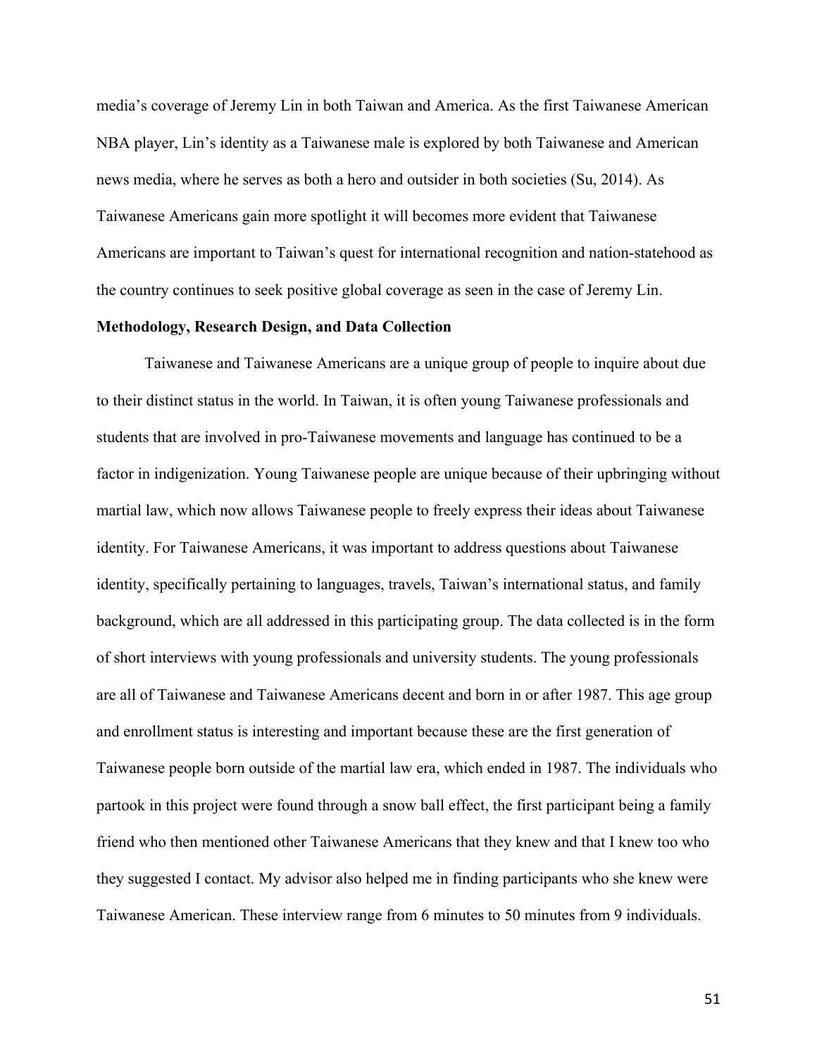media's coverage of Jeremy Lin in both Taiwan and America. As the first Taiwanese American NBA player, Lin's identity as a Taiwanese male is explored by both Taiwanese and American news media, where he serves as both a hero and outsider in both societies (Su, 2014). As Taiwanese Americans gain more spotlight it will becomes more evident that Taiwanese Americans are important to Taiwan's quest for international recognition and nation-statehood as the country continues to seek positive global coverage as seen in the case of Jeremy Lin.

**Methodology, Research Design, and Data Collection**

Taiwanese and Taiwanese Americans are a unique group of people to inquire about due to their distinct status in the world. In Taiwan, it is often young Taiwanese professionals and students that are involved in pro-Taiwanese movements and language has continued to be a factor in indigenization. Young Taiwanese people are unique because of their upbringing without martial law, which now allows Taiwanese people to freely express their ideas about Taiwanese identity. For Taiwanese Americans, it was important to address questions about Taiwanese identity, specifically pertaining to languages, travels, Taiwan's international status, and family background, which are all addressed in this participating group. The data collected is in the form of short interviews with young professionals and university students. The young professionals are all of Taiwanese and Taiwanese Americans decent and born in or after 1987. This age group and enrollment status is interesting and important because these are the first generation of Taiwanese people born outside of the martial law era, which ended in 1987. The individuals who partook in this project were found through a snow ball effect, the first participant being a family friend who then mentioned other Taiwanese Americans that they knew and that I knew too who they suggested I contact. My advisor also helped me in finding participants who she knew were Taiwanese American. These interview range from 6 minutes to 50 minutes from 9 individuals.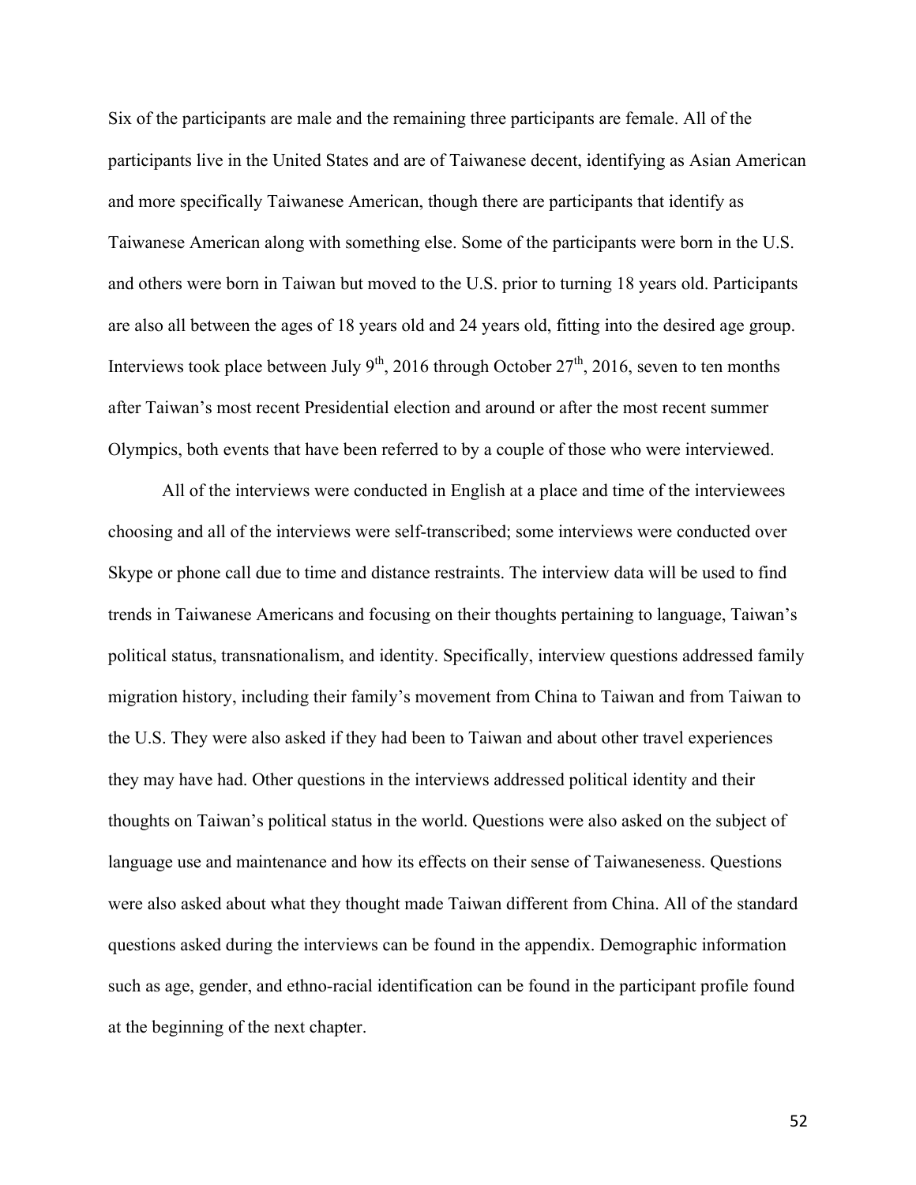Six of the participants are male and the remaining three participants are female. All of the participants live in the United States and are of Taiwanese decent, identifying as Asian American and more specifically Taiwanese American, though there are participants that identify as Taiwanese American along with something else. Some of the participants were born in the U.S. and others were born in Taiwan but moved to the U.S. prior to turning 18 years old. Participants are also all between the ages of 18 years old and 24 years old, fitting into the desired age group. Interviews took place between July 9th, 2016 through October 27th, 2016, seven to ten months after Taiwan's most recent Presidential election and around or after the most recent summer Olympics, both events that have been referred to by a couple of those who were interviewed.

All of the interviews were conducted in English at a place and time of the interviewees choosing and all of the interviews were self-transcribed; some interviews were conducted over Skype or phone call due to time and distance restraints. The interview data will be used to find trends in Taiwanese Americans and focusing on their thoughts pertaining to language, Taiwan's political status, transnationalism, and identity. Specifically, interview questions addressed family migration history, including their family's movement from China to Taiwan and from Taiwan to the U.S. They were also asked if they had been to Taiwan and about other travel experiences they may have had. Other questions in the interviews addressed political identity and their thoughts on Taiwan's political status in the world. Questions were also asked on the subject of language use and maintenance and how its effects on their sense of Taiwaneseness. Questions were also asked about what they thought made Taiwan different from China. All of the standard questions asked during the interviews can be found in the appendix. Demographic information such as age, gender, and ethno-racial identification can be found in the participant profile found at the beginning of the next chapter.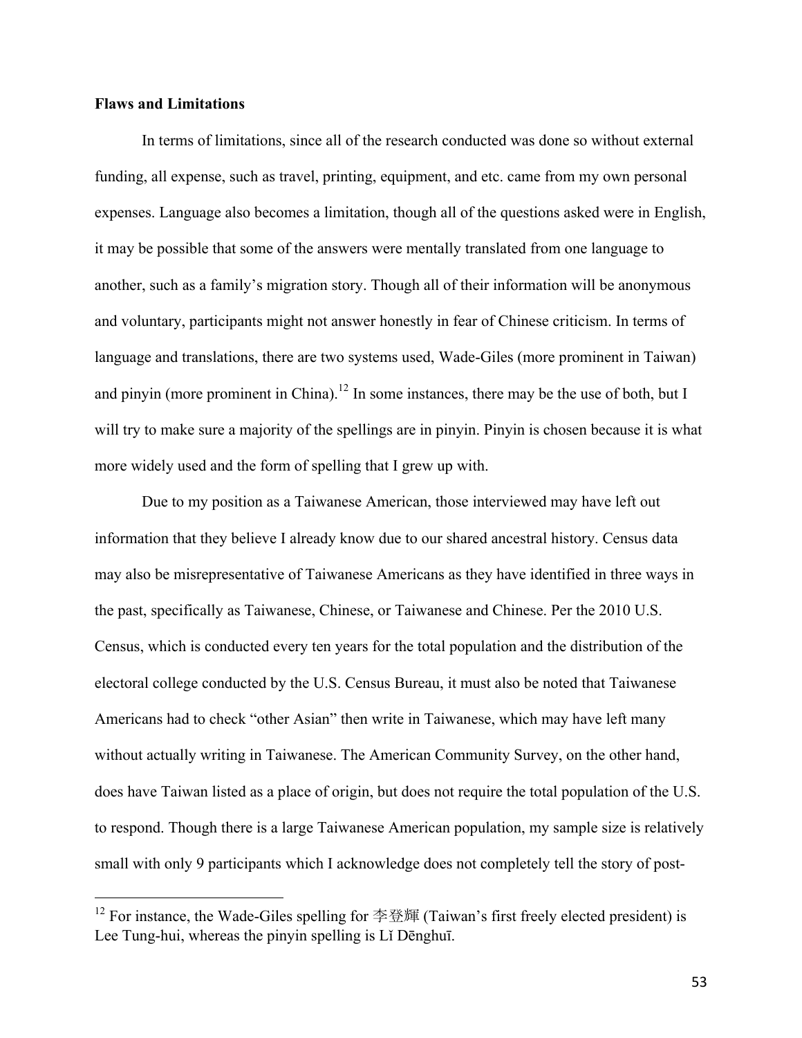**Flaws and Limitations**

In terms of limitations, since all of the research conducted was done so without external funding, all expense, such as travel, printing, equipment, and etc. came from my own personal expenses. Language also becomes a limitation, though all of the questions asked were in English, it may be possible that some of the answers were mentally translated from one language to another, such as a family's migration story. Though all of their information will be anonymous and voluntary, participants might not answer honestly in fear of Chinese criticism. In terms of language and translations, there are two systems used, Wade-Giles (more prominent in Taiwan) and pinyin (more prominent in China).[12] In some instances, there may be the use of both, but I will try to make sure a majority of the spellings are in pinyin. Pinyin is chosen because it is what more widely used and the form of spelling that I grew up with.

Due to my position as a Taiwanese American, those interviewed may have left out information that they believe I already know due to our shared ancestral history. Census data may also be misrepresentative of Taiwanese Americans as they have identified in three ways in the past, specifically as Taiwanese, Chinese, or Taiwanese and Chinese. Per the 2010 U.S. Census, which is conducted every ten years for the total population and the distribution of the electoral college conducted by the U.S. Census Bureau, it must also be noted that Taiwanese Americans had to check "other Asian" then write in Taiwanese, which may have left many without actually writing in Taiwanese. The American Community Survey, on the other hand, does have Taiwan listed as a place of origin, but does not require the total population of the U.S. to respond. Though there is a large Taiwanese American population, my sample size is relatively small with only 9 participants which I acknowledge does not completely tell the story of post-

---

[12] For instance, the Wade-Giles spelling for 李登輝 (Taiwan's first freely elected president) is Lee Tung-hui, whereas the pinyin spelling is Lǐ Dēnghuī.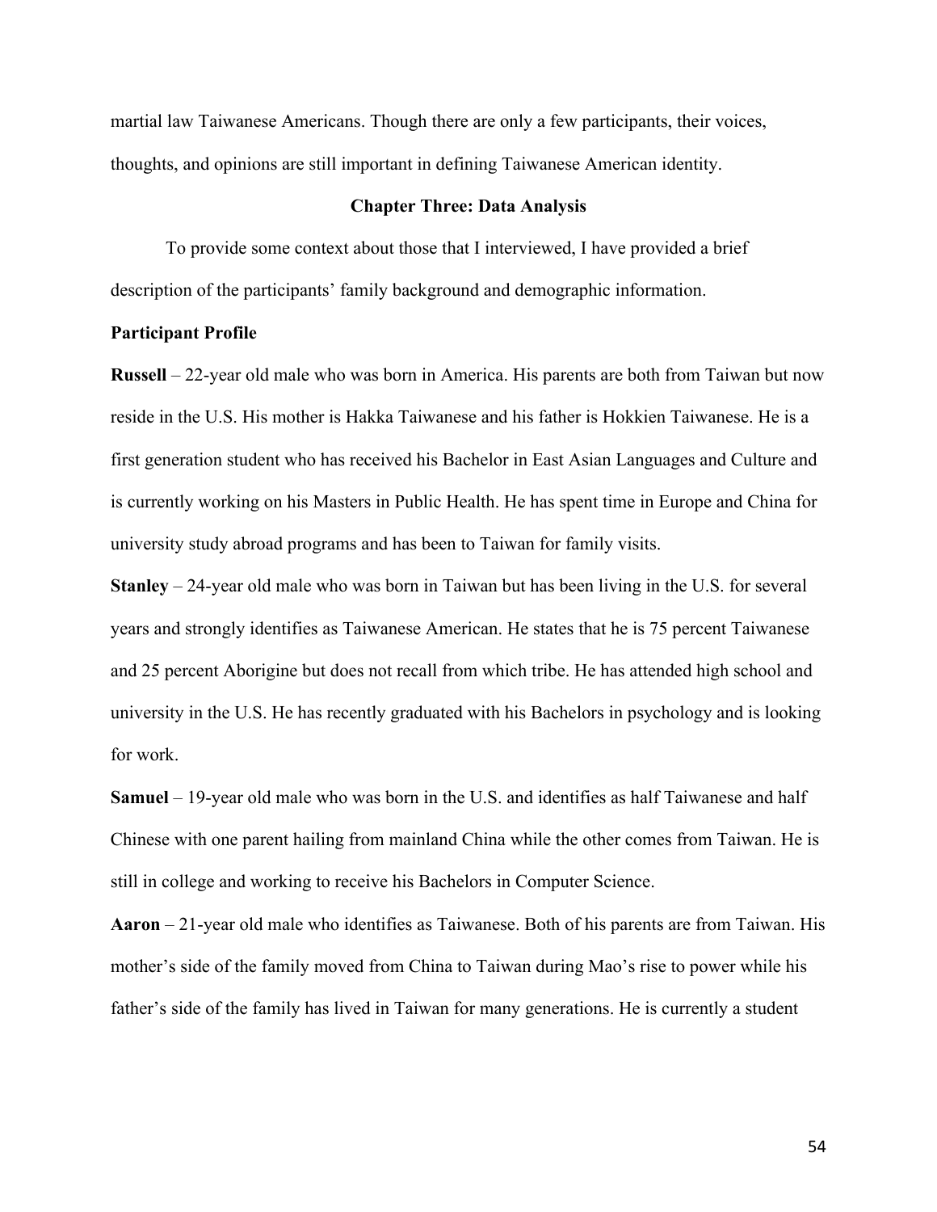martial law Taiwanese Americans. Though there are only a few participants, their voices, thoughts, and opinions are still important in defining Taiwanese American identity.

## Chapter Three: Data Analysis

To provide some context about those that I interviewed, I have provided a brief description of the participants' family background and demographic information.

### Participant Profile

**Russell** – 22-year old male who was born in America. His parents are both from Taiwan but now reside in the U.S. His mother is Hakka Taiwanese and his father is Hokkien Taiwanese. He is a first generation student who has received his Bachelor in East Asian Languages and Culture and is currently working on his Masters in Public Health. He has spent time in Europe and China for university study abroad programs and has been to Taiwan for family visits.

**Stanley** – 24-year old male who was born in Taiwan but has been living in the U.S. for several years and strongly identifies as Taiwanese American. He states that he is 75 percent Taiwanese and 25 percent Aborigine but does not recall from which tribe. He has attended high school and university in the U.S. He has recently graduated with his Bachelors in psychology and is looking for work.

**Samuel** – 19-year old male who was born in the U.S. and identifies as half Taiwanese and half Chinese with one parent hailing from mainland China while the other comes from Taiwan. He is still in college and working to receive his Bachelors in Computer Science.

**Aaron** – 21-year old male who identifies as Taiwanese. Both of his parents are from Taiwan. His mother's side of the family moved from China to Taiwan during Mao's rise to power while his father's side of the family has lived in Taiwan for many generations. He is currently a student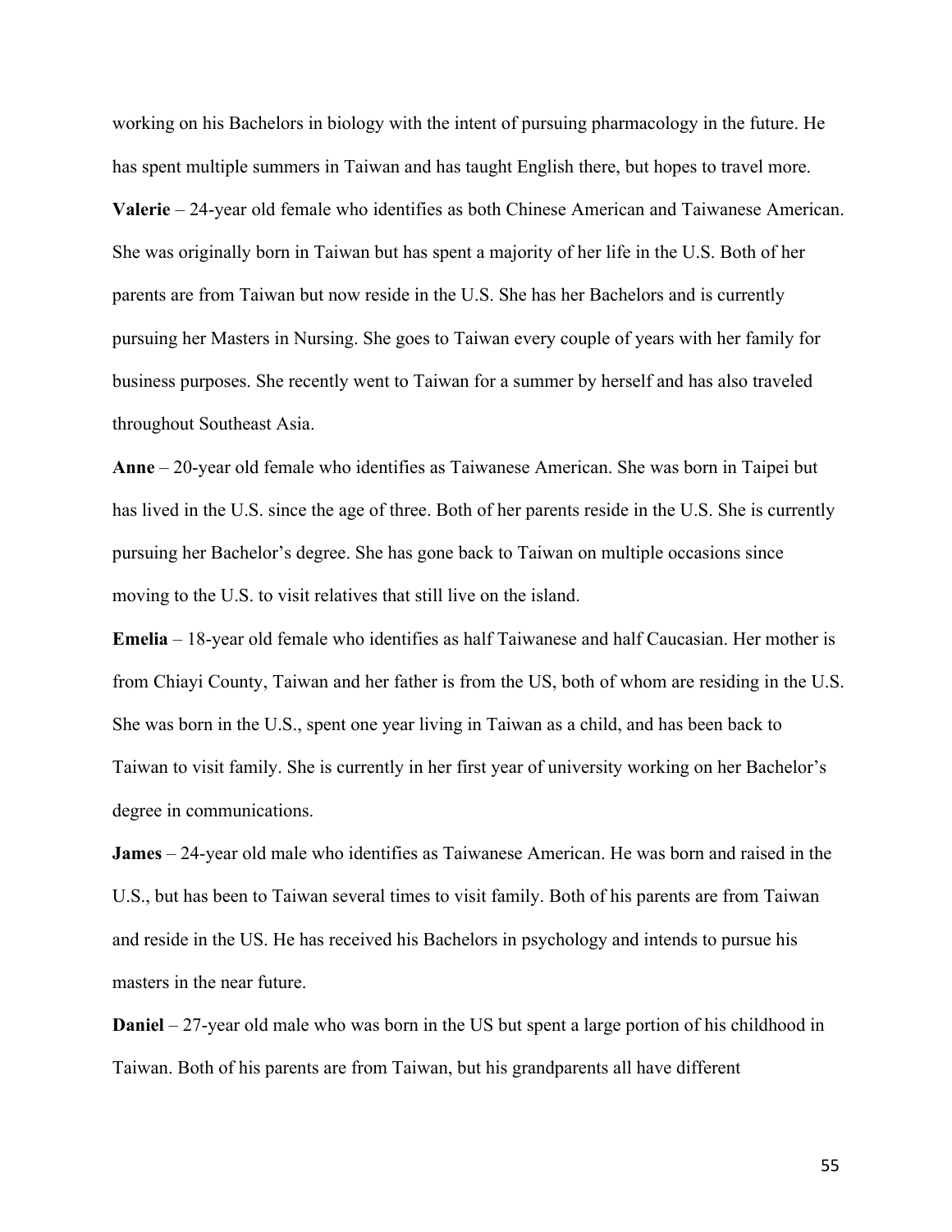working on his Bachelors in biology with the intent of pursuing pharmacology in the future. He has spent multiple summers in Taiwan and has taught English there, but hopes to travel more.

**Valerie** – 24-year old female who identifies as both Chinese American and Taiwanese American. She was originally born in Taiwan but has spent a majority of her life in the U.S. Both of her parents are from Taiwan but now reside in the U.S. She has her Bachelors and is currently pursuing her Masters in Nursing. She goes to Taiwan every couple of years with her family for business purposes. She recently went to Taiwan for a summer by herself and has also traveled throughout Southeast Asia.

**Anne** – 20-year old female who identifies as Taiwanese American. She was born in Taipei but has lived in the U.S. since the age of three. Both of her parents reside in the U.S. She is currently pursuing her Bachelor's degree. She has gone back to Taiwan on multiple occasions since moving to the U.S. to visit relatives that still live on the island.

**Emelia** – 18-year old female who identifies as half Taiwanese and half Caucasian. Her mother is from Chiayi County, Taiwan and her father is from the US, both of whom are residing in the U.S. She was born in the U.S., spent one year living in Taiwan as a child, and has been back to Taiwan to visit family. She is currently in her first year of university working on her Bachelor's degree in communications.

**James** – 24-year old male who identifies as Taiwanese American. He was born and raised in the U.S., but has been to Taiwan several times to visit family. Both of his parents are from Taiwan and reside in the US. He has received his Bachelors in psychology and intends to pursue his masters in the near future.

**Daniel** – 27-year old male who was born in the US but spent a large portion of his childhood in Taiwan. Both of his parents are from Taiwan, but his grandparents all have different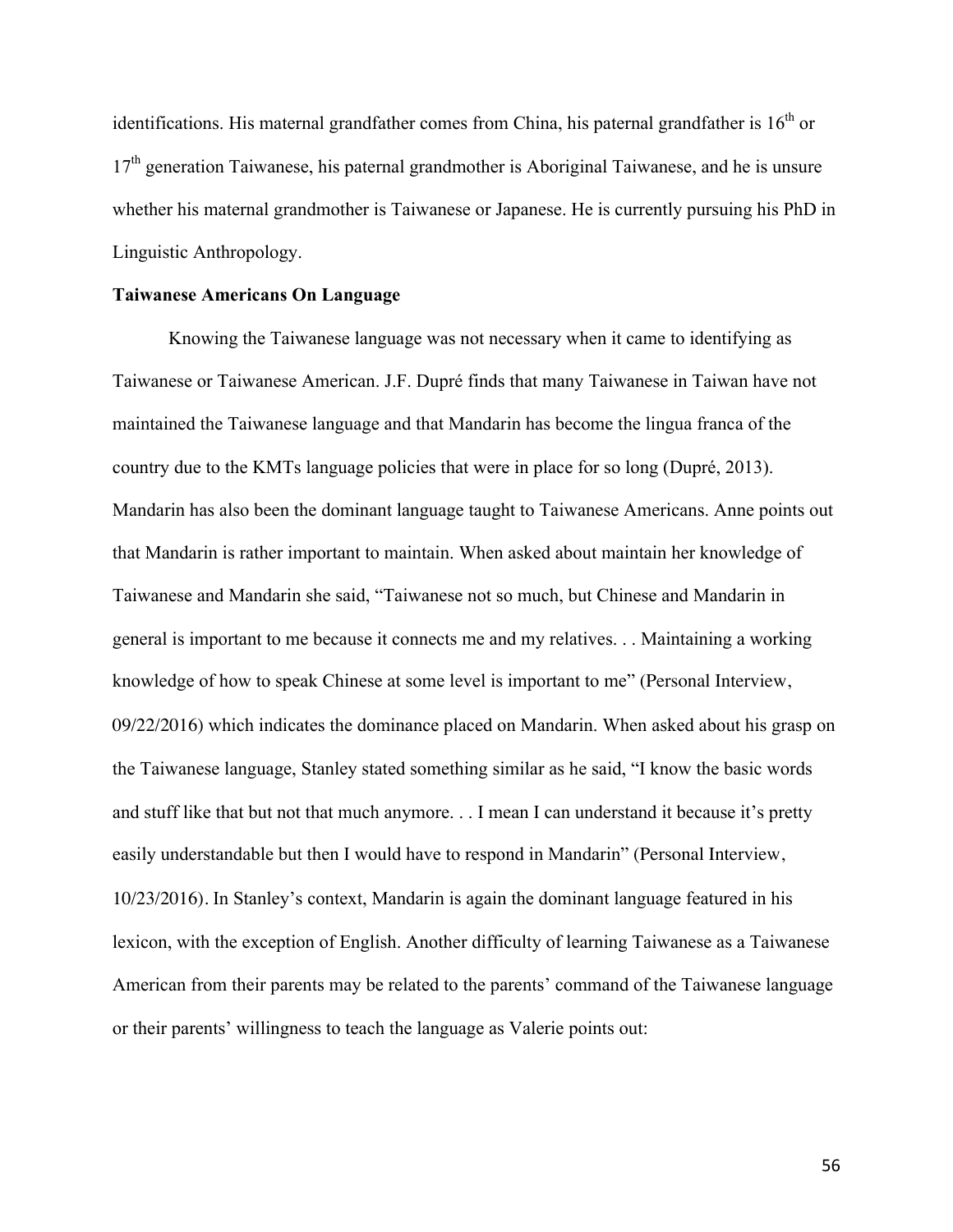identifications. His maternal grandfather comes from China, his paternal grandfather is 16th or 17th generation Taiwanese, his paternal grandmother is Aboriginal Taiwanese, and he is unsure whether his maternal grandmother is Taiwanese or Japanese. He is currently pursuing his PhD in Linguistic Anthropology.

**Taiwanese Americans On Language**

Knowing the Taiwanese language was not necessary when it came to identifying as Taiwanese or Taiwanese American. J.F. Dupré finds that many Taiwanese in Taiwan have not maintained the Taiwanese language and that Mandarin has become the lingua franca of the country due to the KMTs language policies that were in place for so long (Dupré, 2013). Mandarin has also been the dominant language taught to Taiwanese Americans. Anne points out that Mandarin is rather important to maintain. When asked about maintain her knowledge of Taiwanese and Mandarin she said, "Taiwanese not so much, but Chinese and Mandarin in general is important to me because it connects me and my relatives. . . Maintaining a working knowledge of how to speak Chinese at some level is important to me" (Personal Interview, 09/22/2016) which indicates the dominance placed on Mandarin. When asked about his grasp on the Taiwanese language, Stanley stated something similar as he said, "I know the basic words and stuff like that but not that much anymore. . . I mean I can understand it because it's pretty easily understandable but then I would have to respond in Mandarin" (Personal Interview, 10/23/2016). In Stanley's context, Mandarin is again the dominant language featured in his lexicon, with the exception of English. Another difficulty of learning Taiwanese as a Taiwanese American from their parents may be related to the parents' command of the Taiwanese language or their parents' willingness to teach the language as Valerie points out: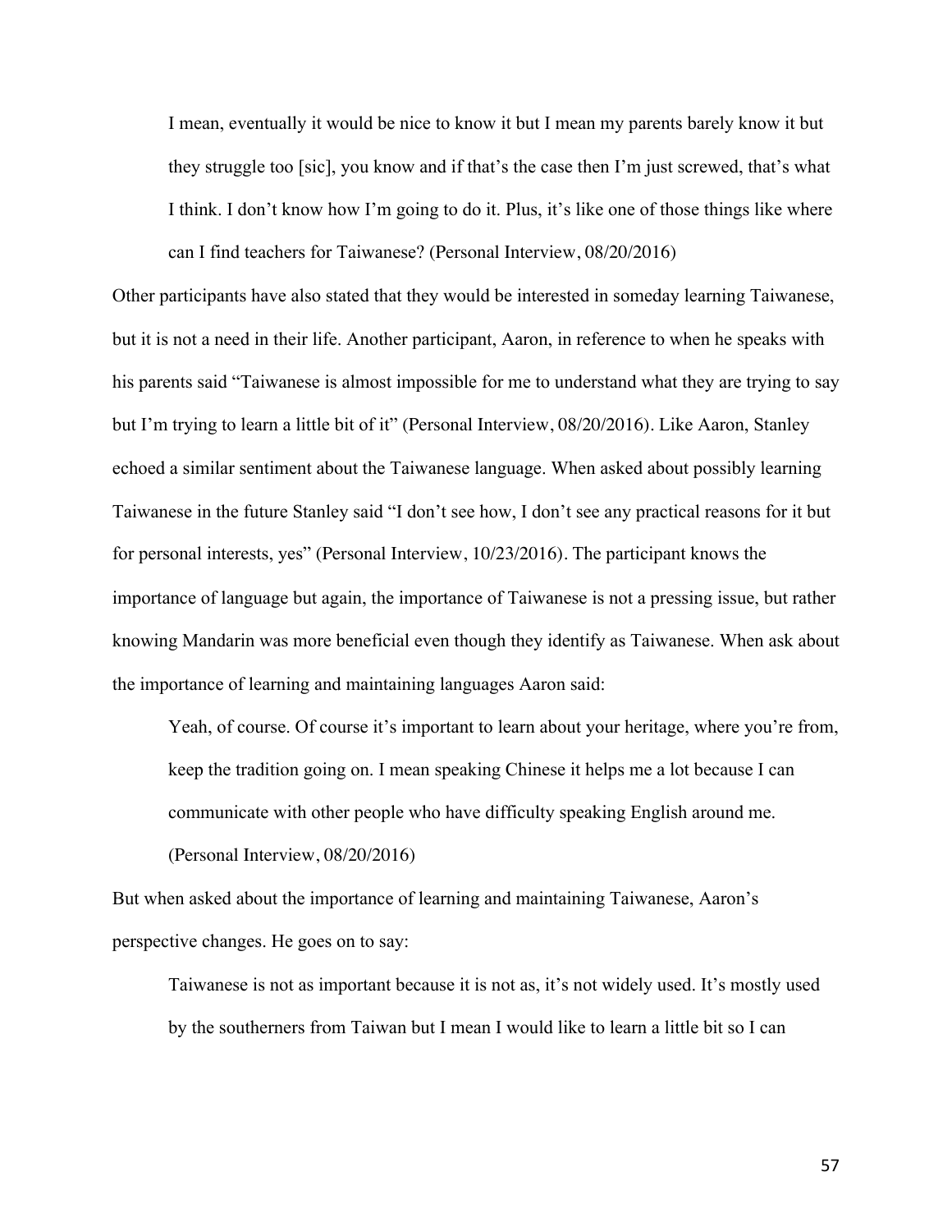> I mean, eventually it would be nice to know it but I mean my parents barely know it but they struggle too [sic], you know and if that's the case then I'm just screwed, that's what I think. I don't know how I'm going to do it. Plus, it's like one of those things like where can I find teachers for Taiwanese? (Personal Interview, 08/20/2016)

Other participants have also stated that they would be interested in someday learning Taiwanese, but it is not a need in their life. Another participant, Aaron, in reference to when he speaks with his parents said "Taiwanese is almost impossible for me to understand what they are trying to say but I'm trying to learn a little bit of it" (Personal Interview, 08/20/2016). Like Aaron, Stanley echoed a similar sentiment about the Taiwanese language. When asked about possibly learning Taiwanese in the future Stanley said "I don't see how, I don't see any practical reasons for it but for personal interests, yes" (Personal Interview, 10/23/2016). The participant knows the importance of language but again, the importance of Taiwanese is not a pressing issue, but rather knowing Mandarin was more beneficial even though they identify as Taiwanese. When ask about the importance of learning and maintaining languages Aaron said:

> Yeah, of course. Of course it's important to learn about your heritage, where you're from, keep the tradition going on. I mean speaking Chinese it helps me a lot because I can communicate with other people who have difficulty speaking English around me. (Personal Interview, 08/20/2016)

But when asked about the importance of learning and maintaining Taiwanese, Aaron's perspective changes. He goes on to say:

> Taiwanese is not as important because it is not as, it's not widely used. It's mostly used by the southerners from Taiwan but I mean I would like to learn a little bit so I can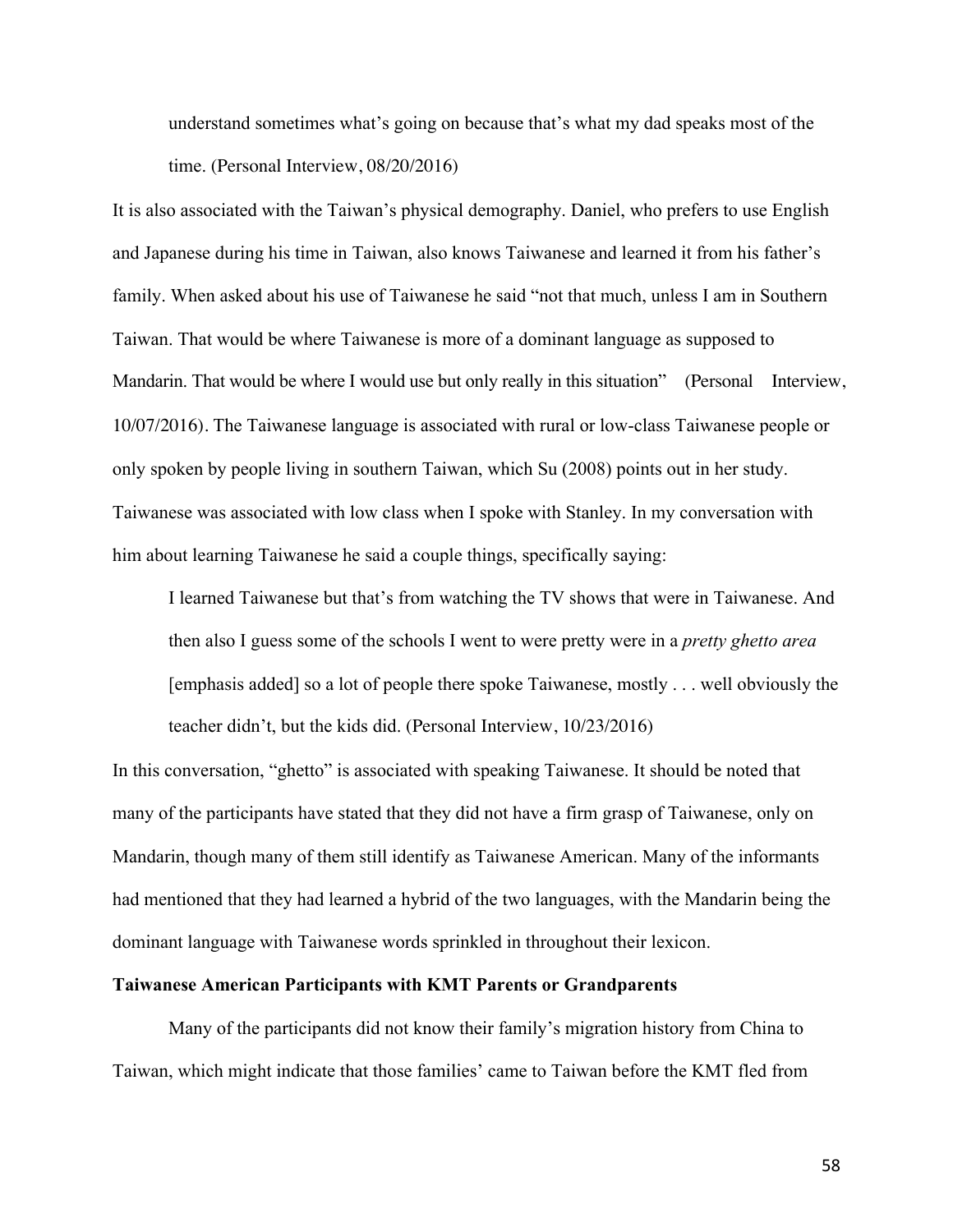> understand sometimes what's going on because that's what my dad speaks most of the time. (Personal Interview, 08/20/2016)

It is also associated with the Taiwan's physical demography. Daniel, who prefers to use English and Japanese during his time in Taiwan, also knows Taiwanese and learned it from his father's family. When asked about his use of Taiwanese he said "not that much, unless I am in Southern Taiwan. That would be where Taiwanese is more of a dominant language as supposed to Mandarin. That would be where I would use but only really in this situation" (Personal Interview, 10/07/2016). The Taiwanese language is associated with rural or low-class Taiwanese people or only spoken by people living in southern Taiwan, which Su (2008) points out in her study. Taiwanese was associated with low class when I spoke with Stanley. In my conversation with him about learning Taiwanese he said a couple things, specifically saying:

> I learned Taiwanese but that's from watching the TV shows that were in Taiwanese. And then also I guess some of the schools I went to were pretty were in a *pretty ghetto area* [emphasis added] so a lot of people there spoke Taiwanese, mostly . . . well obviously the teacher didn't, but the kids did. (Personal Interview, 10/23/2016)

In this conversation, "ghetto" is associated with speaking Taiwanese. It should be noted that many of the participants have stated that they did not have a firm grasp of Taiwanese, only on Mandarin, though many of them still identify as Taiwanese American. Many of the informants had mentioned that they had learned a hybrid of the two languages, with the Mandarin being the dominant language with Taiwanese words sprinkled in throughout their lexicon.

**Taiwanese American Participants with KMT Parents or Grandparents**

Many of the participants did not know their family's migration history from China to Taiwan, which might indicate that those families' came to Taiwan before the KMT fled from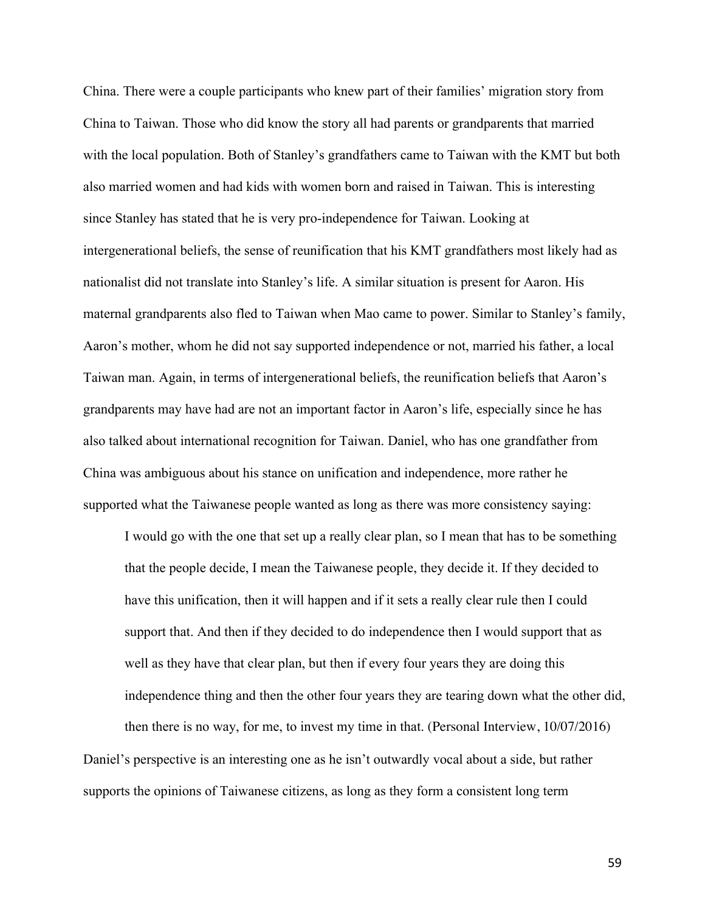China. There were a couple participants who knew part of their families' migration story from China to Taiwan. Those who did know the story all had parents or grandparents that married with the local population. Both of Stanley's grandfathers came to Taiwan with the KMT but both also married women and had kids with women born and raised in Taiwan. This is interesting since Stanley has stated that he is very pro-independence for Taiwan. Looking at intergenerational beliefs, the sense of reunification that his KMT grandfathers most likely had as nationalist did not translate into Stanley's life. A similar situation is present for Aaron. His maternal grandparents also fled to Taiwan when Mao came to power. Similar to Stanley's family, Aaron's mother, whom he did not say supported independence or not, married his father, a local Taiwan man. Again, in terms of intergenerational beliefs, the reunification beliefs that Aaron's grandparents may have had are not an important factor in Aaron's life, especially since he has also talked about international recognition for Taiwan. Daniel, who has one grandfather from China was ambiguous about his stance on unification and independence, more rather he supported what the Taiwanese people wanted as long as there was more consistency saying:

> I would go with the one that set up a really clear plan, so I mean that has to be something that the people decide, I mean the Taiwanese people, they decide it. If they decided to have this unification, then it will happen and if it sets a really clear rule then I could support that. And then if they decided to do independence then I would support that as well as they have that clear plan, but then if every four years they are doing this independence thing and then the other four years they are tearing down what the other did, then there is no way, for me, to invest my time in that. (Personal Interview, 10/07/2016)

Daniel's perspective is an interesting one as he isn't outwardly vocal about a side, but rather supports the opinions of Taiwanese citizens, as long as they form a consistent long term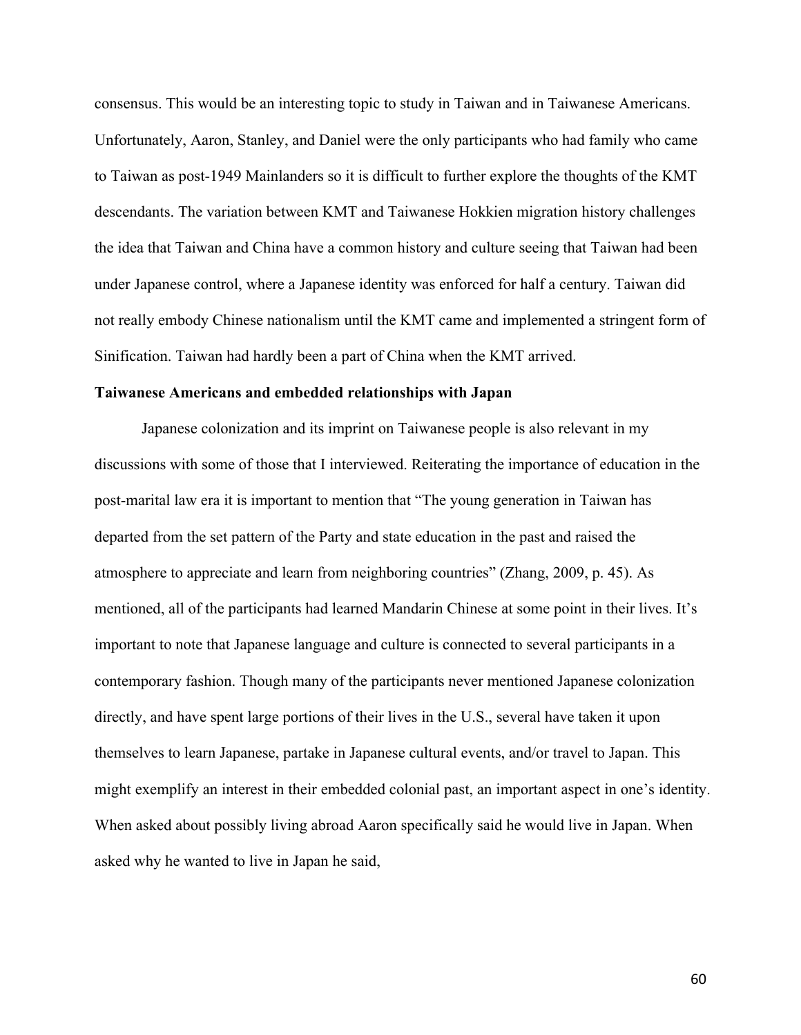consensus. This would be an interesting topic to study in Taiwan and in Taiwanese Americans. Unfortunately, Aaron, Stanley, and Daniel were the only participants who had family who came to Taiwan as post-1949 Mainlanders so it is difficult to further explore the thoughts of the KMT descendants. The variation between KMT and Taiwanese Hokkien migration history challenges the idea that Taiwan and China have a common history and culture seeing that Taiwan had been under Japanese control, where a Japanese identity was enforced for half a century. Taiwan did not really embody Chinese nationalism until the KMT came and implemented a stringent form of Sinification. Taiwan had hardly been a part of China when the KMT arrived.

**Taiwanese Americans and embedded relationships with Japan**

Japanese colonization and its imprint on Taiwanese people is also relevant in my discussions with some of those that I interviewed. Reiterating the importance of education in the post-marital law era it is important to mention that "The young generation in Taiwan has departed from the set pattern of the Party and state education in the past and raised the atmosphere to appreciate and learn from neighboring countries" (Zhang, 2009, p. 45). As mentioned, all of the participants had learned Mandarin Chinese at some point in their lives. It's important to note that Japanese language and culture is connected to several participants in a contemporary fashion. Though many of the participants never mentioned Japanese colonization directly, and have spent large portions of their lives in the U.S., several have taken it upon themselves to learn Japanese, partake in Japanese cultural events, and/or travel to Japan. This might exemplify an interest in their embedded colonial past, an important aspect in one's identity. When asked about possibly living abroad Aaron specifically said he would live in Japan. When asked why he wanted to live in Japan he said,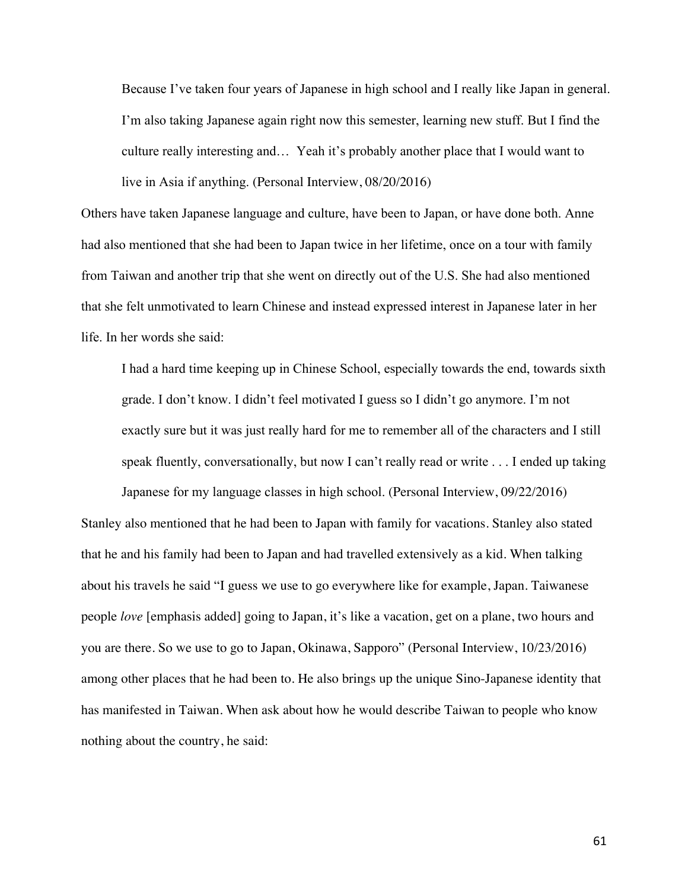> Because I've taken four years of Japanese in high school and I really like Japan in general. I'm also taking Japanese again right now this semester, learning new stuff. But I find the culture really interesting and… Yeah it's probably another place that I would want to live in Asia if anything. (Personal Interview, 08/20/2016)

Others have taken Japanese language and culture, have been to Japan, or have done both. Anne had also mentioned that she had been to Japan twice in her lifetime, once on a tour with family from Taiwan and another trip that she went on directly out of the U.S. She had also mentioned that she felt unmotivated to learn Chinese and instead expressed interest in Japanese later in her life. In her words she said:

> I had a hard time keeping up in Chinese School, especially towards the end, towards sixth grade. I don't know. I didn't feel motivated I guess so I didn't go anymore. I'm not exactly sure but it was just really hard for me to remember all of the characters and I still speak fluently, conversationally, but now I can't really read or write . . . I ended up taking Japanese for my language classes in high school. (Personal Interview, 09/22/2016)

Stanley also mentioned that he had been to Japan with family for vacations. Stanley also stated that he and his family had been to Japan and had travelled extensively as a kid. When talking about his travels he said "I guess we use to go everywhere like for example, Japan. Taiwanese people *love* [emphasis added] going to Japan, it's like a vacation, get on a plane, two hours and you are there. So we use to go to Japan, Okinawa, Sapporo" (Personal Interview, 10/23/2016) among other places that he had been to. He also brings up the unique Sino-Japanese identity that has manifested in Taiwan. When ask about how he would describe Taiwan to people who know nothing about the country, he said: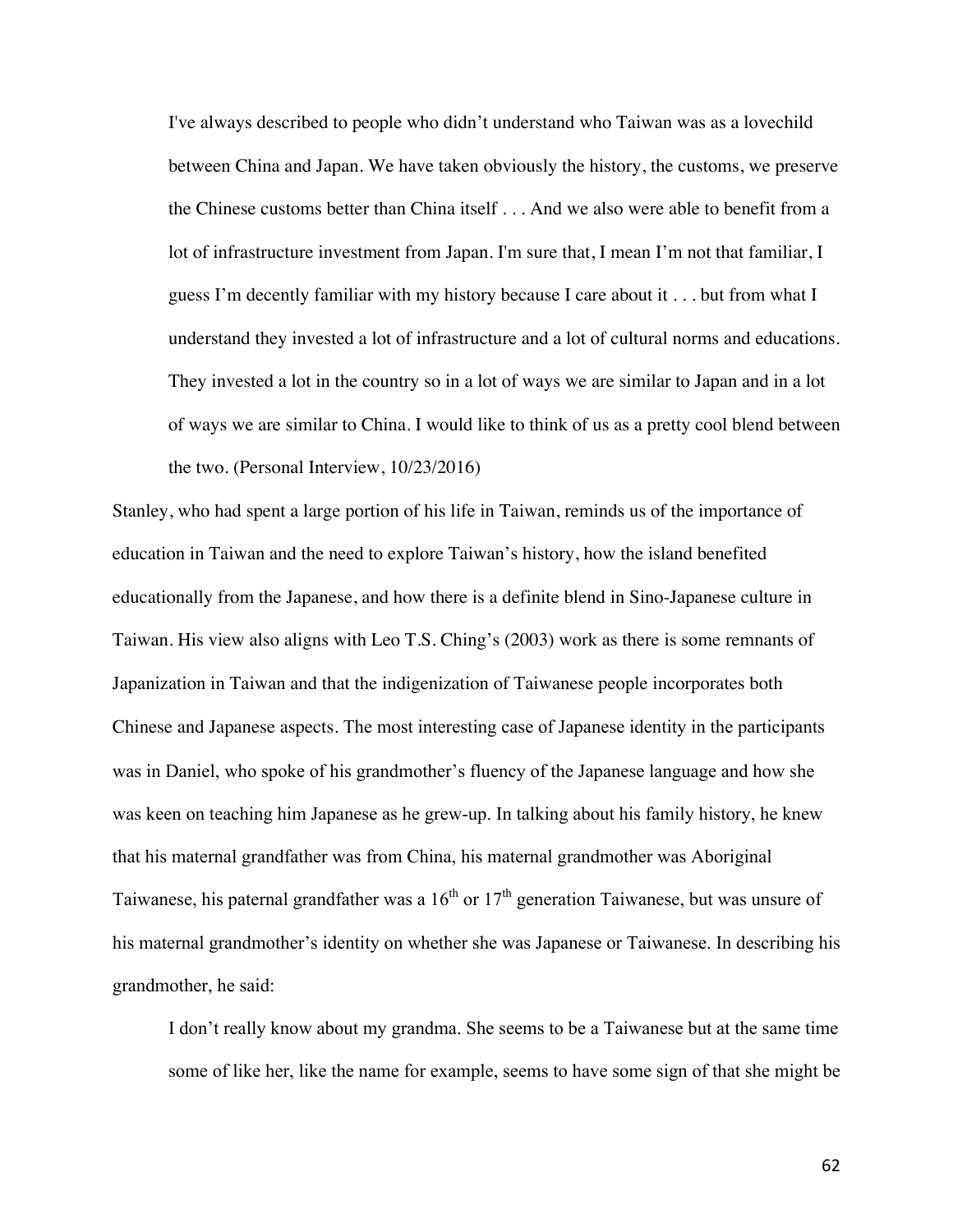> I've always described to people who didn't understand who Taiwan was as a lovechild between China and Japan. We have taken obviously the history, the customs, we preserve the Chinese customs better than China itself . . . And we also were able to benefit from a lot of infrastructure investment from Japan. I'm sure that, I mean I'm not that familiar, I guess I'm decently familiar with my history because I care about it . . . but from what I understand they invested a lot of infrastructure and a lot of cultural norms and educations. They invested a lot in the country so in a lot of ways we are similar to Japan and in a lot of ways we are similar to China. I would like to think of us as a pretty cool blend between the two. (Personal Interview, 10/23/2016)

Stanley, who had spent a large portion of his life in Taiwan, reminds us of the importance of education in Taiwan and the need to explore Taiwan's history, how the island benefited educationally from the Japanese, and how there is a definite blend in Sino-Japanese culture in Taiwan. His view also aligns with Leo T.S. Ching's (2003) work as there is some remnants of Japanization in Taiwan and that the indigenization of Taiwanese people incorporates both Chinese and Japanese aspects. The most interesting case of Japanese identity in the participants was in Daniel, who spoke of his grandmother's fluency of the Japanese language and how she was keen on teaching him Japanese as he grew-up. In talking about his family history, he knew that his maternal grandfather was from China, his maternal grandmother was Aboriginal Taiwanese, his paternal grandfather was a 16th or 17th generation Taiwanese, but was unsure of his maternal grandmother's identity on whether she was Japanese or Taiwanese. In describing his grandmother, he said:

> I don't really know about my grandma. She seems to be a Taiwanese but at the same time some of like her, like the name for example, seems to have some sign of that she might be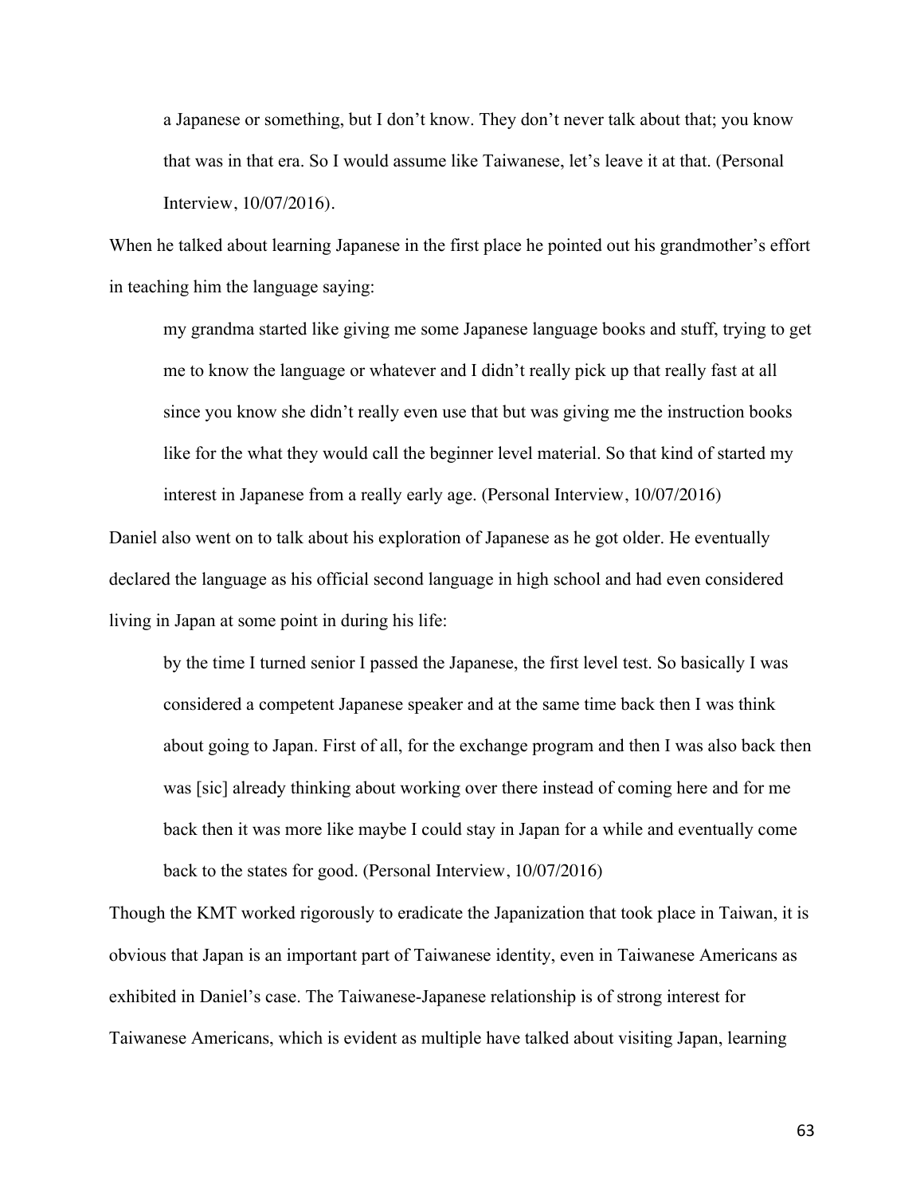> a Japanese or something, but I don't know. They don't never talk about that; you know that was in that era. So I would assume like Taiwanese, let's leave it at that. (Personal Interview, 10/07/2016).

When he talked about learning Japanese in the first place he pointed out his grandmother's effort in teaching him the language saying:

> my grandma started like giving me some Japanese language books and stuff, trying to get me to know the language or whatever and I didn't really pick up that really fast at all since you know she didn't really even use that but was giving me the instruction books like for the what they would call the beginner level material. So that kind of started my interest in Japanese from a really early age. (Personal Interview, 10/07/2016)

Daniel also went on to talk about his exploration of Japanese as he got older. He eventually declared the language as his official second language in high school and had even considered living in Japan at some point in during his life:

> by the time I turned senior I passed the Japanese, the first level test. So basically I was considered a competent Japanese speaker and at the same time back then I was think about going to Japan. First of all, for the exchange program and then I was also back then was [sic] already thinking about working over there instead of coming here and for me back then it was more like maybe I could stay in Japan for a while and eventually come back to the states for good. (Personal Interview, 10/07/2016)

Though the KMT worked rigorously to eradicate the Japanization that took place in Taiwan, it is obvious that Japan is an important part of Taiwanese identity, even in Taiwanese Americans as exhibited in Daniel's case. The Taiwanese-Japanese relationship is of strong interest for Taiwanese Americans, which is evident as multiple have talked about visiting Japan, learning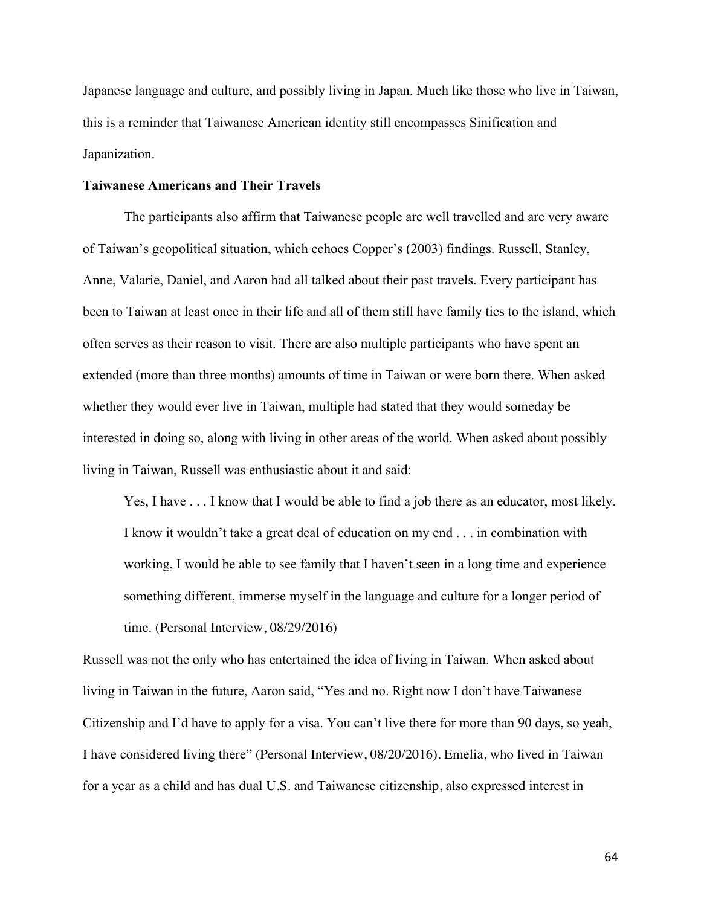Japanese language and culture, and possibly living in Japan. Much like those who live in Taiwan, this is a reminder that Taiwanese American identity still encompasses Sinification and Japanization.

**Taiwanese Americans and Their Travels**

The participants also affirm that Taiwanese people are well travelled and are very aware of Taiwan's geopolitical situation, which echoes Copper's (2003) findings. Russell, Stanley, Anne, Valarie, Daniel, and Aaron had all talked about their past travels. Every participant has been to Taiwan at least once in their life and all of them still have family ties to the island, which often serves as their reason to visit. There are also multiple participants who have spent an extended (more than three months) amounts of time in Taiwan or were born there. When asked whether they would ever live in Taiwan, multiple had stated that they would someday be interested in doing so, along with living in other areas of the world. When asked about possibly living in Taiwan, Russell was enthusiastic about it and said:

> Yes, I have . . . I know that I would be able to find a job there as an educator, most likely. I know it wouldn't take a great deal of education on my end . . . in combination with working, I would be able to see family that I haven't seen in a long time and experience something different, immerse myself in the language and culture for a longer period of time. (Personal Interview, 08/29/2016)

Russell was not the only who has entertained the idea of living in Taiwan. When asked about living in Taiwan in the future, Aaron said, "Yes and no. Right now I don't have Taiwanese Citizenship and I'd have to apply for a visa. You can't live there for more than 90 days, so yeah, I have considered living there" (Personal Interview, 08/20/2016). Emelia, who lived in Taiwan for a year as a child and has dual U.S. and Taiwanese citizenship, also expressed interest in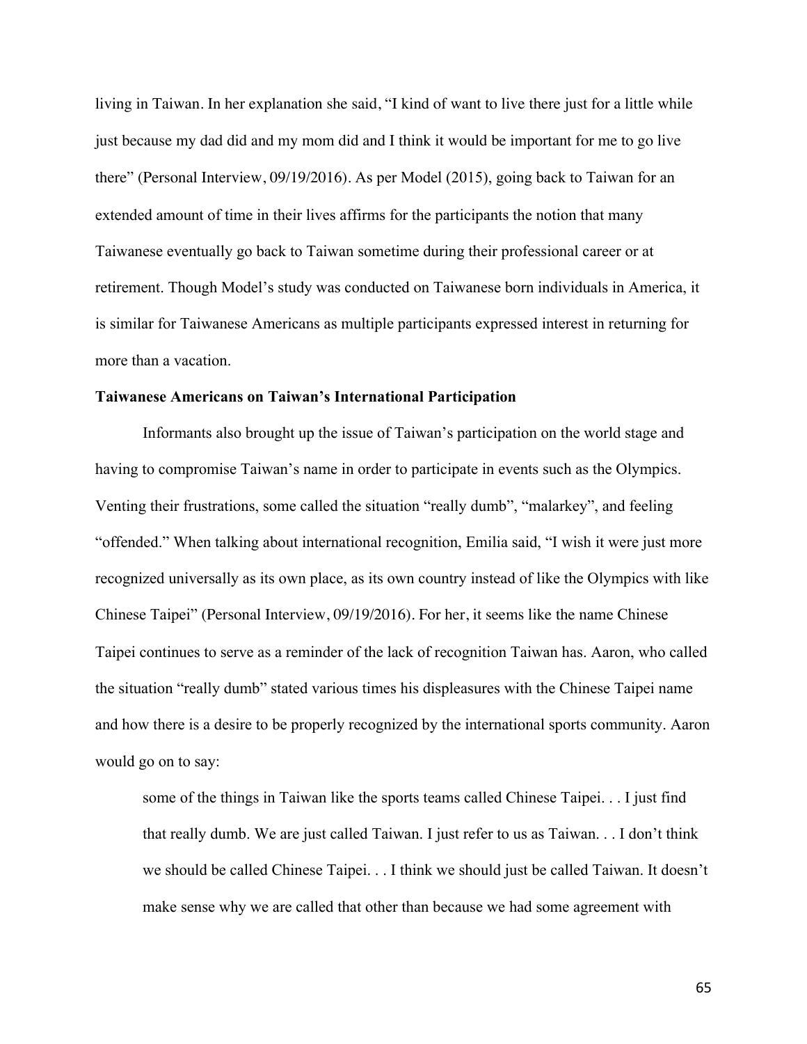living in Taiwan. In her explanation she said, "I kind of want to live there just for a little while just because my dad did and my mom did and I think it would be important for me to go live there" (Personal Interview, 09/19/2016). As per Model (2015), going back to Taiwan for an extended amount of time in their lives affirms for the participants the notion that many Taiwanese eventually go back to Taiwan sometime during their professional career or at retirement. Though Model's study was conducted on Taiwanese born individuals in America, it is similar for Taiwanese Americans as multiple participants expressed interest in returning for more than a vacation.

**Taiwanese Americans on Taiwan's International Participation**

Informants also brought up the issue of Taiwan's participation on the world stage and having to compromise Taiwan's name in order to participate in events such as the Olympics. Venting their frustrations, some called the situation "really dumb", "malarkey", and feeling "offended." When talking about international recognition, Emilia said, "I wish it were just more recognized universally as its own place, as its own country instead of like the Olympics with like Chinese Taipei" (Personal Interview, 09/19/2016). For her, it seems like the name Chinese Taipei continues to serve as a reminder of the lack of recognition Taiwan has. Aaron, who called the situation "really dumb" stated various times his displeasures with the Chinese Taipei name and how there is a desire to be properly recognized by the international sports community. Aaron would go on to say:

> some of the things in Taiwan like the sports teams called Chinese Taipei. . . I just find that really dumb. We are just called Taiwan. I just refer to us as Taiwan. . . I don't think we should be called Chinese Taipei. . . I think we should just be called Taiwan. It doesn't make sense why we are called that other than because we had some agreement with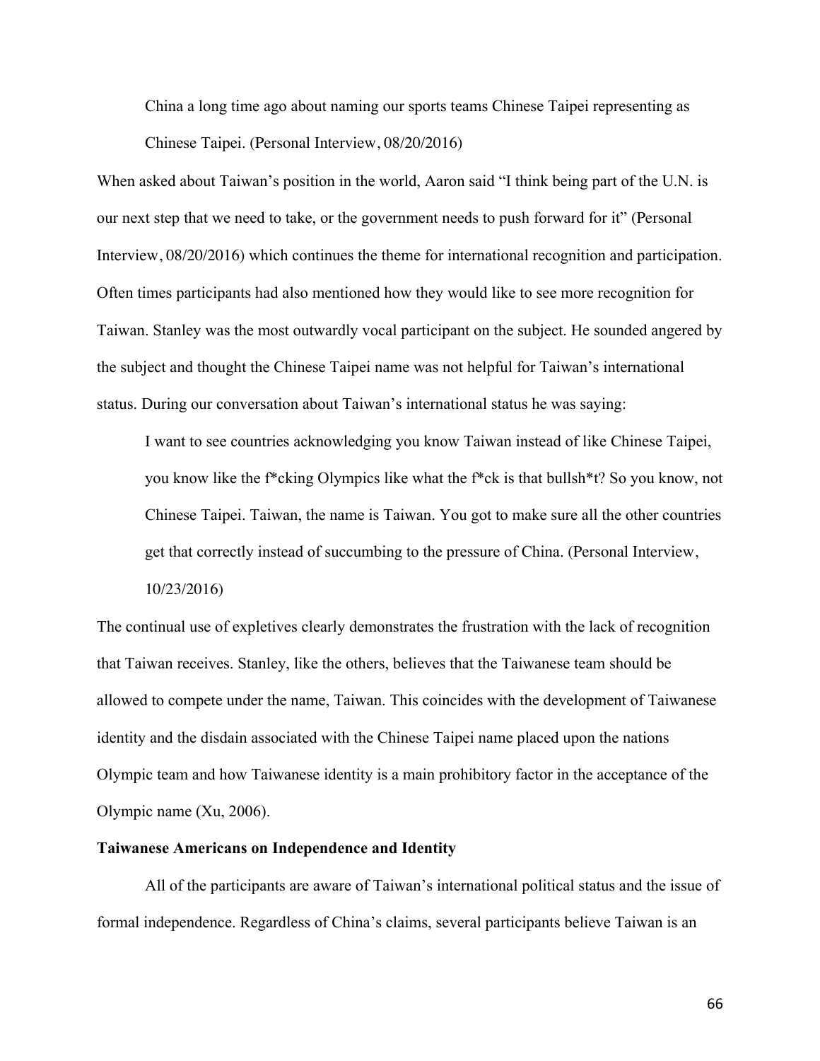> China a long time ago about naming our sports teams Chinese Taipei representing as Chinese Taipei. (Personal Interview, 08/20/2016)

When asked about Taiwan's position in the world, Aaron said "I think being part of the U.N. is our next step that we need to take, or the government needs to push forward for it" (Personal Interview, 08/20/2016) which continues the theme for international recognition and participation. Often times participants had also mentioned how they would like to see more recognition for Taiwan. Stanley was the most outwardly vocal participant on the subject. He sounded angered by the subject and thought the Chinese Taipei name was not helpful for Taiwan's international status. During our conversation about Taiwan's international status he was saying:

> I want to see countries acknowledging you know Taiwan instead of like Chinese Taipei, you know like the f*cking Olympics like what the f*ck is that bullsh*t? So you know, not Chinese Taipei. Taiwan, the name is Taiwan. You got to make sure all the other countries get that correctly instead of succumbing to the pressure of China. (Personal Interview, 10/23/2016)

The continual use of expletives clearly demonstrates the frustration with the lack of recognition that Taiwan receives. Stanley, like the others, believes that the Taiwanese team should be allowed to compete under the name, Taiwan. This coincides with the development of Taiwanese identity and the disdain associated with the Chinese Taipei name placed upon the nations Olympic team and how Taiwanese identity is a main prohibitory factor in the acceptance of the Olympic name (Xu, 2006).

**Taiwanese Americans on Independence and Identity**

All of the participants are aware of Taiwan's international political status and the issue of formal independence. Regardless of China's claims, several participants believe Taiwan is an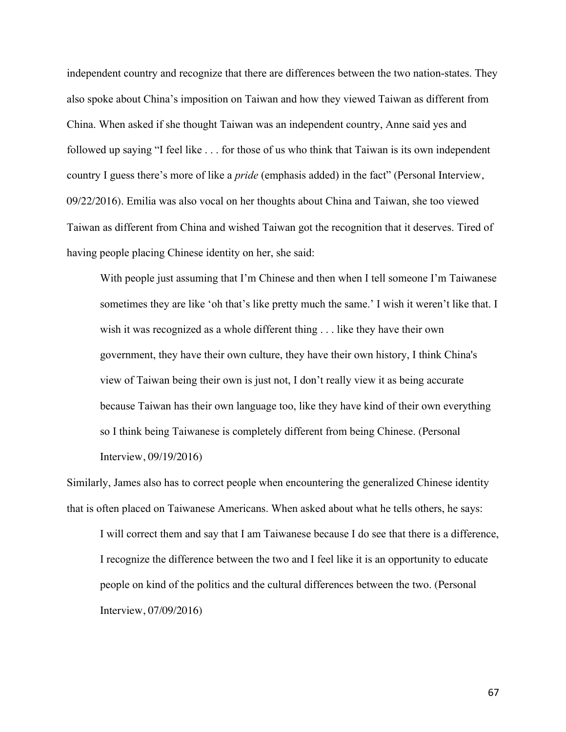independent country and recognize that there are differences between the two nation-states. They also spoke about China's imposition on Taiwan and how they viewed Taiwan as different from China. When asked if she thought Taiwan was an independent country, Anne said yes and followed up saying "I feel like . . . for those of us who think that Taiwan is its own independent country I guess there's more of like a *pride* (emphasis added) in the fact" (Personal Interview, 09/22/2016). Emilia was also vocal on her thoughts about China and Taiwan, she too viewed Taiwan as different from China and wished Taiwan got the recognition that it deserves. Tired of having people placing Chinese identity on her, she said:

> With people just assuming that I'm Chinese and then when I tell someone I'm Taiwanese sometimes they are like 'oh that's like pretty much the same.' I wish it weren't like that. I wish it was recognized as a whole different thing . . . like they have their own government, they have their own culture, they have their own history, I think China's view of Taiwan being their own is just not, I don't really view it as being accurate because Taiwan has their own language too, like they have kind of their own everything so I think being Taiwanese is completely different from being Chinese. (Personal Interview, 09/19/2016)

Similarly, James also has to correct people when encountering the generalized Chinese identity that is often placed on Taiwanese Americans. When asked about what he tells others, he says:

> I will correct them and say that I am Taiwanese because I do see that there is a difference, I recognize the difference between the two and I feel like it is an opportunity to educate people on kind of the politics and the cultural differences between the two. (Personal Interview, 07/09/2016)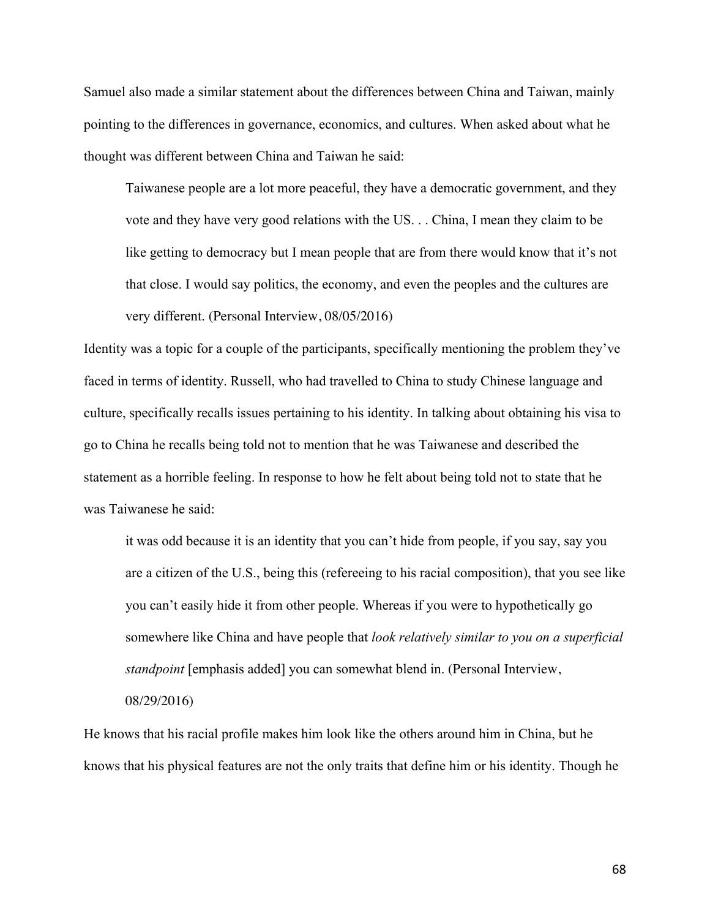Samuel also made a similar statement about the differences between China and Taiwan, mainly pointing to the differences in governance, economics, and cultures. When asked about what he thought was different between China and Taiwan he said:

> Taiwanese people are a lot more peaceful, they have a democratic government, and they vote and they have very good relations with the US. . . China, I mean they claim to be like getting to democracy but I mean people that are from there would know that it's not that close. I would say politics, the economy, and even the peoples and the cultures are very different. (Personal Interview, 08/05/2016)

Identity was a topic for a couple of the participants, specifically mentioning the problem they've faced in terms of identity. Russell, who had travelled to China to study Chinese language and culture, specifically recalls issues pertaining to his identity. In talking about obtaining his visa to go to China he recalls being told not to mention that he was Taiwanese and described the statement as a horrible feeling. In response to how he felt about being told not to state that he was Taiwanese he said:

> it was odd because it is an identity that you can't hide from people, if you say, say you are a citizen of the U.S., being this (refereeing to his racial composition), that you see like you can't easily hide it from other people. Whereas if you were to hypothetically go somewhere like China and have people that *look relatively similar to you on a superficial standpoint* [emphasis added] you can somewhat blend in. (Personal Interview, 08/29/2016)

He knows that his racial profile makes him look like the others around him in China, but he knows that his physical features are not the only traits that define him or his identity. Though he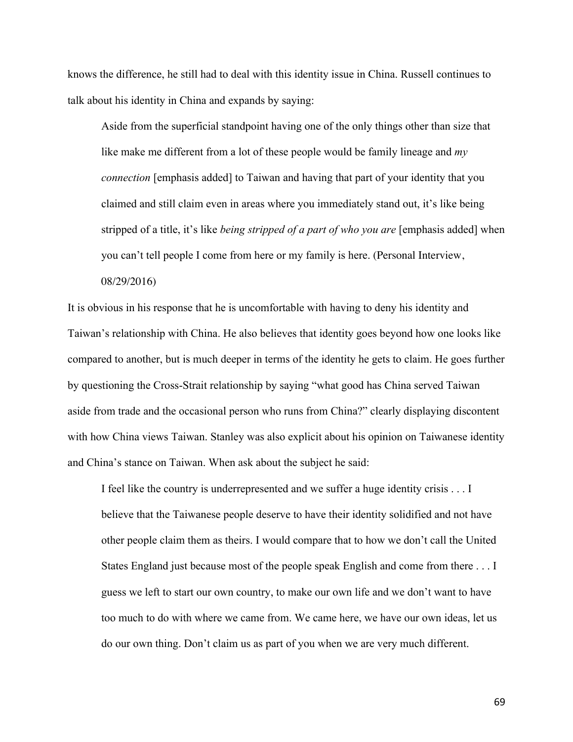knows the difference, he still had to deal with this identity issue in China. Russell continues to talk about his identity in China and expands by saying:

> Aside from the superficial standpoint having one of the only things other than size that like make me different from a lot of these people would be family lineage and *my connection* [emphasis added] to Taiwan and having that part of your identity that you claimed and still claim even in areas where you immediately stand out, it's like being stripped of a title, it's like *being stripped of a part of who you are* [emphasis added] when you can't tell people I come from here or my family is here. (Personal Interview, 08/29/2016)

It is obvious in his response that he is uncomfortable with having to deny his identity and Taiwan's relationship with China. He also believes that identity goes beyond how one looks like compared to another, but is much deeper in terms of the identity he gets to claim. He goes further by questioning the Cross-Strait relationship by saying "what good has China served Taiwan aside from trade and the occasional person who runs from China?" clearly displaying discontent with how China views Taiwan. Stanley was also explicit about his opinion on Taiwanese identity and China's stance on Taiwan. When ask about the subject he said:

> I feel like the country is underrepresented and we suffer a huge identity crisis . . . I believe that the Taiwanese people deserve to have their identity solidified and not have other people claim them as theirs. I would compare that to how we don't call the United States England just because most of the people speak English and come from there . . . I guess we left to start our own country, to make our own life and we don't want to have too much to do with where we came from. We came here, we have our own ideas, let us do our own thing. Don't claim us as part of you when we are very much different.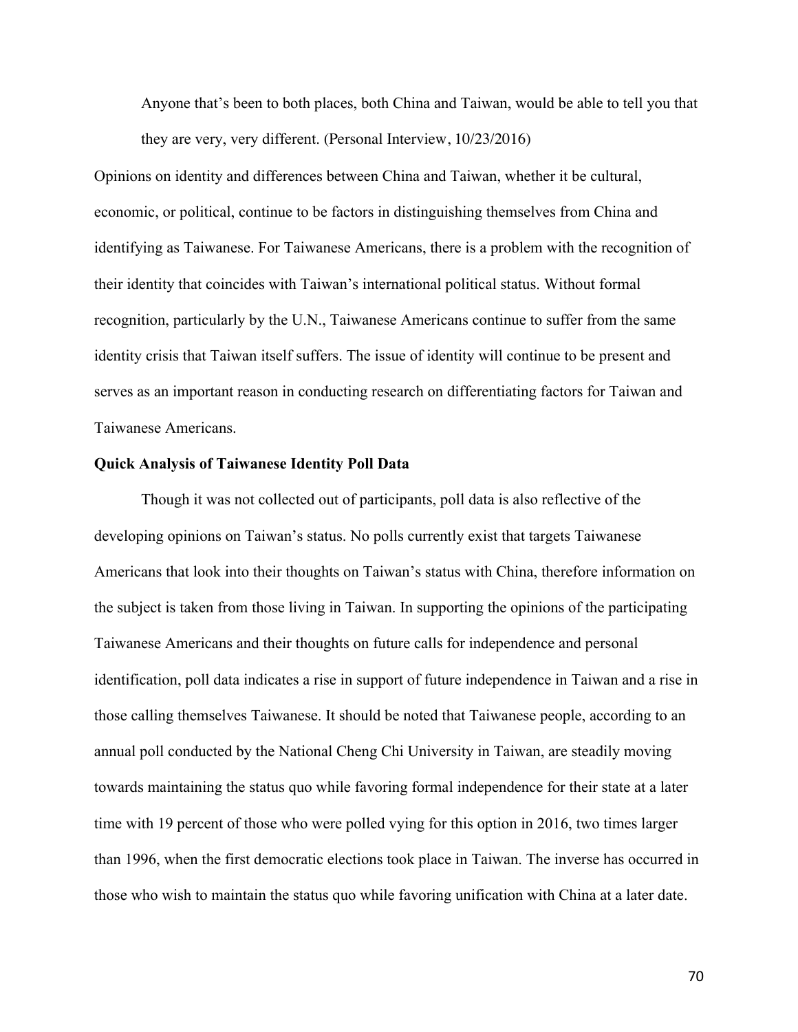> Anyone that's been to both places, both China and Taiwan, would be able to tell you that they are very, very different. (Personal Interview, 10/23/2016)

Opinions on identity and differences between China and Taiwan, whether it be cultural, economic, or political, continue to be factors in distinguishing themselves from China and identifying as Taiwanese. For Taiwanese Americans, there is a problem with the recognition of their identity that coincides with Taiwan's international political status. Without formal recognition, particularly by the U.N., Taiwanese Americans continue to suffer from the same identity crisis that Taiwan itself suffers. The issue of identity will continue to be present and serves as an important reason in conducting research on differentiating factors for Taiwan and Taiwanese Americans.

**Quick Analysis of Taiwanese Identity Poll Data**

Though it was not collected out of participants, poll data is also reflective of the developing opinions on Taiwan's status. No polls currently exist that targets Taiwanese Americans that look into their thoughts on Taiwan's status with China, therefore information on the subject is taken from those living in Taiwan. In supporting the opinions of the participating Taiwanese Americans and their thoughts on future calls for independence and personal identification, poll data indicates a rise in support of future independence in Taiwan and a rise in those calling themselves Taiwanese. It should be noted that Taiwanese people, according to an annual poll conducted by the National Cheng Chi University in Taiwan, are steadily moving towards maintaining the status quo while favoring formal independence for their state at a later time with 19 percent of those who were polled vying for this option in 2016, two times larger than 1996, when the first democratic elections took place in Taiwan. The inverse has occurred in those who wish to maintain the status quo while favoring unification with China at a later date.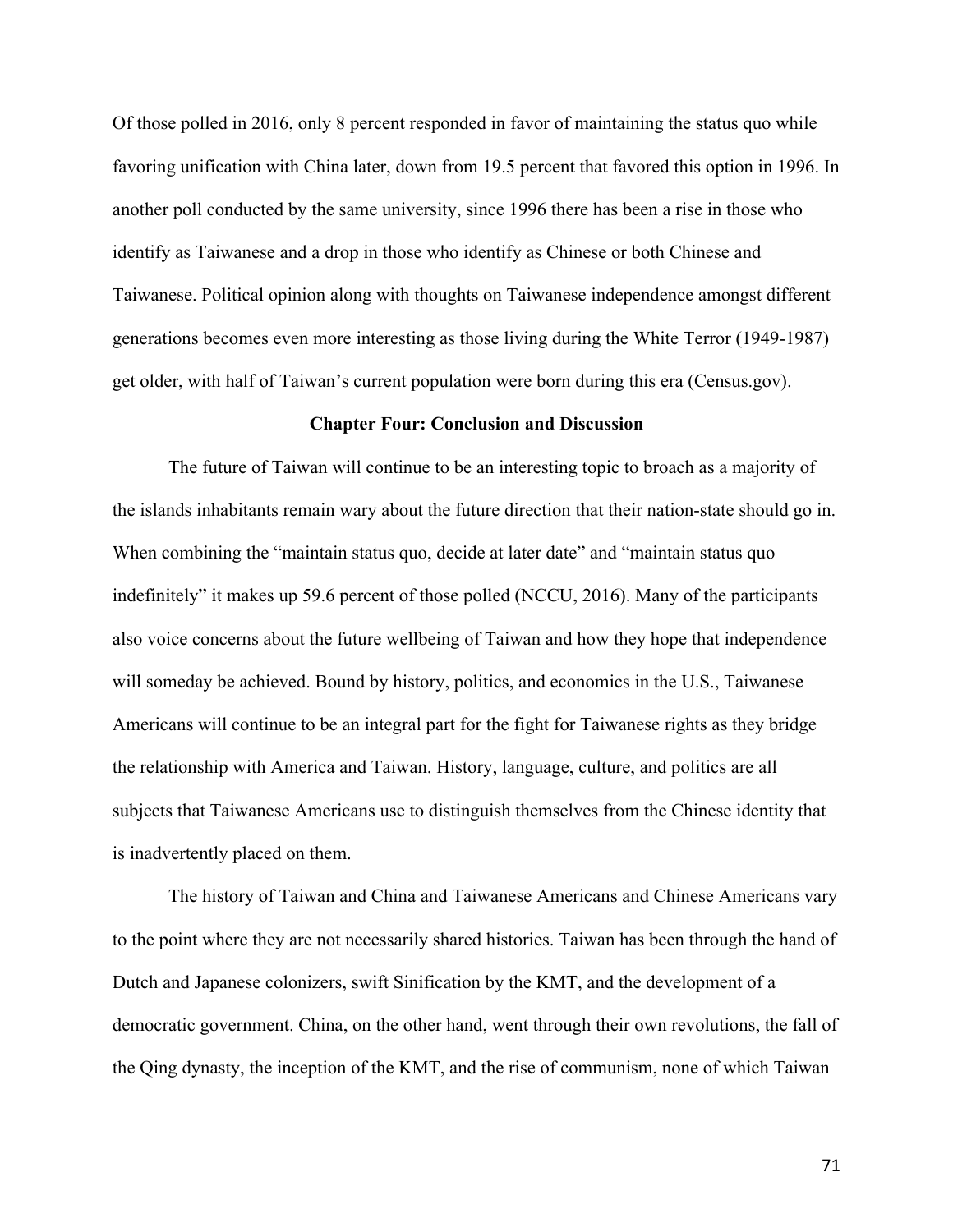Of those polled in 2016, only 8 percent responded in favor of maintaining the status quo while favoring unification with China later, down from 19.5 percent that favored this option in 1996. In another poll conducted by the same university, since 1996 there has been a rise in those who identify as Taiwanese and a drop in those who identify as Chinese or both Chinese and Taiwanese. Political opinion along with thoughts on Taiwanese independence amongst different generations becomes even more interesting as those living during the White Terror (1949-1987) get older, with half of Taiwan's current population were born during this era (Census.gov).

## Chapter Four: Conclusion and Discussion

The future of Taiwan will continue to be an interesting topic to broach as a majority of the islands inhabitants remain wary about the future direction that their nation-state should go in. When combining the "maintain status quo, decide at later date" and "maintain status quo indefinitely" it makes up 59.6 percent of those polled (NCCU, 2016). Many of the participants also voice concerns about the future wellbeing of Taiwan and how they hope that independence will someday be achieved. Bound by history, politics, and economics in the U.S., Taiwanese Americans will continue to be an integral part for the fight for Taiwanese rights as they bridge the relationship with America and Taiwan. History, language, culture, and politics are all subjects that Taiwanese Americans use to distinguish themselves from the Chinese identity that is inadvertently placed on them.

The history of Taiwan and China and Taiwanese Americans and Chinese Americans vary to the point where they are not necessarily shared histories. Taiwan has been through the hand of Dutch and Japanese colonizers, swift Sinification by the KMT, and the development of a democratic government. China, on the other hand, went through their own revolutions, the fall of the Qing dynasty, the inception of the KMT, and the rise of communism, none of which Taiwan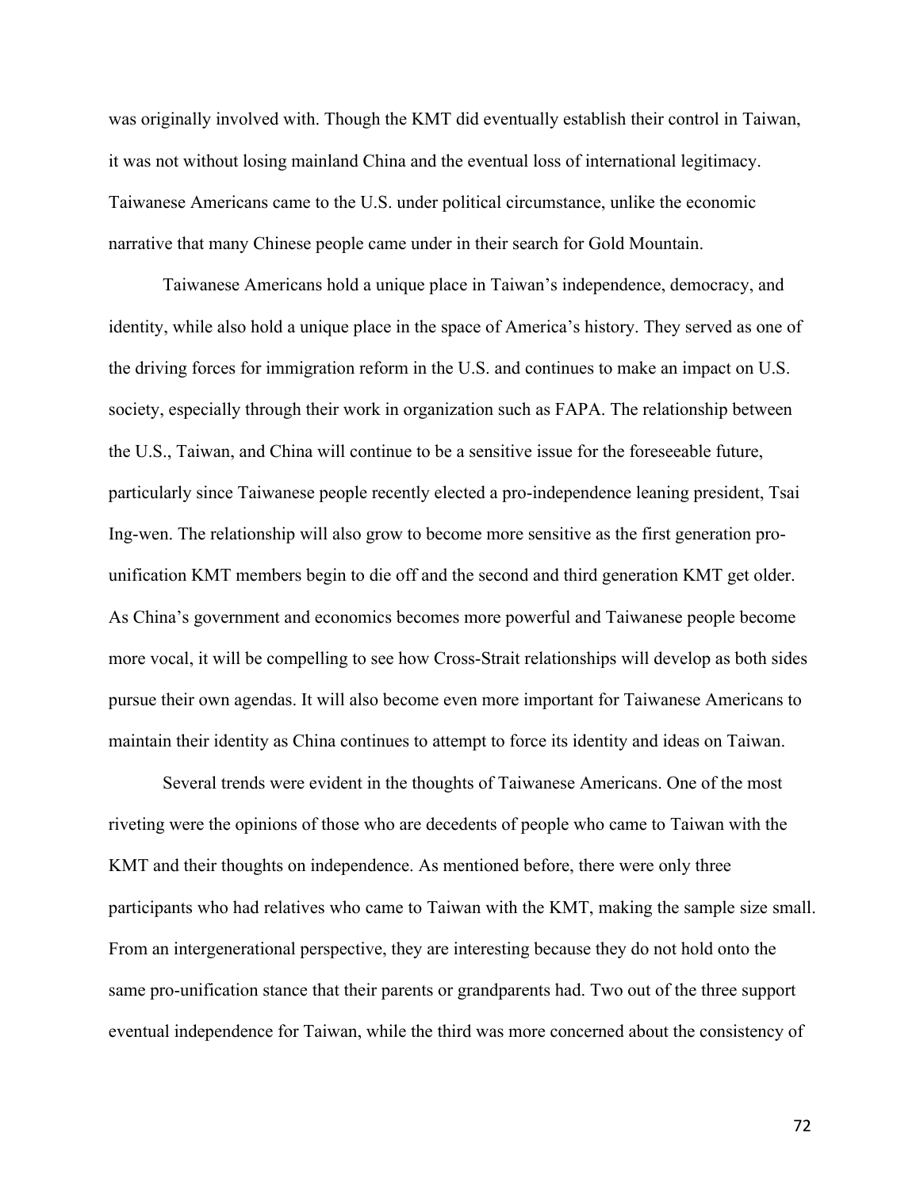was originally involved with. Though the KMT did eventually establish their control in Taiwan, it was not without losing mainland China and the eventual loss of international legitimacy. Taiwanese Americans came to the U.S. under political circumstance, unlike the economic narrative that many Chinese people came under in their search for Gold Mountain.

Taiwanese Americans hold a unique place in Taiwan's independence, democracy, and identity, while also hold a unique place in the space of America's history. They served as one of the driving forces for immigration reform in the U.S. and continues to make an impact on U.S. society, especially through their work in organization such as FAPA. The relationship between the U.S., Taiwan, and China will continue to be a sensitive issue for the foreseeable future, particularly since Taiwanese people recently elected a pro-independence leaning president, Tsai Ing-wen. The relationship will also grow to become more sensitive as the first generation pro-unification KMT members begin to die off and the second and third generation KMT get older. As China's government and economics becomes more powerful and Taiwanese people become more vocal, it will be compelling to see how Cross-Strait relationships will develop as both sides pursue their own agendas. It will also become even more important for Taiwanese Americans to maintain their identity as China continues to attempt to force its identity and ideas on Taiwan.

Several trends were evident in the thoughts of Taiwanese Americans. One of the most riveting were the opinions of those who are decedents of people who came to Taiwan with the KMT and their thoughts on independence. As mentioned before, there were only three participants who had relatives who came to Taiwan with the KMT, making the sample size small. From an intergenerational perspective, they are interesting because they do not hold onto the same pro-unification stance that their parents or grandparents had. Two out of the three support eventual independence for Taiwan, while the third was more concerned about the consistency of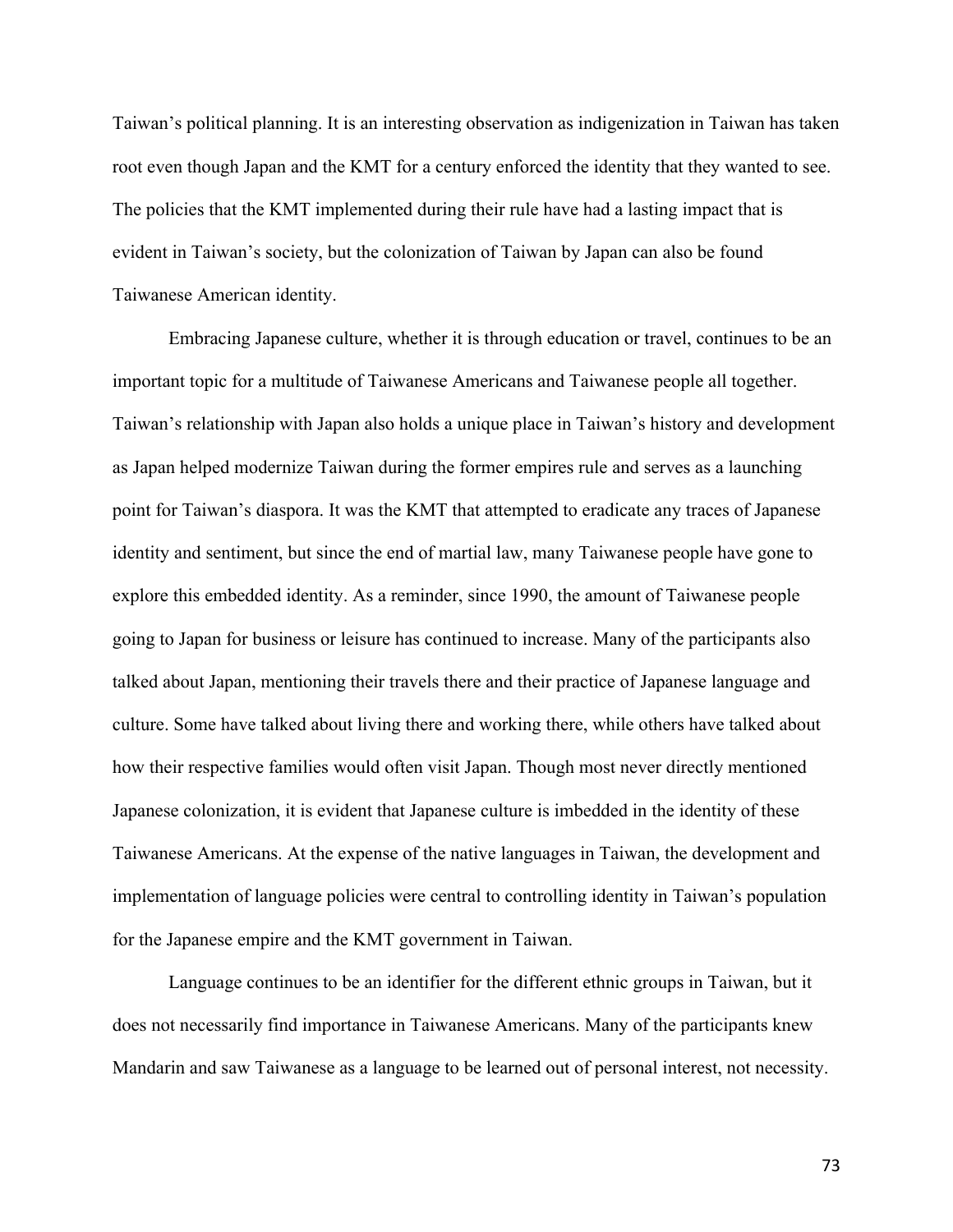Taiwan's political planning. It is an interesting observation as indigenization in Taiwan has taken root even though Japan and the KMT for a century enforced the identity that they wanted to see. The policies that the KMT implemented during their rule have had a lasting impact that is evident in Taiwan's society, but the colonization of Taiwan by Japan can also be found Taiwanese American identity.

Embracing Japanese culture, whether it is through education or travel, continues to be an important topic for a multitude of Taiwanese Americans and Taiwanese people all together. Taiwan's relationship with Japan also holds a unique place in Taiwan's history and development as Japan helped modernize Taiwan during the former empires rule and serves as a launching point for Taiwan's diaspora. It was the KMT that attempted to eradicate any traces of Japanese identity and sentiment, but since the end of martial law, many Taiwanese people have gone to explore this embedded identity. As a reminder, since 1990, the amount of Taiwanese people going to Japan for business or leisure has continued to increase. Many of the participants also talked about Japan, mentioning their travels there and their practice of Japanese language and culture. Some have talked about living there and working there, while others have talked about how their respective families would often visit Japan. Though most never directly mentioned Japanese colonization, it is evident that Japanese culture is imbedded in the identity of these Taiwanese Americans. At the expense of the native languages in Taiwan, the development and implementation of language policies were central to controlling identity in Taiwan's population for the Japanese empire and the KMT government in Taiwan.

Language continues to be an identifier for the different ethnic groups in Taiwan, but it does not necessarily find importance in Taiwanese Americans. Many of the participants knew Mandarin and saw Taiwanese as a language to be learned out of personal interest, not necessity.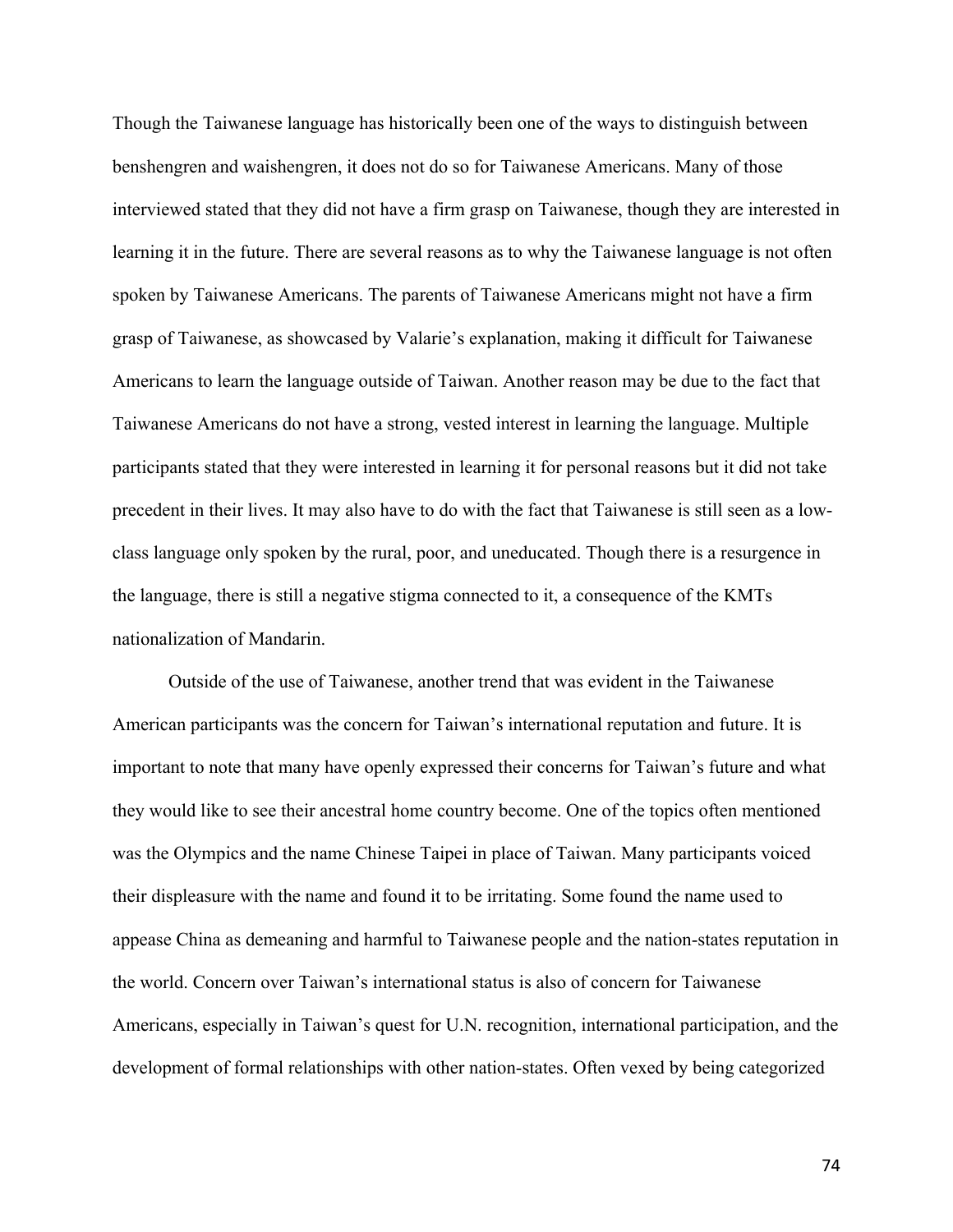Though the Taiwanese language has historically been one of the ways to distinguish between benshengren and waishengren, it does not do so for Taiwanese Americans. Many of those interviewed stated that they did not have a firm grasp on Taiwanese, though they are interested in learning it in the future. There are several reasons as to why the Taiwanese language is not often spoken by Taiwanese Americans. The parents of Taiwanese Americans might not have a firm grasp of Taiwanese, as showcased by Valarie's explanation, making it difficult for Taiwanese Americans to learn the language outside of Taiwan. Another reason may be due to the fact that Taiwanese Americans do not have a strong, vested interest in learning the language. Multiple participants stated that they were interested in learning it for personal reasons but it did not take precedent in their lives. It may also have to do with the fact that Taiwanese is still seen as a low-class language only spoken by the rural, poor, and uneducated. Though there is a resurgence in the language, there is still a negative stigma connected to it, a consequence of the KMTs nationalization of Mandarin.

Outside of the use of Taiwanese, another trend that was evident in the Taiwanese American participants was the concern for Taiwan's international reputation and future. It is important to note that many have openly expressed their concerns for Taiwan's future and what they would like to see their ancestral home country become. One of the topics often mentioned was the Olympics and the name Chinese Taipei in place of Taiwan. Many participants voiced their displeasure with the name and found it to be irritating. Some found the name used to appease China as demeaning and harmful to Taiwanese people and the nation-states reputation in the world. Concern over Taiwan's international status is also of concern for Taiwanese Americans, especially in Taiwan's quest for U.N. recognition, international participation, and the development of formal relationships with other nation-states. Often vexed by being categorized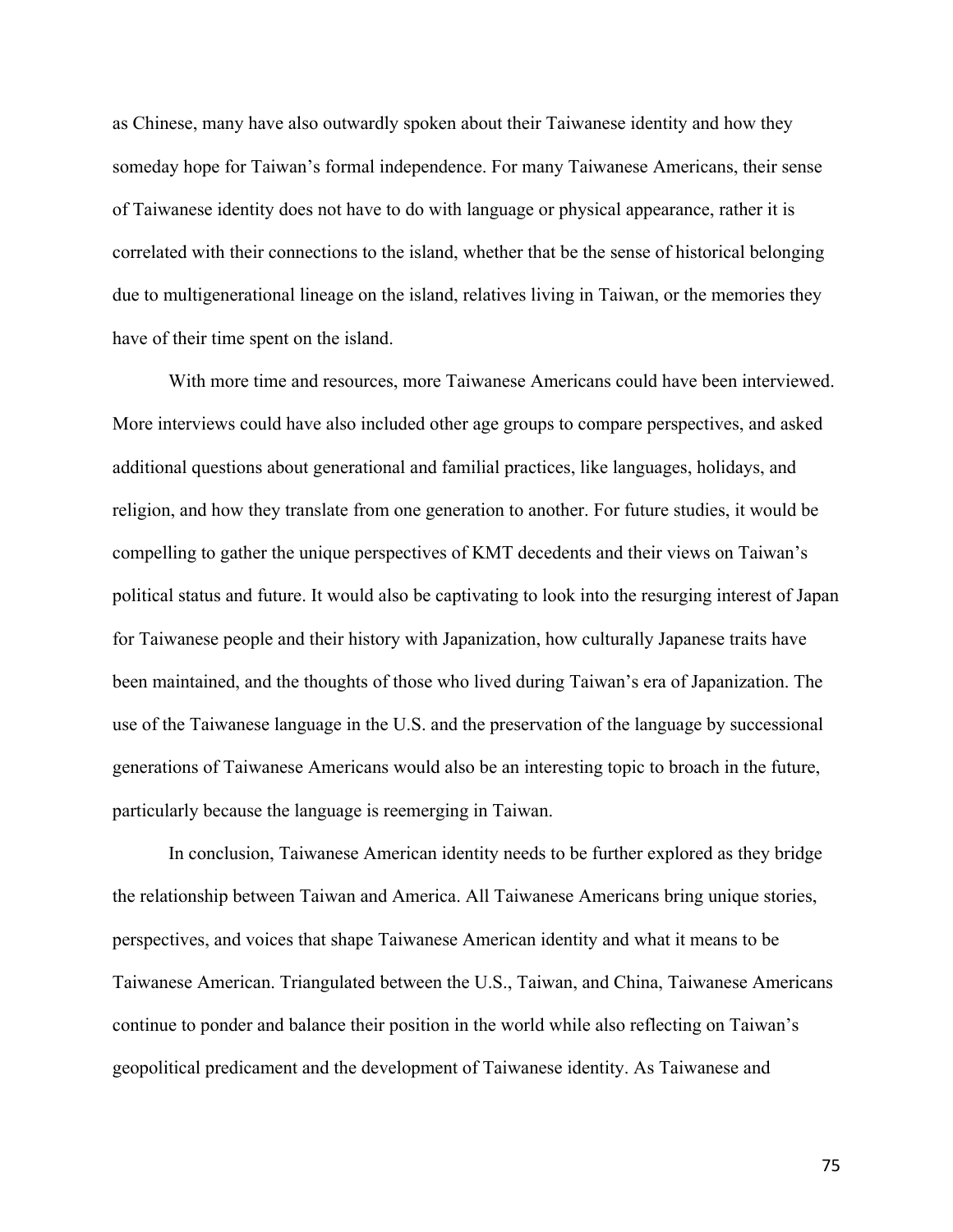as Chinese, many have also outwardly spoken about their Taiwanese identity and how they someday hope for Taiwan's formal independence. For many Taiwanese Americans, their sense of Taiwanese identity does not have to do with language or physical appearance, rather it is correlated with their connections to the island, whether that be the sense of historical belonging due to multigenerational lineage on the island, relatives living in Taiwan, or the memories they have of their time spent on the island.

With more time and resources, more Taiwanese Americans could have been interviewed. More interviews could have also included other age groups to compare perspectives, and asked additional questions about generational and familial practices, like languages, holidays, and religion, and how they translate from one generation to another. For future studies, it would be compelling to gather the unique perspectives of KMT decedents and their views on Taiwan's political status and future. It would also be captivating to look into the resurging interest of Japan for Taiwanese people and their history with Japanization, how culturally Japanese traits have been maintained, and the thoughts of those who lived during Taiwan's era of Japanization. The use of the Taiwanese language in the U.S. and the preservation of the language by successional generations of Taiwanese Americans would also be an interesting topic to broach in the future, particularly because the language is reemerging in Taiwan.

In conclusion, Taiwanese American identity needs to be further explored as they bridge the relationship between Taiwan and America. All Taiwanese Americans bring unique stories, perspectives, and voices that shape Taiwanese American identity and what it means to be Taiwanese American. Triangulated between the U.S., Taiwan, and China, Taiwanese Americans continue to ponder and balance their position in the world while also reflecting on Taiwan's geopolitical predicament and the development of Taiwanese identity. As Taiwanese and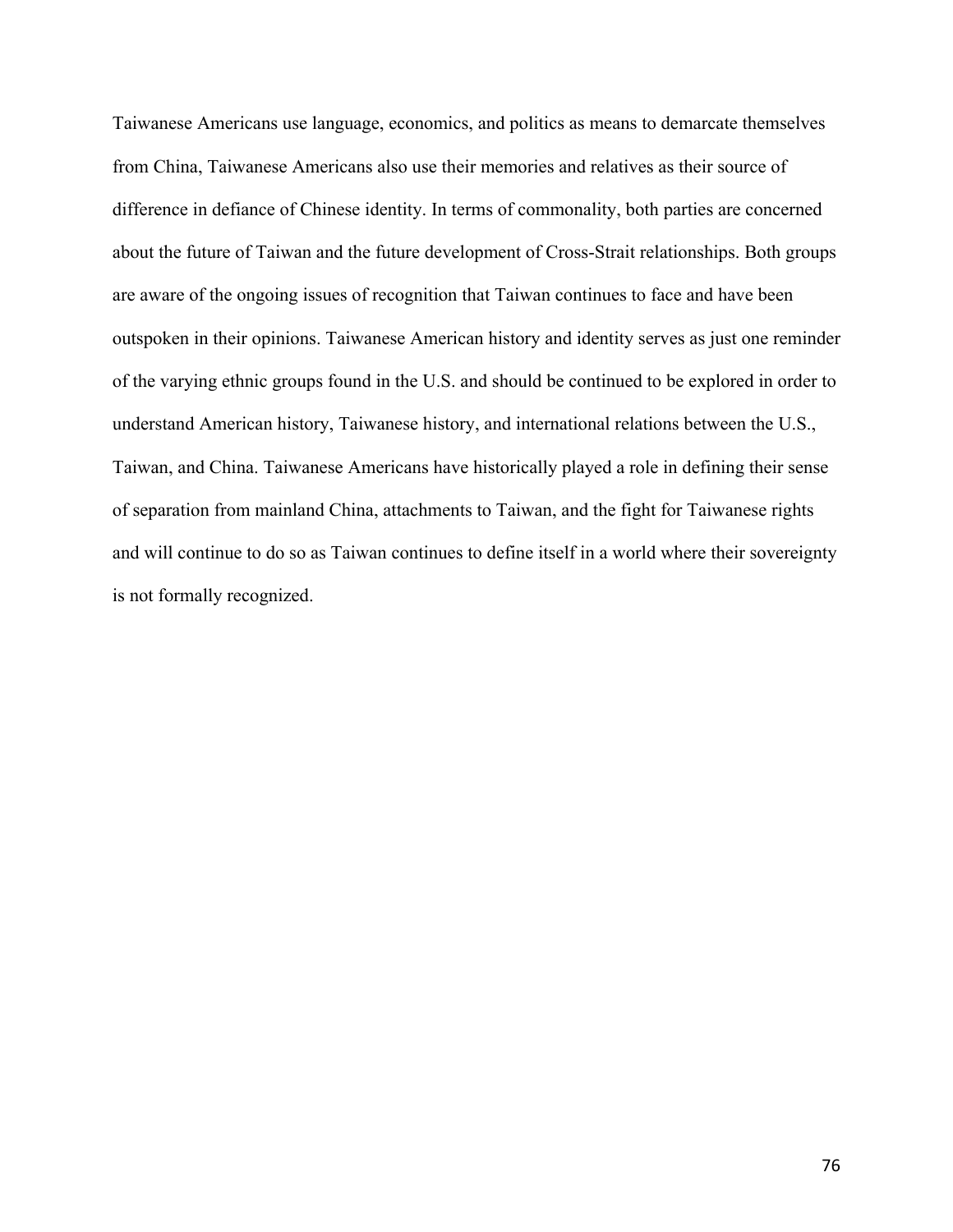Taiwanese Americans use language, economics, and politics as means to demarcate themselves from China, Taiwanese Americans also use their memories and relatives as their source of difference in defiance of Chinese identity. In terms of commonality, both parties are concerned about the future of Taiwan and the future development of Cross-Strait relationships. Both groups are aware of the ongoing issues of recognition that Taiwan continues to face and have been outspoken in their opinions. Taiwanese American history and identity serves as just one reminder of the varying ethnic groups found in the U.S. and should be continued to be explored in order to understand American history, Taiwanese history, and international relations between the U.S., Taiwan, and China. Taiwanese Americans have historically played a role in defining their sense of separation from mainland China, attachments to Taiwan, and the fight for Taiwanese rights and will continue to do so as Taiwan continues to define itself in a world where their sovereignty is not formally recognized.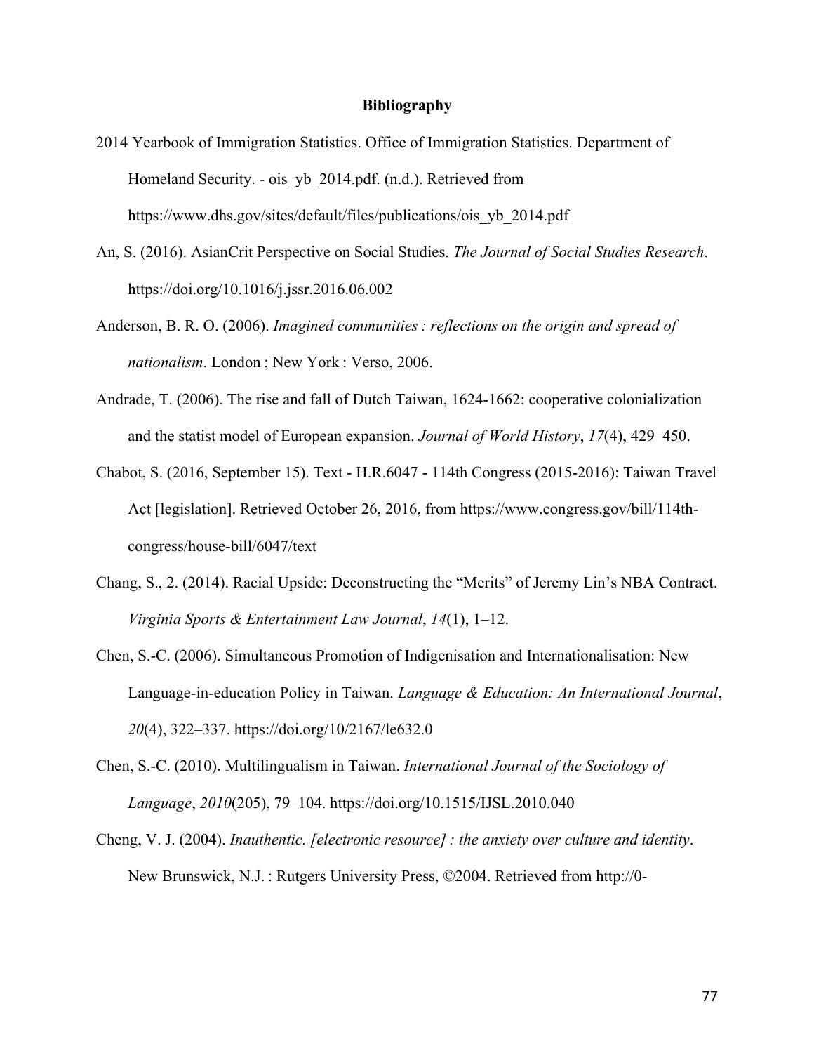# Bibliography

2014 Yearbook of Immigration Statistics. Office of Immigration Statistics. Department of Homeland Security. - ois_yb_2014.pdf. (n.d.). Retrieved from https://www.dhs.gov/sites/default/files/publications/ois_yb_2014.pdf

An, S. (2016). AsianCrit Perspective on Social Studies. *The Journal of Social Studies Research*. https://doi.org/10.1016/j.jssr.2016.06.002

Anderson, B. R. O. (2006). *Imagined communities : reflections on the origin and spread of nationalism*. London ; New York : Verso, 2006.

Andrade, T. (2006). The rise and fall of Dutch Taiwan, 1624-1662: cooperative colonialization and the statist model of European expansion. *Journal of World History*, *17*(4), 429–450.

Chabot, S. (2016, September 15). Text - H.R.6047 - 114th Congress (2015-2016): Taiwan Travel Act [legislation]. Retrieved October 26, 2016, from https://www.congress.gov/bill/114th-congress/house-bill/6047/text

Chang, S., 2. (2014). Racial Upside: Deconstructing the "Merits" of Jeremy Lin's NBA Contract. *Virginia Sports & Entertainment Law Journal*, *14*(1), 1–12.

Chen, S.-C. (2006). Simultaneous Promotion of Indigenisation and Internationalisation: New Language-in-education Policy in Taiwan. *Language & Education: An International Journal*, *20*(4), 322–337. https://doi.org/10/2167/le632.0

Chen, S.-C. (2010). Multilingualism in Taiwan. *International Journal of the Sociology of Language*, *2010*(205), 79–104. https://doi.org/10.1515/IJSL.2010.040

Cheng, V. J. (2004). *Inauthentic. [electronic resource] : the anxiety over culture and identity*. New Brunswick, N.J. : Rutgers University Press, ©2004. Retrieved from http://0-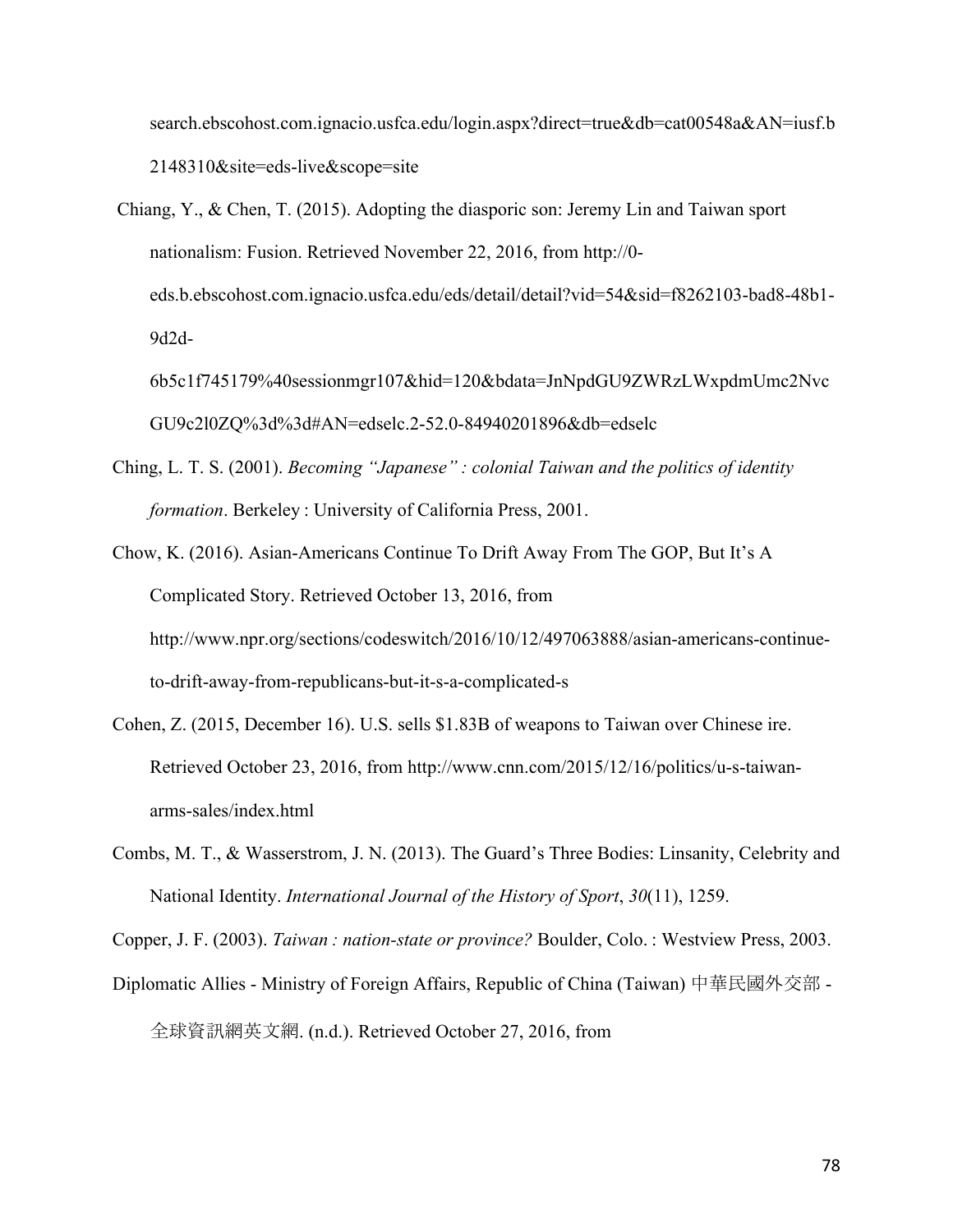search.ebscohost.com.ignacio.usfca.edu/login.aspx?direct=true&db=cat00548a&AN=iusf.b2148310&site=eds-live&scope=site

Chiang, Y., & Chen, T. (2015). Adopting the diasporic son: Jeremy Lin and Taiwan sport nationalism: Fusion. Retrieved November 22, 2016, from http://0-eds.b.ebscohost.com.ignacio.usfca.edu/eds/detail/detail?vid=54&sid=f8262103-bad8-48b1-9d2d-6b5c1f745179%40sessionmgr107&hid=120&bdata=JnNpdGU9ZWRzLWxpdmUmc2NvcGU9c2l0ZQ%3d%3d#AN=edselc.2-52.0-84940201896&db=edselc

Ching, L. T. S. (2001). *Becoming "Japanese" : colonial Taiwan and the politics of identity formation*. Berkeley : University of California Press, 2001.

Chow, K. (2016). Asian-Americans Continue To Drift Away From The GOP, But It's A Complicated Story. Retrieved October 13, 2016, from http://www.npr.org/sections/codeswitch/2016/10/12/497063888/asian-americans-continue-to-drift-away-from-republicans-but-it-s-a-complicated-s

Cohen, Z. (2015, December 16). U.S. sells $1.83B of weapons to Taiwan over Chinese ire. Retrieved October 23, 2016, from http://www.cnn.com/2015/12/16/politics/u-s-taiwan-arms-sales/index.html

Combs, M. T., & Wasserstrom, J. N. (2013). The Guard's Three Bodies: Linsanity, Celebrity and National Identity. *International Journal of the History of Sport*, *30*(11), 1259.

Copper, J. F. (2003). *Taiwan : nation-state or province?* Boulder, Colo. : Westview Press, 2003.

Diplomatic Allies - Ministry of Foreign Affairs, Republic of China (Taiwan) 中華民國外交部 - 全球資訊網英文網. (n.d.). Retrieved October 27, 2016, from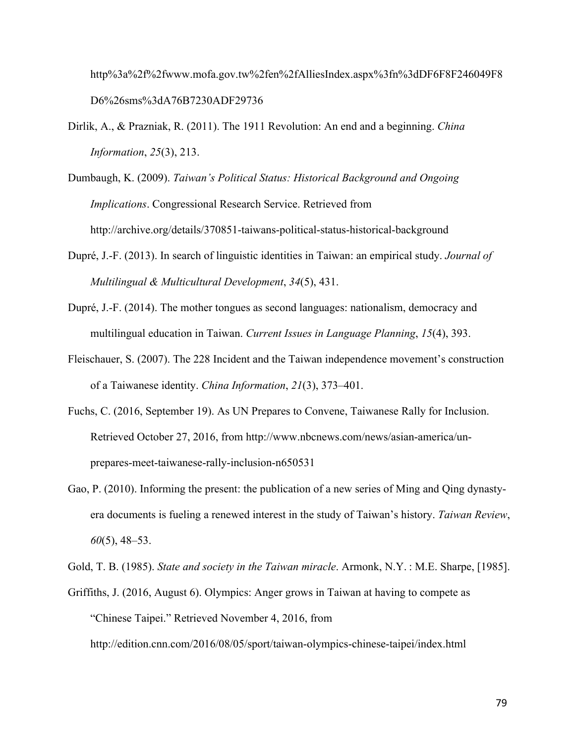http%3a%2f%2fwww.mofa.gov.tw%2fen%2fAlliesIndex.aspx%3fn%3dDF6F8F246049F8D6%26sms%3dA76B7230ADF29736

Dirlik, A., & Prazniak, R. (2011). The 1911 Revolution: An end and a beginning. *China Information*, *25*(3), 213.

Dumbaugh, K. (2009). *Taiwan's Political Status: Historical Background and Ongoing Implications*. Congressional Research Service. Retrieved from http://archive.org/details/370851-taiwans-political-status-historical-background

Dupré, J.-F. (2013). In search of linguistic identities in Taiwan: an empirical study. *Journal of Multilingual & Multicultural Development*, *34*(5), 431.

Dupré, J.-F. (2014). The mother tongues as second languages: nationalism, democracy and multilingual education in Taiwan. *Current Issues in Language Planning*, *15*(4), 393.

Fleischauer, S. (2007). The 228 Incident and the Taiwan independence movement's construction of a Taiwanese identity. *China Information*, *21*(3), 373–401.

Fuchs, C. (2016, September 19). As UN Prepares to Convene, Taiwanese Rally for Inclusion. Retrieved October 27, 2016, from http://www.nbcnews.com/news/asian-america/un-prepares-meet-taiwanese-rally-inclusion-n650531

Gao, P. (2010). Informing the present: the publication of a new series of Ming and Qing dynasty-era documents is fueling a renewed interest in the study of Taiwan's history. *Taiwan Review*, *60*(5), 48–53.

Gold, T. B. (1985). *State and society in the Taiwan miracle*. Armonk, N.Y. : M.E. Sharpe, [1985].

Griffiths, J. (2016, August 6). Olympics: Anger grows in Taiwan at having to compete as "Chinese Taipei." Retrieved November 4, 2016, from http://edition.cnn.com/2016/08/05/sport/taiwan-olympics-chinese-taipei/index.html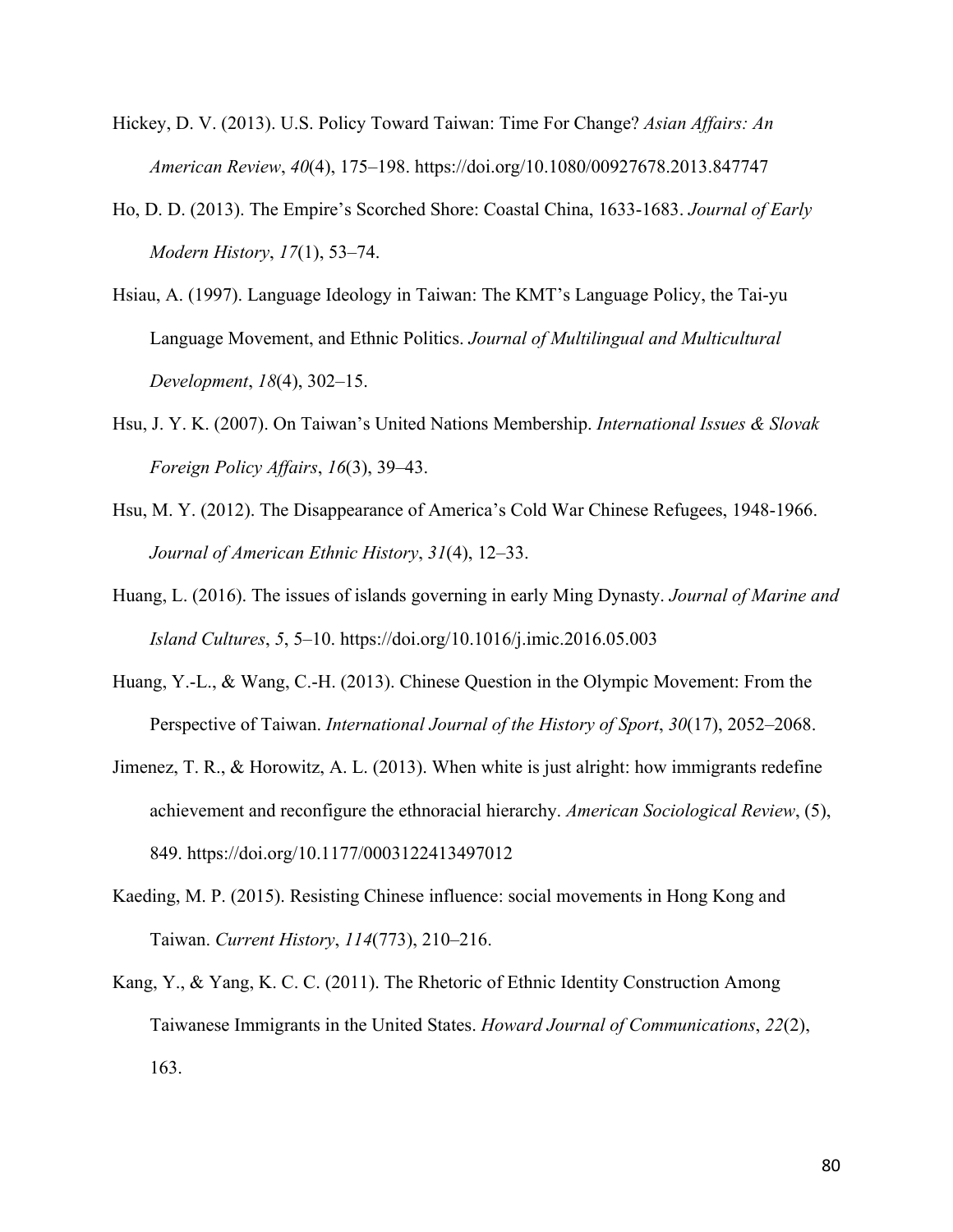Hickey, D. V. (2013). U.S. Policy Toward Taiwan: Time For Change? *Asian Affairs: An American Review*, *40*(4), 175–198. https://doi.org/10.1080/00927678.2013.847747

Ho, D. D. (2013). The Empire's Scorched Shore: Coastal China, 1633-1683. *Journal of Early Modern History*, *17*(1), 53–74.

Hsiau, A. (1997). Language Ideology in Taiwan: The KMT's Language Policy, the Tai-yu Language Movement, and Ethnic Politics. *Journal of Multilingual and Multicultural Development*, *18*(4), 302–15.

Hsu, J. Y. K. (2007). On Taiwan's United Nations Membership. *International Issues & Slovak Foreign Policy Affairs*, *16*(3), 39–43.

Hsu, M. Y. (2012). The Disappearance of America's Cold War Chinese Refugees, 1948-1966. *Journal of American Ethnic History*, *31*(4), 12–33.

Huang, L. (2016). The issues of islands governing in early Ming Dynasty. *Journal of Marine and Island Cultures*, *5*, 5–10. https://doi.org/10.1016/j.imic.2016.05.003

Huang, Y.-L., & Wang, C.-H. (2013). Chinese Question in the Olympic Movement: From the Perspective of Taiwan. *International Journal of the History of Sport*, *30*(17), 2052–2068.

Jimenez, T. R., & Horowitz, A. L. (2013). When white is just alright: how immigrants redefine achievement and reconfigure the ethnoracial hierarchy. *American Sociological Review*, (5), 849. https://doi.org/10.1177/0003122413497012

Kaeding, M. P. (2015). Resisting Chinese influence: social movements in Hong Kong and Taiwan. *Current History*, *114*(773), 210–216.

Kang, Y., & Yang, K. C. C. (2011). The Rhetoric of Ethnic Identity Construction Among Taiwanese Immigrants in the United States. *Howard Journal of Communications*, *22*(2), 163.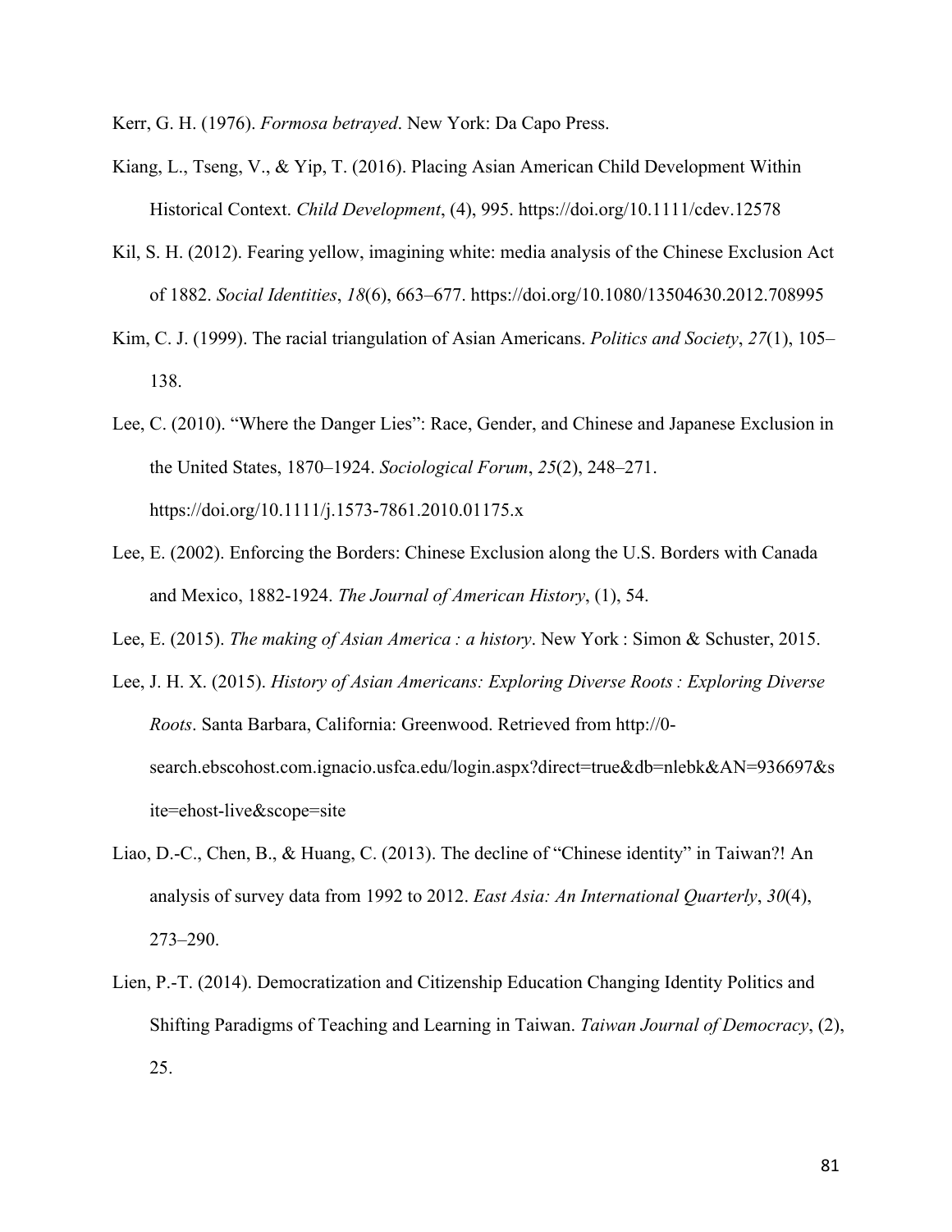Kerr, G. H. (1976). *Formosa betrayed*. New York: Da Capo Press.

Kiang, L., Tseng, V., & Yip, T. (2016). Placing Asian American Child Development Within Historical Context. *Child Development*, (4), 995. https://doi.org/10.1111/cdev.12578

Kil, S. H. (2012). Fearing yellow, imagining white: media analysis of the Chinese Exclusion Act of 1882. *Social Identities*, *18*(6), 663–677. https://doi.org/10.1080/13504630.2012.708995

Kim, C. J. (1999). The racial triangulation of Asian Americans. *Politics and Society*, *27*(1), 105–138.

Lee, C. (2010). "Where the Danger Lies": Race, Gender, and Chinese and Japanese Exclusion in the United States, 1870–1924. *Sociological Forum*, *25*(2), 248–271. https://doi.org/10.1111/j.1573-7861.2010.01175.x

Lee, E. (2002). Enforcing the Borders: Chinese Exclusion along the U.S. Borders with Canada and Mexico, 1882-1924. *The Journal of American History*, (1), 54.

Lee, E. (2015). *The making of Asian America : a history*. New York : Simon & Schuster, 2015.

Lee, J. H. X. (2015). *History of Asian Americans: Exploring Diverse Roots : Exploring Diverse Roots*. Santa Barbara, California: Greenwood. Retrieved from http://0-search.ebscohost.com.ignacio.usfca.edu/login.aspx?direct=true&db=nlebk&AN=936697&site=ehost-live&scope=site

Liao, D.-C., Chen, B., & Huang, C. (2013). The decline of "Chinese identity" in Taiwan?! An analysis of survey data from 1992 to 2012. *East Asia: An International Quarterly*, *30*(4), 273–290.

Lien, P.-T. (2014). Democratization and Citizenship Education Changing Identity Politics and Shifting Paradigms of Teaching and Learning in Taiwan. *Taiwan Journal of Democracy*, (2), 25.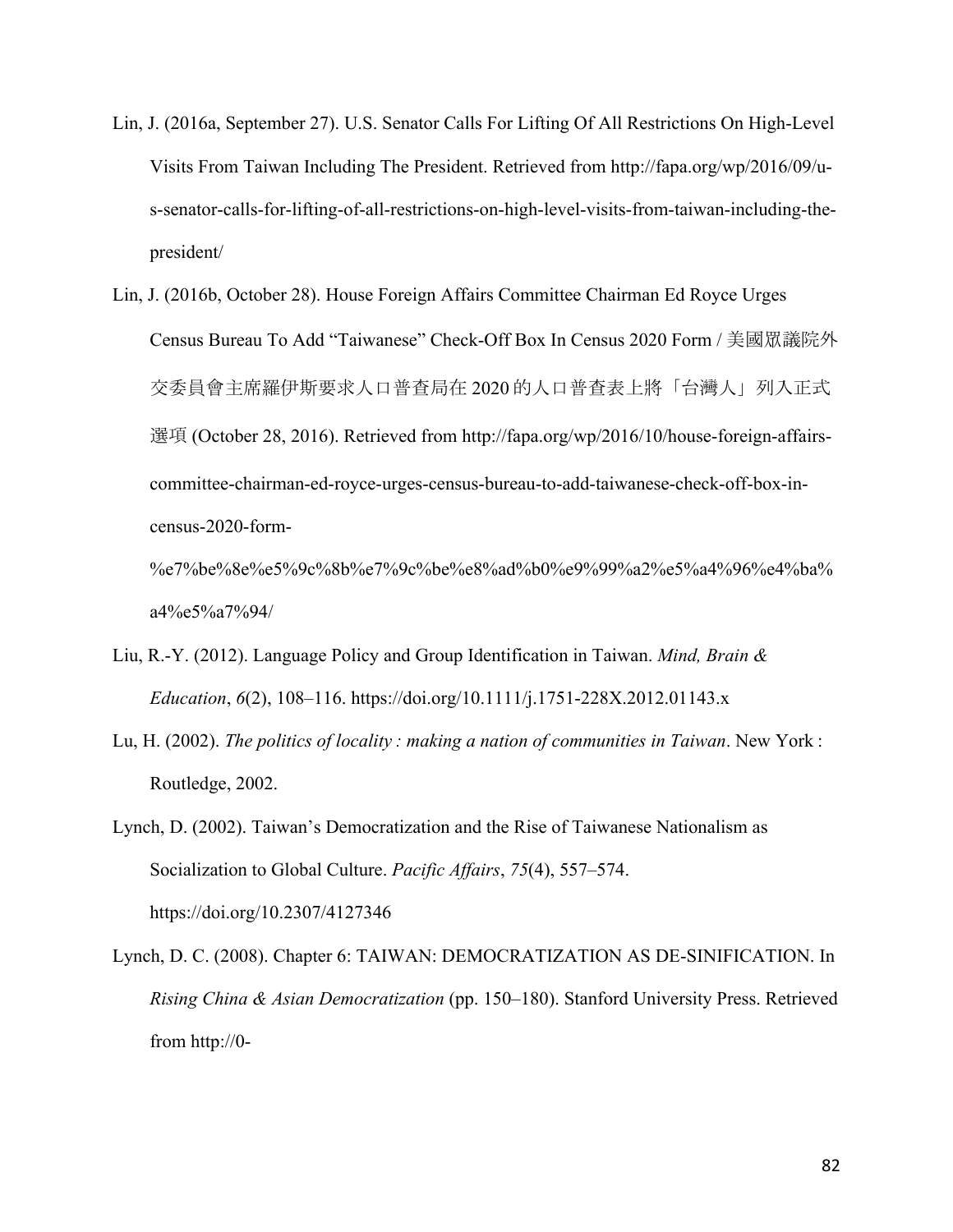Lin, J. (2016a, September 27). U.S. Senator Calls For Lifting Of All Restrictions On High-Level Visits From Taiwan Including The President. Retrieved from http://fapa.org/wp/2016/09/u-s-senator-calls-for-lifting-of-all-restrictions-on-high-level-visits-from-taiwan-including-the-president/

Lin, J. (2016b, October 28). House Foreign Affairs Committee Chairman Ed Royce Urges Census Bureau To Add "Taiwanese" Check-Off Box In Census 2020 Form / 美國眾議院外交委員會主席羅伊斯要求人口普查局在 2020 的人口普查表上將「台灣人」列入正式選項 (October 28, 2016). Retrieved from http://fapa.org/wp/2016/10/house-foreign-affairs-committee-chairman-ed-royce-urges-census-bureau-to-add-taiwanese-check-off-box-in-census-2020-form-%e7%be%8e%e5%9c%8b%e7%9c%be%e8%ad%b0%e9%99%a2%e5%a4%96%e4%ba%a4%e5%a7%94/

Liu, R.-Y. (2012). Language Policy and Group Identification in Taiwan. *Mind, Brain & Education*, *6*(2), 108–116. https://doi.org/10.1111/j.1751-228X.2012.01143.x

Lu, H. (2002). *The politics of locality : making a nation of communities in Taiwan*. New York : Routledge, 2002.

Lynch, D. (2002). Taiwan's Democratization and the Rise of Taiwanese Nationalism as Socialization to Global Culture. *Pacific Affairs*, *75*(4), 557–574. https://doi.org/10.2307/4127346

Lynch, D. C. (2008). Chapter 6: TAIWAN: DEMOCRATIZATION AS DE-SINIFICATION. In *Rising China & Asian Democratization* (pp. 150–180). Stanford University Press. Retrieved from http://0-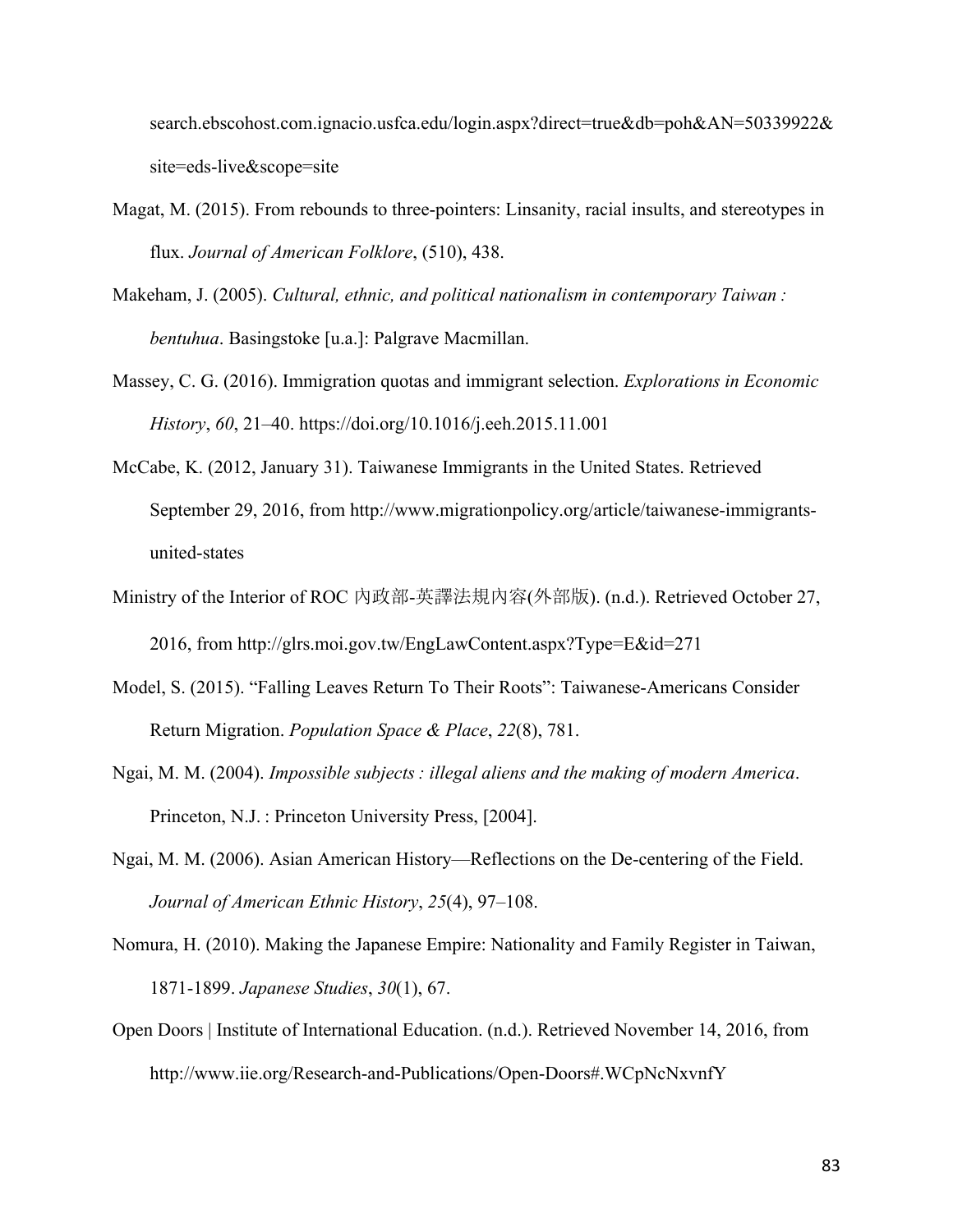search.ebscohost.com.ignacio.usfca.edu/login.aspx?direct=true&db=poh&AN=50339922&site=eds-live&scope=site

Magat, M. (2015). From rebounds to three-pointers: Linsanity, racial insults, and stereotypes in flux. *Journal of American Folklore*, (510), 438.

Makeham, J. (2005). *Cultural, ethnic, and political nationalism in contemporary Taiwan : bentuhua*. Basingstoke [u.a.]: Palgrave Macmillan.

Massey, C. G. (2016). Immigration quotas and immigrant selection. *Explorations in Economic History*, *60*, 21–40. https://doi.org/10.1016/j.eeh.2015.11.001

McCabe, K. (2012, January 31). Taiwanese Immigrants in the United States. Retrieved September 29, 2016, from http://www.migrationpolicy.org/article/taiwanese-immigrants-united-states

Ministry of the Interior of ROC 內政部-英譯法規內容(外部版). (n.d.). Retrieved October 27, 2016, from http://glrs.moi.gov.tw/EngLawContent.aspx?Type=E&id=271

Model, S. (2015). "Falling Leaves Return To Their Roots": Taiwanese-Americans Consider Return Migration. *Population Space & Place*, *22*(8), 781.

Ngai, M. M. (2004). *Impossible subjects : illegal aliens and the making of modern America*. Princeton, N.J. : Princeton University Press, [2004].

Ngai, M. M. (2006). Asian American History—Reflections on the De-centering of the Field. *Journal of American Ethnic History*, *25*(4), 97–108.

Nomura, H. (2010). Making the Japanese Empire: Nationality and Family Register in Taiwan, 1871-1899. *Japanese Studies*, *30*(1), 67.

Open Doors | Institute of International Education. (n.d.). Retrieved November 14, 2016, from http://www.iie.org/Research-and-Publications/Open-Doors#.WCpNcNxvnfY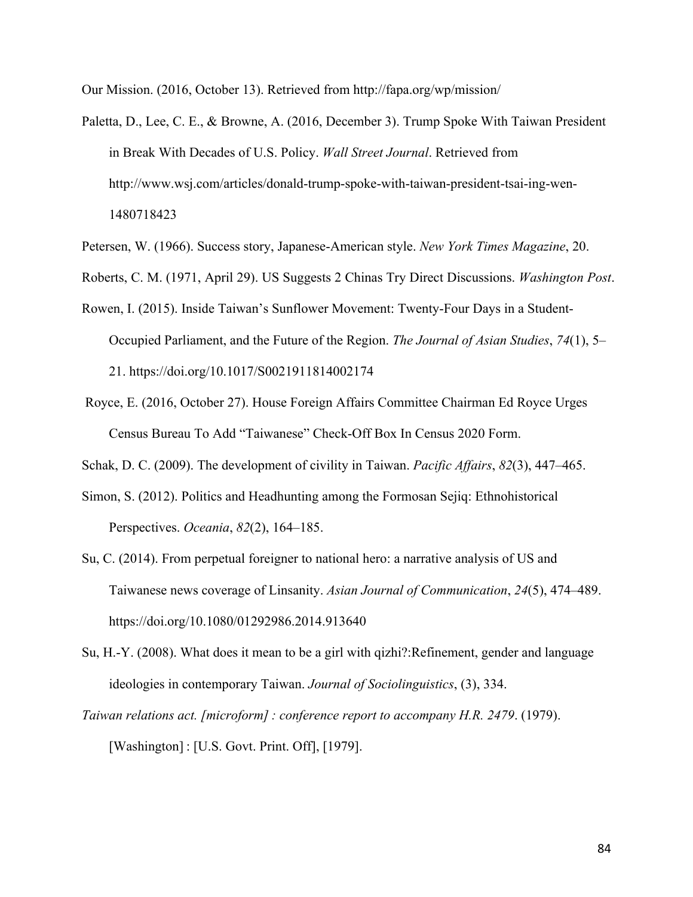Our Mission. (2016, October 13). Retrieved from http://fapa.org/wp/mission/

Paletta, D., Lee, C. E., & Browne, A. (2016, December 3). Trump Spoke With Taiwan President in Break With Decades of U.S. Policy. *Wall Street Journal*. Retrieved from http://www.wsj.com/articles/donald-trump-spoke-with-taiwan-president-tsai-ing-wen-1480718423

Petersen, W. (1966). Success story, Japanese-American style. *New York Times Magazine*, 20.

Roberts, C. M. (1971, April 29). US Suggests 2 Chinas Try Direct Discussions. *Washington Post*.

Rowen, I. (2015). Inside Taiwan's Sunflower Movement: Twenty-Four Days in a Student-Occupied Parliament, and the Future of the Region. *The Journal of Asian Studies*, *74*(1), 5–21. https://doi.org/10.1017/S0021911814002174

Royce, E. (2016, October 27). House Foreign Affairs Committee Chairman Ed Royce Urges Census Bureau To Add "Taiwanese" Check-Off Box In Census 2020 Form.

Schak, D. C. (2009). The development of civility in Taiwan. *Pacific Affairs*, *82*(3), 447–465.

Simon, S. (2012). Politics and Headhunting among the Formosan Sejiq: Ethnohistorical Perspectives. *Oceania*, *82*(2), 164–185.

Su, C. (2014). From perpetual foreigner to national hero: a narrative analysis of US and Taiwanese news coverage of Linsanity. *Asian Journal of Communication*, *24*(5), 474–489. https://doi.org/10.1080/01292986.2014.913640

Su, H.-Y. (2008). What does it mean to be a girl with qizhi?:Refinement, gender and language ideologies in contemporary Taiwan. *Journal of Sociolinguistics*, (3), 334.

*Taiwan relations act. [microform] : conference report to accompany H.R. 2479*. (1979). [Washington] : [U.S. Govt. Print. Off], [1979].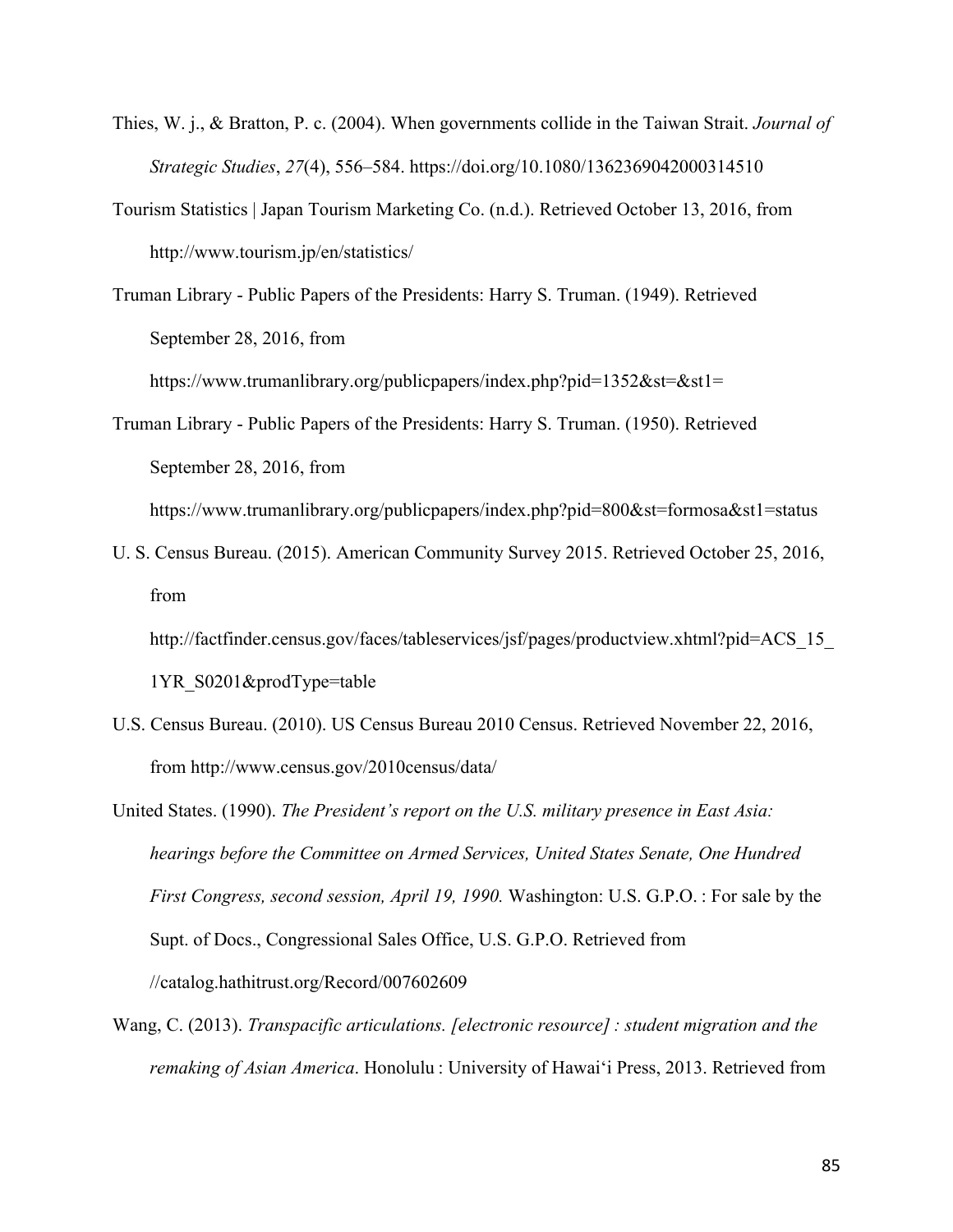Thies, W. j., & Bratton, P. c. (2004). When governments collide in the Taiwan Strait. *Journal of Strategic Studies*, *27*(4), 556–584. https://doi.org/10.1080/1362369042000314510

Tourism Statistics | Japan Tourism Marketing Co. (n.d.). Retrieved October 13, 2016, from http://www.tourism.jp/en/statistics/

Truman Library - Public Papers of the Presidents: Harry S. Truman. (1949). Retrieved September 28, 2016, from https://www.trumanlibrary.org/publicpapers/index.php?pid=1352&st=&st1=

Truman Library - Public Papers of the Presidents: Harry S. Truman. (1950). Retrieved September 28, 2016, from https://www.trumanlibrary.org/publicpapers/index.php?pid=800&st=formosa&st1=status

U. S. Census Bureau. (2015). American Community Survey 2015. Retrieved October 25, 2016, from http://factfinder.census.gov/faces/tableservices/jsf/pages/productview.xhtml?pid=ACS_15_1YR_S0201&prodType=table

U.S. Census Bureau. (2010). US Census Bureau 2010 Census. Retrieved November 22, 2016, from http://www.census.gov/2010census/data/

United States. (1990). *The President's report on the U.S. military presence in East Asia: hearings before the Committee on Armed Services, United States Senate, One Hundred First Congress, second session, April 19, 1990.* Washington: U.S. G.P.O. : For sale by the Supt. of Docs., Congressional Sales Office, U.S. G.P.O. Retrieved from //catalog.hathitrust.org/Record/007602609

Wang, C. (2013). *Transpacific articulations. [electronic resource] : student migration and the remaking of Asian America*. Honolulu : University of Hawai'i Press, 2013. Retrieved from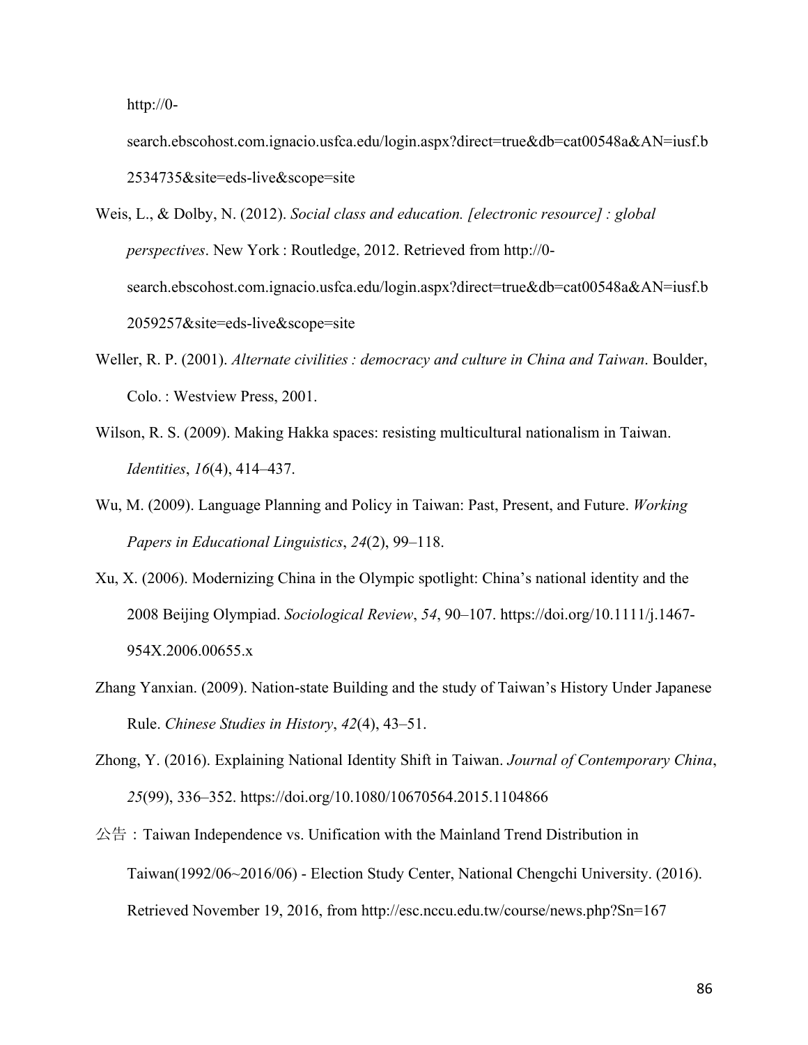http://0-search.ebscohost.com.ignacio.usfca.edu/login.aspx?direct=true&db=cat00548a&AN=iusf.b2534735&site=eds-live&scope=site

Weis, L., & Dolby, N. (2012). *Social class and education. [electronic resource] : global perspectives*. New York : Routledge, 2012. Retrieved from http://0-search.ebscohost.com.ignacio.usfca.edu/login.aspx?direct=true&db=cat00548a&AN=iusf.b2059257&site=eds-live&scope=site

Weller, R. P. (2001). *Alternate civilities : democracy and culture in China and Taiwan*. Boulder, Colo. : Westview Press, 2001.

Wilson, R. S. (2009). Making Hakka spaces: resisting multicultural nationalism in Taiwan. *Identities*, *16*(4), 414–437.

Wu, M. (2009). Language Planning and Policy in Taiwan: Past, Present, and Future. *Working Papers in Educational Linguistics*, *24*(2), 99–118.

Xu, X. (2006). Modernizing China in the Olympic spotlight: China's national identity and the 2008 Beijing Olympiad. *Sociological Review*, *54*, 90–107. https://doi.org/10.1111/j.1467-954X.2006.00655.x

Zhang Yanxian. (2009). Nation-state Building and the study of Taiwan's History Under Japanese Rule. *Chinese Studies in History*, *42*(4), 43–51.

Zhong, Y. (2016). Explaining National Identity Shift in Taiwan. *Journal of Contemporary China*, *25*(99), 336–352. https://doi.org/10.1080/10670564.2015.1104866

公告：Taiwan Independence vs. Unification with the Mainland Trend Distribution in Taiwan(1992/06~2016/06) - Election Study Center, National Chengchi University. (2016). Retrieved November 19, 2016, from http://esc.nccu.edu.tw/course/news.php?Sn=167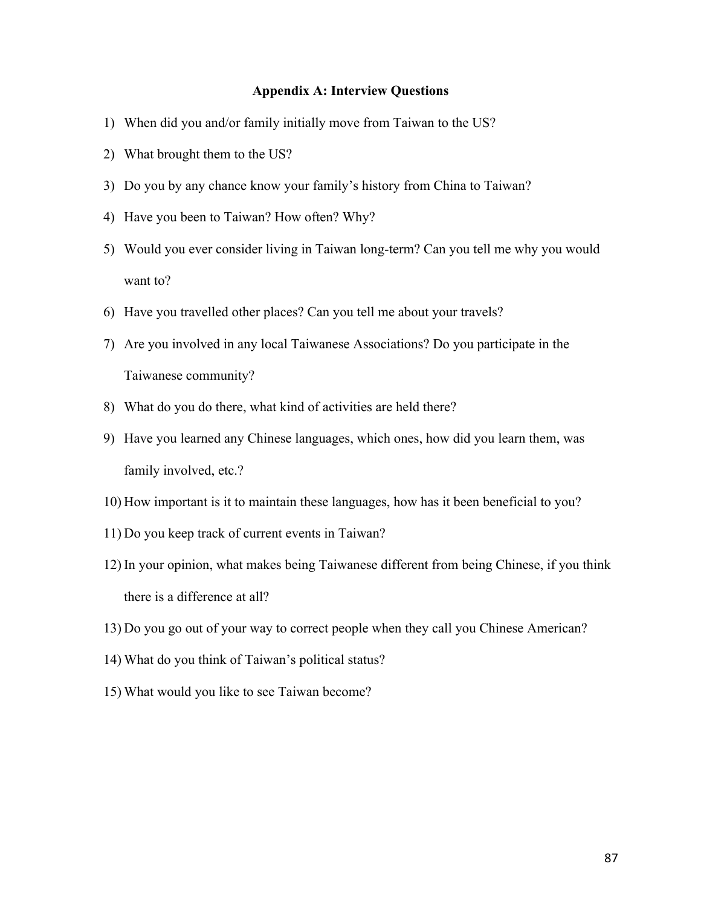## Appendix A: Interview Questions

1) When did you and/or family initially move from Taiwan to the US?
2) What brought them to the US?
3) Do you by any chance know your family's history from China to Taiwan?
4) Have you been to Taiwan? How often? Why?
5) Would you ever consider living in Taiwan long-term? Can you tell me why you would want to?
6) Have you travelled other places? Can you tell me about your travels?
7) Are you involved in any local Taiwanese Associations? Do you participate in the Taiwanese community?
8) What do you do there, what kind of activities are held there?
9) Have you learned any Chinese languages, which ones, how did you learn them, was family involved, etc.?
10) How important is it to maintain these languages, how has it been beneficial to you?
11) Do you keep track of current events in Taiwan?
12) In your opinion, what makes being Taiwanese different from being Chinese, if you think there is a difference at all?
13) Do you go out of your way to correct people when they call you Chinese American?
14) What do you think of Taiwan's political status?
15) What would you like to see Taiwan become?